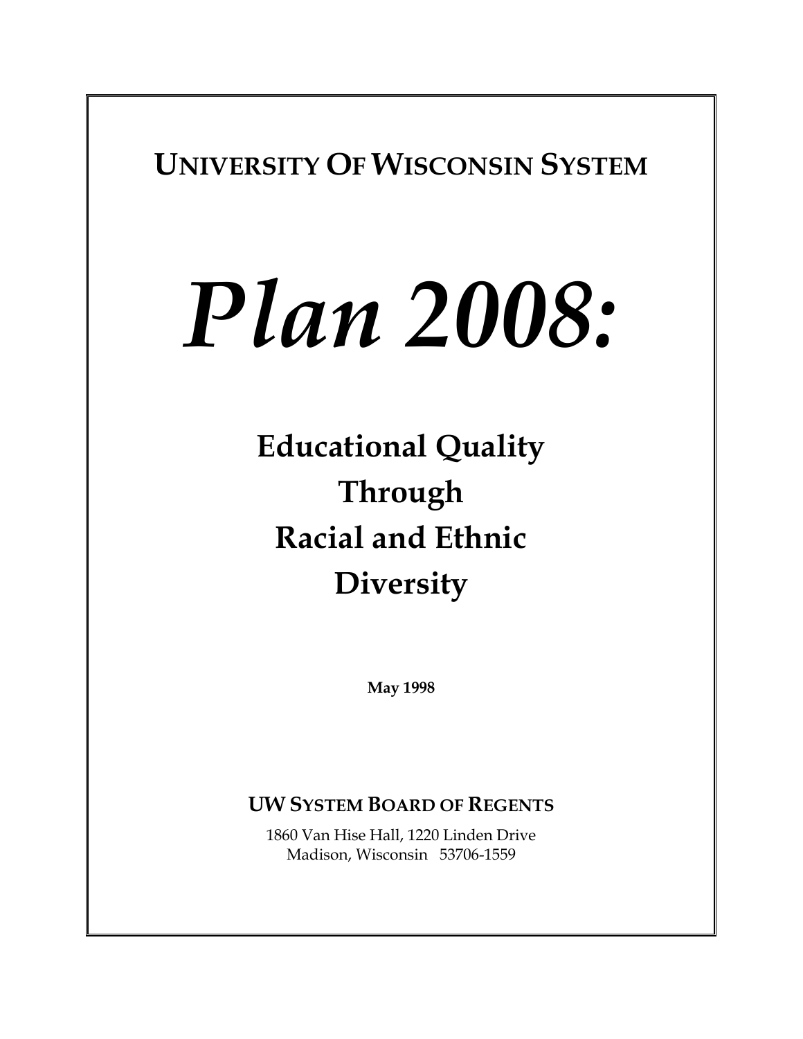**UNIVERSITY OF WISCONSIN SYSTEM**

# *Plan 2008:*

## Educational Quality Through Racial and Ethnic Diversity

**May 1998**

**UW SYSTEM BOARD OF REGENTS**

1860 Van Hise Hall, 1220 Linden Drive
Madison, Wisconsin 53706-1559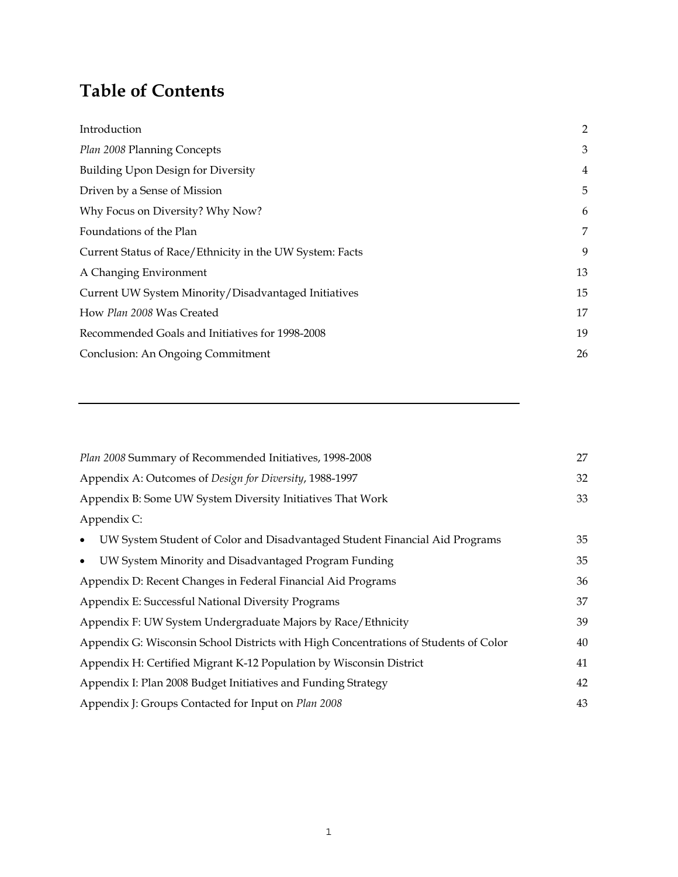# Table of Contents

| | |
|---|---|
| Introduction | 2 |
| *Plan 2008* Planning Concepts | 3 |
| Building Upon Design for Diversity | 4 |
| Driven by a Sense of Mission | 5 |
| Why Focus on Diversity? Why Now? | 6 |
| Foundations of the Plan | 7 |
| Current Status of Race/Ethnicity in the UW System: Facts | 9 |
| A Changing Environment | 13 |
| Current UW System Minority/Disadvantaged Initiatives | 15 |
| How *Plan 2008* Was Created | 17 |
| Recommended Goals and Initiatives for 1998-2008 | 19 |
| Conclusion: An Ongoing Commitment | 26 |

---

| | |
|---|---|
| *Plan 2008* Summary of Recommended Initiatives, 1998-2008 | 27 |
| Appendix A: Outcomes of *Design for Diversity*, 1988-1997 | 32 |
| Appendix B: Some UW System Diversity Initiatives That Work | 33 |
| Appendix C: | |
| • UW System Student of Color and Disadvantaged Student Financial Aid Programs | 35 |
| • UW System Minority and Disadvantaged Program Funding | 35 |
| Appendix D: Recent Changes in Federal Financial Aid Programs | 36 |
| Appendix E: Successful National Diversity Programs | 37 |
| Appendix F: UW System Undergraduate Majors by Race/Ethnicity | 39 |
| Appendix G: Wisconsin School Districts with High Concentrations of Students of Color | 40 |
| Appendix H: Certified Migrant K-12 Population by Wisconsin District | 41 |
| Appendix I: Plan 2008 Budget Initiatives and Funding Strategy | 42 |
| Appendix J: Groups Contacted for Input on *Plan 2008* | 43 |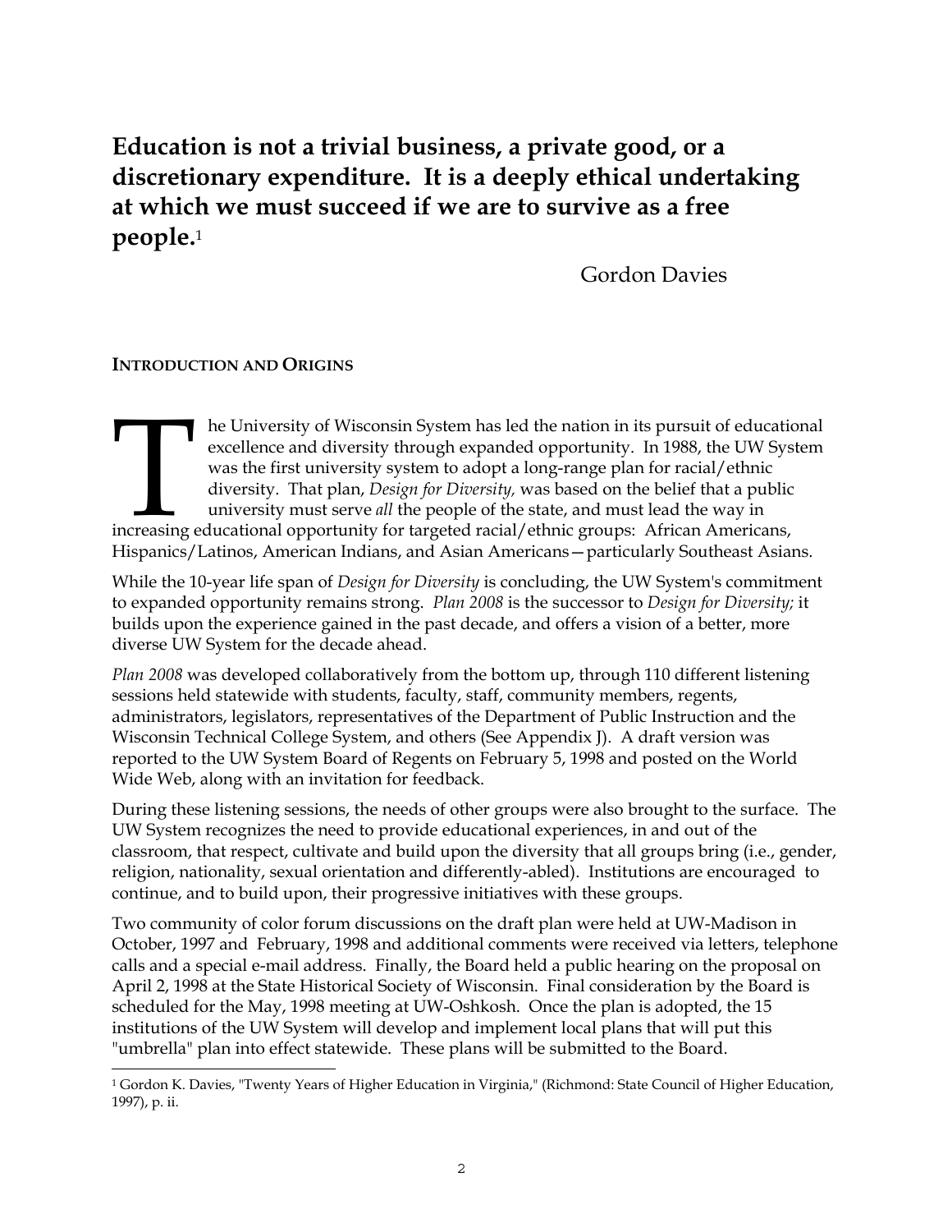**Education is not a trivial business, a private good, or a discretionary expenditure. It is a deeply ethical undertaking at which we must succeed if we are to survive as a free people.**[1]

Gordon Davies

## INTRODUCTION AND ORIGINS

The University of Wisconsin System has led the nation in its pursuit of educational excellence and diversity through expanded opportunity. In 1988, the UW System was the first university system to adopt a long-range plan for racial/ethnic diversity. That plan, *Design for Diversity,* was based on the belief that a public university must serve *all* the people of the state, and must lead the way in increasing educational opportunity for targeted racial/ethnic groups: African Americans, Hispanics/Latinos, American Indians, and Asian Americans—particularly Southeast Asians.

While the 10-year life span of *Design for Diversity* is concluding, the UW System's commitment to expanded opportunity remains strong. *Plan 2008* is the successor to *Design for Diversity;* it builds upon the experience gained in the past decade, and offers a vision of a better, more diverse UW System for the decade ahead.

*Plan 2008* was developed collaboratively from the bottom up, through 110 different listening sessions held statewide with students, faculty, staff, community members, regents, administrators, legislators, representatives of the Department of Public Instruction and the Wisconsin Technical College System, and others (See Appendix J). A draft version was reported to the UW System Board of Regents on February 5, 1998 and posted on the World Wide Web, along with an invitation for feedback.

During these listening sessions, the needs of other groups were also brought to the surface. The UW System recognizes the need to provide educational experiences, in and out of the classroom, that respect, cultivate and build upon the diversity that all groups bring (i.e., gender, religion, nationality, sexual orientation and differently-abled). Institutions are encouraged to continue, and to build upon, their progressive initiatives with these groups.

Two community of color forum discussions on the draft plan were held at UW-Madison in October, 1997 and February, 1998 and additional comments were received via letters, telephone calls and a special e-mail address. Finally, the Board held a public hearing on the proposal on April 2, 1998 at the State Historical Society of Wisconsin. Final consideration by the Board is scheduled for the May, 1998 meeting at UW-Oshkosh. Once the plan is adopted, the 15 institutions of the UW System will develop and implement local plans that will put this "umbrella" plan into effect statewide. These plans will be submitted to the Board.

---

[1] Gordon K. Davies, "Twenty Years of Higher Education in Virginia," (Richmond: State Council of Higher Education, 1997), p. ii.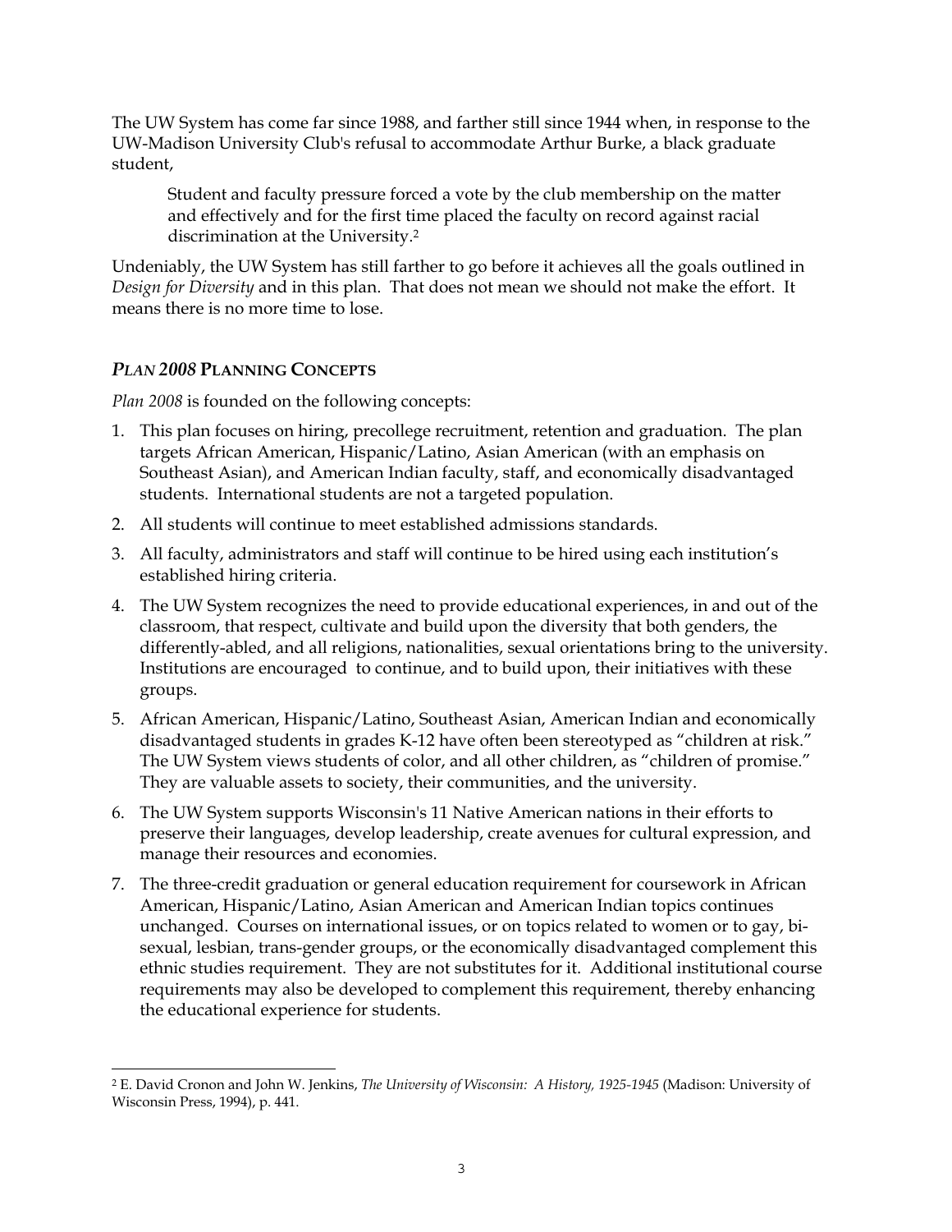The UW System has come far since 1988, and farther still since 1944 when, in response to the UW-Madison University Club's refusal to accommodate Arthur Burke, a black graduate student,

> Student and faculty pressure forced a vote by the club membership on the matter and effectively and for the first time placed the faculty on record against racial discrimination at the University.[2]

Undeniably, the UW System has still farther to go before it achieves all the goals outlined in *Design for Diversity* and in this plan. That does not mean we should not make the effort. It means there is no more time to lose.

## *PLAN 2008* PLANNING CONCEPTS

*Plan 2008* is founded on the following concepts:

1. This plan focuses on hiring, precollege recruitment, retention and graduation. The plan targets African American, Hispanic/Latino, Asian American (with an emphasis on Southeast Asian), and American Indian faculty, staff, and economically disadvantaged students. International students are not a targeted population.
2. All students will continue to meet established admissions standards.
3. All faculty, administrators and staff will continue to be hired using each institution's established hiring criteria.
4. The UW System recognizes the need to provide educational experiences, in and out of the classroom, that respect, cultivate and build upon the diversity that both genders, the differently-abled, and all religions, nationalities, sexual orientations bring to the university. Institutions are encouraged to continue, and to build upon, their initiatives with these groups.
5. African American, Hispanic/Latino, Southeast Asian, American Indian and economically disadvantaged students in grades K-12 have often been stereotyped as "children at risk." The UW System views students of color, and all other children, as "children of promise." They are valuable assets to society, their communities, and the university.
6. The UW System supports Wisconsin's 11 Native American nations in their efforts to preserve their languages, develop leadership, create avenues for cultural expression, and manage their resources and economies.
7. The three-credit graduation or general education requirement for coursework in African American, Hispanic/Latino, Asian American and American Indian topics continues unchanged. Courses on international issues, or on topics related to women or to gay, bi-sexual, lesbian, trans-gender groups, or the economically disadvantaged complement this ethnic studies requirement. They are not substitutes for it. Additional institutional course requirements may also be developed to complement this requirement, thereby enhancing the educational experience for students.

---

[2] E. David Cronon and John W. Jenkins, *The University of Wisconsin: A History, 1925-1945* (Madison: University of Wisconsin Press, 1994), p. 441.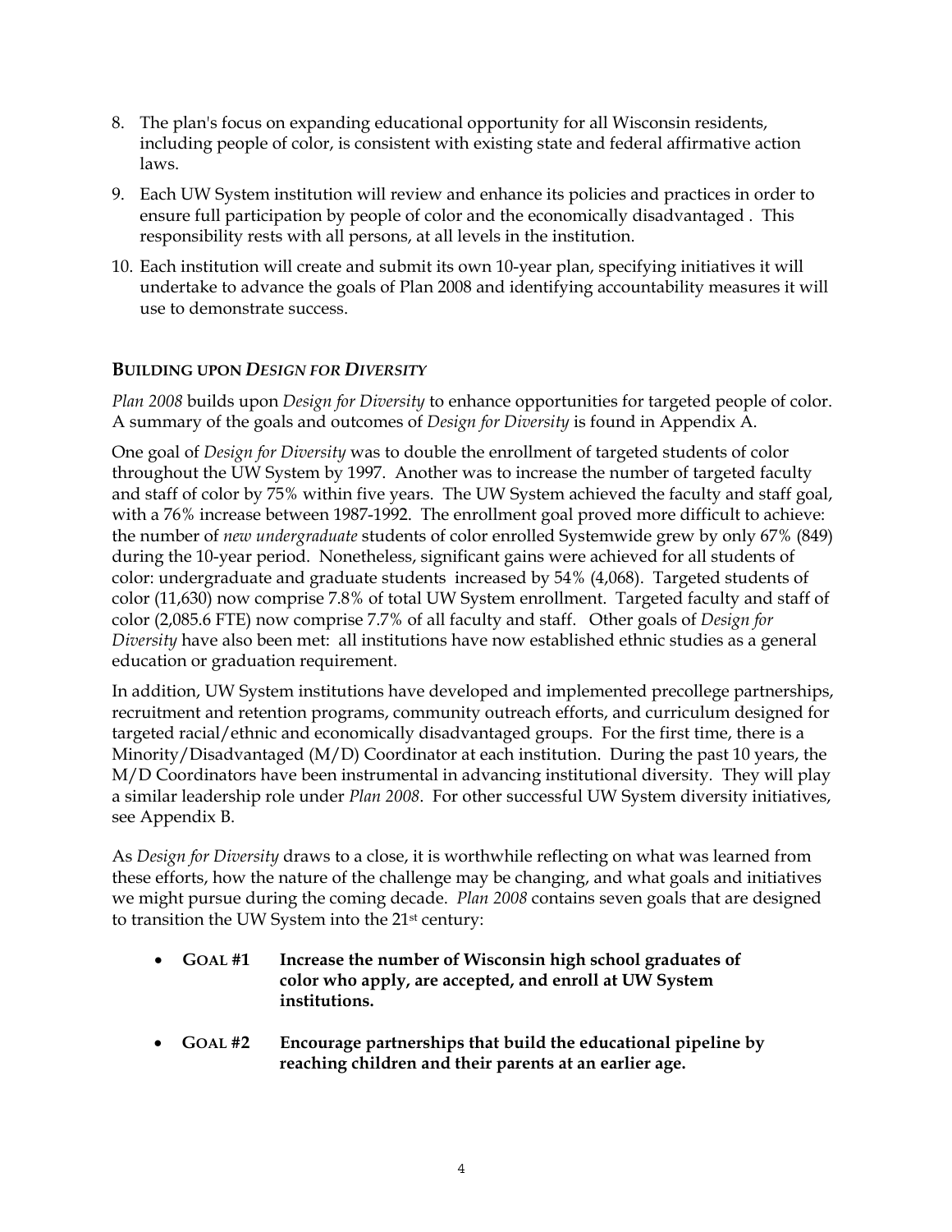8. The plan's focus on expanding educational opportunity for all Wisconsin residents, including people of color, is consistent with existing state and federal affirmative action laws.
9. Each UW System institution will review and enhance its policies and practices in order to ensure full participation by people of color and the economically disadvantaged . This responsibility rests with all persons, at all levels in the institution.
10. Each institution will create and submit its own 10-year plan, specifying initiatives it will undertake to advance the goals of Plan 2008 and identifying accountability measures it will use to demonstrate success.

### BUILDING UPON *DESIGN FOR DIVERSITY*

*Plan 2008* builds upon *Design for Diversity* to enhance opportunities for targeted people of color. A summary of the goals and outcomes of *Design for Diversity* is found in Appendix A.

One goal of *Design for Diversity* was to double the enrollment of targeted students of color throughout the UW System by 1997. Another was to increase the number of targeted faculty and staff of color by 75% within five years. The UW System achieved the faculty and staff goal, with a 76% increase between 1987-1992. The enrollment goal proved more difficult to achieve: the number of *new undergraduate* students of color enrolled Systemwide grew by only 67% (849) during the 10-year period. Nonetheless, significant gains were achieved for all students of color: undergraduate and graduate students increased by 54% (4,068). Targeted students of color (11,630) now comprise 7.8% of total UW System enrollment. Targeted faculty and staff of color (2,085.6 FTE) now comprise 7.7% of all faculty and staff. Other goals of *Design for Diversity* have also been met: all institutions have now established ethnic studies as a general education or graduation requirement.

In addition, UW System institutions have developed and implemented precollege partnerships, recruitment and retention programs, community outreach efforts, and curriculum designed for targeted racial/ethnic and economically disadvantaged groups. For the first time, there is a Minority/Disadvantaged (M/D) Coordinator at each institution. During the past 10 years, the M/D Coordinators have been instrumental in advancing institutional diversity. They will play a similar leadership role under *Plan 2008*. For other successful UW System diversity initiatives, see Appendix B.

As *Design for Diversity* draws to a close, it is worthwhile reflecting on what was learned from these efforts, how the nature of the challenge may be changing, and what goals and initiatives we might pursue during the coming decade. *Plan 2008* contains seven goals that are designed to transition the UW System into the 21st century:

- **GOAL #1 Increase the number of Wisconsin high school graduates of color who apply, are accepted, and enroll at UW System institutions.**
- **GOAL #2 Encourage partnerships that build the educational pipeline by reaching children and their parents at an earlier age.**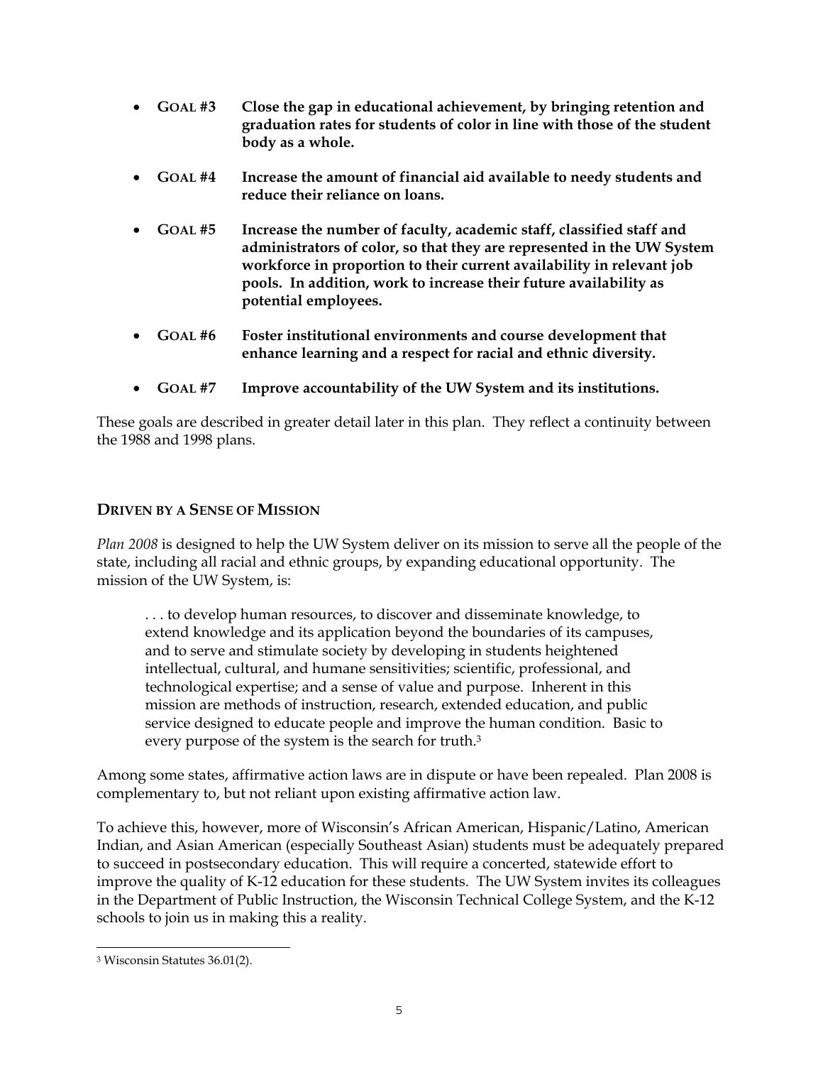- **GOAL #3** **Close the gap in educational achievement, by bringing retention and graduation rates for students of color in line with those of the student body as a whole.**

- **GOAL #4** **Increase the amount of financial aid available to needy students and reduce their reliance on loans.**

- **GOAL #5** **Increase the number of faculty, academic staff, classified staff and administrators of color, so that they are represented in the UW System workforce in proportion to their current availability in relevant job pools. In addition, work to increase their future availability as potential employees.**

- **GOAL #6** **Foster institutional environments and course development that enhance learning and a respect for racial and ethnic diversity.**

- **GOAL #7** **Improve accountability of the UW System and its institutions.**

These goals are described in greater detail later in this plan. They reflect a continuity between the 1988 and 1998 plans.

## DRIVEN BY A SENSE OF MISSION

*Plan 2008* is designed to help the UW System deliver on its mission to serve all the people of the state, including all racial and ethnic groups, by expanding educational opportunity. The mission of the UW System, is:

> . . . to develop human resources, to discover and disseminate knowledge, to extend knowledge and its application beyond the boundaries of its campuses, and to serve and stimulate society by developing in students heightened intellectual, cultural, and humane sensitivities; scientific, professional, and technological expertise; and a sense of value and purpose. Inherent in this mission are methods of instruction, research, extended education, and public service designed to educate people and improve the human condition. Basic to every purpose of the system is the search for truth.[3]

Among some states, affirmative action laws are in dispute or have been repealed. Plan 2008 is complementary to, but not reliant upon existing affirmative action law.

To achieve this, however, more of Wisconsin's African American, Hispanic/Latino, American Indian, and Asian American (especially Southeast Asian) students must be adequately prepared to succeed in postsecondary education. This will require a concerted, statewide effort to improve the quality of K-12 education for these students. The UW System invites its colleagues in the Department of Public Instruction, the Wisconsin Technical College System, and the K-12 schools to join us in making this a reality.

[3] Wisconsin Statutes 36.01(2).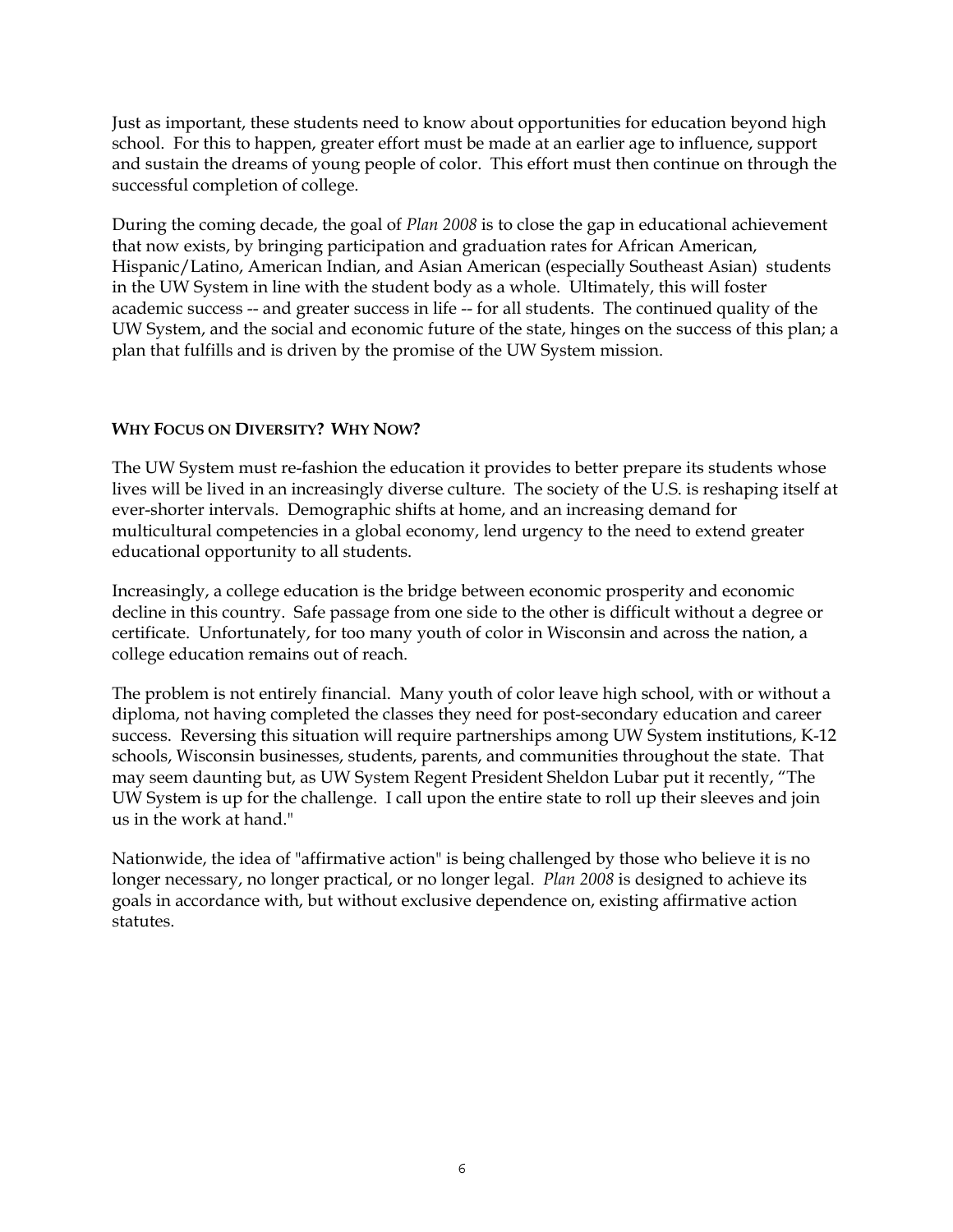Just as important, these students need to know about opportunities for education beyond high school. For this to happen, greater effort must be made at an earlier age to influence, support and sustain the dreams of young people of color. This effort must then continue on through the successful completion of college.

During the coming decade, the goal of *Plan 2008* is to close the gap in educational achievement that now exists, by bringing participation and graduation rates for African American, Hispanic/Latino, American Indian, and Asian American (especially Southeast Asian) students in the UW System in line with the student body as a whole. Ultimately, this will foster academic success -- and greater success in life -- for all students. The continued quality of the UW System, and the social and economic future of the state, hinges on the success of this plan; a plan that fulfills and is driven by the promise of the UW System mission.

## WHY FOCUS ON DIVERSITY? WHY NOW?

The UW System must re-fashion the education it provides to better prepare its students whose lives will be lived in an increasingly diverse culture. The society of the U.S. is reshaping itself at ever-shorter intervals. Demographic shifts at home, and an increasing demand for multicultural competencies in a global economy, lend urgency to the need to extend greater educational opportunity to all students.

Increasingly, a college education is the bridge between economic prosperity and economic decline in this country. Safe passage from one side to the other is difficult without a degree or certificate. Unfortunately, for too many youth of color in Wisconsin and across the nation, a college education remains out of reach.

The problem is not entirely financial. Many youth of color leave high school, with or without a diploma, not having completed the classes they need for post-secondary education and career success. Reversing this situation will require partnerships among UW System institutions, K-12 schools, Wisconsin businesses, students, parents, and communities throughout the state. That may seem daunting but, as UW System Regent President Sheldon Lubar put it recently, "The UW System is up for the challenge. I call upon the entire state to roll up their sleeves and join us in the work at hand."

Nationwide, the idea of "affirmative action" is being challenged by those who believe it is no longer necessary, no longer practical, or no longer legal. *Plan 2008* is designed to achieve its goals in accordance with, but without exclusive dependence on, existing affirmative action statutes.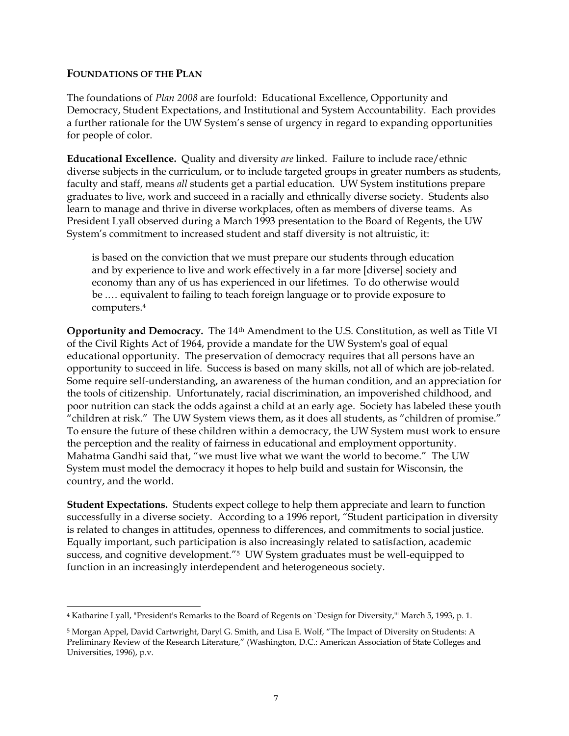## FOUNDATIONS OF THE PLAN

The foundations of *Plan 2008* are fourfold: Educational Excellence, Opportunity and Democracy, Student Expectations, and Institutional and System Accountability. Each provides a further rationale for the UW System's sense of urgency in regard to expanding opportunities for people of color.

**Educational Excellence.** Quality and diversity *are* linked. Failure to include race/ethnic diverse subjects in the curriculum, or to include targeted groups in greater numbers as students, faculty and staff, means *all* students get a partial education. UW System institutions prepare graduates to live, work and succeed in a racially and ethnically diverse society. Students also learn to manage and thrive in diverse workplaces, often as members of diverse teams. As President Lyall observed during a March 1993 presentation to the Board of Regents, the UW System's commitment to increased student and staff diversity is not altruistic, it:

> is based on the conviction that we must prepare our students through education and by experience to live and work effectively in a far more [diverse] society and economy than any of us has experienced in our lifetimes. To do otherwise would be .… equivalent to failing to teach foreign language or to provide exposure to computers.[4]

**Opportunity and Democracy.** The 14th Amendment to the U.S. Constitution, as well as Title VI of the Civil Rights Act of 1964, provide a mandate for the UW System's goal of equal educational opportunity. The preservation of democracy requires that all persons have an opportunity to succeed in life. Success is based on many skills, not all of which are job-related. Some require self-understanding, an awareness of the human condition, and an appreciation for the tools of citizenship. Unfortunately, racial discrimination, an impoverished childhood, and poor nutrition can stack the odds against a child at an early age. Society has labeled these youth "children at risk." The UW System views them, as it does all students, as "children of promise." To ensure the future of these children within a democracy, the UW System must work to ensure the perception and the reality of fairness in educational and employment opportunity. Mahatma Gandhi said that, "we must live what we want the world to become." The UW System must model the democracy it hopes to help build and sustain for Wisconsin, the country, and the world.

**Student Expectations.** Students expect college to help them appreciate and learn to function successfully in a diverse society. According to a 1996 report, "Student participation in diversity is related to changes in attitudes, openness to differences, and commitments to social justice. Equally important, such participation is also increasingly related to satisfaction, academic success, and cognitive development."[5] UW System graduates must be well-equipped to function in an increasingly interdependent and heterogeneous society.

---

[4] Katharine Lyall, "President's Remarks to the Board of Regents on `Design for Diversity,'" March 5, 1993, p. 1.

[5] Morgan Appel, David Cartwright, Daryl G. Smith, and Lisa E. Wolf, "The Impact of Diversity on Students: A Preliminary Review of the Research Literature," (Washington, D.C.: American Association of State Colleges and Universities, 1996), p.v.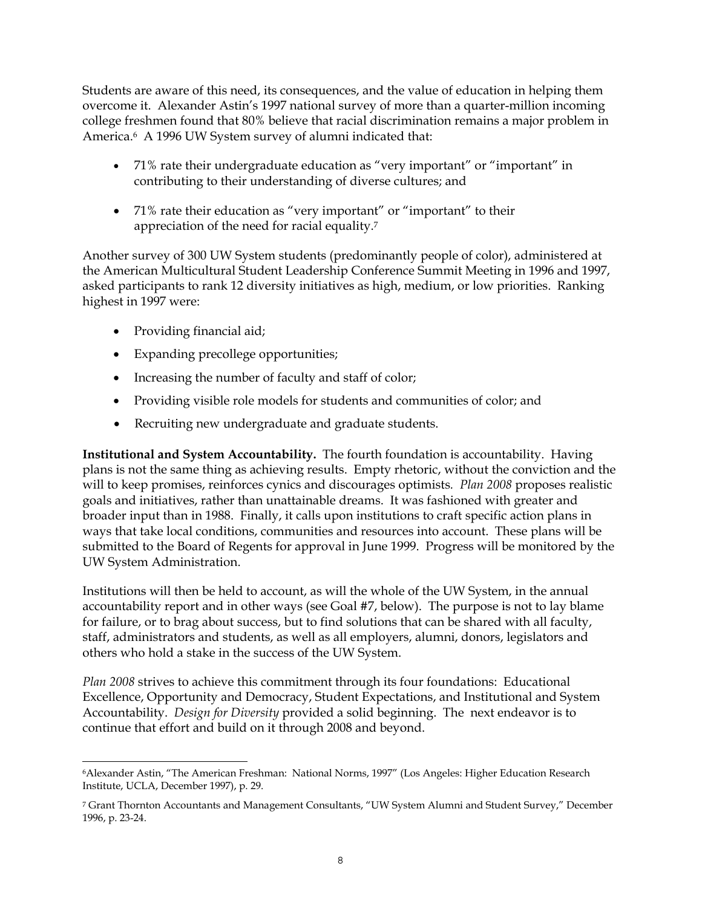Students are aware of this need, its consequences, and the value of education in helping them overcome it. Alexander Astin's 1997 national survey of more than a quarter-million incoming college freshmen found that 80% believe that racial discrimination remains a major problem in America.[6] A 1996 UW System survey of alumni indicated that:

- 71% rate their undergraduate education as "very important" or "important" in contributing to their understanding of diverse cultures; and
- 71% rate their education as "very important" or "important" to their appreciation of the need for racial equality.[7]

Another survey of 300 UW System students (predominantly people of color), administered at the American Multicultural Student Leadership Conference Summit Meeting in 1996 and 1997, asked participants to rank 12 diversity initiatives as high, medium, or low priorities. Ranking highest in 1997 were:

- Providing financial aid;
- Expanding precollege opportunities;
- Increasing the number of faculty and staff of color;
- Providing visible role models for students and communities of color; and
- Recruiting new undergraduate and graduate students.

**Institutional and System Accountability.** The fourth foundation is accountability. Having plans is not the same thing as achieving results. Empty rhetoric, without the conviction and the will to keep promises, reinforces cynics and discourages optimists. *Plan 2008* proposes realistic goals and initiatives, rather than unattainable dreams. It was fashioned with greater and broader input than in 1988. Finally, it calls upon institutions to craft specific action plans in ways that take local conditions, communities and resources into account. These plans will be submitted to the Board of Regents for approval in June 1999. Progress will be monitored by the UW System Administration.

Institutions will then be held to account, as will the whole of the UW System, in the annual accountability report and in other ways (see Goal #7, below). The purpose is not to lay blame for failure, or to brag about success, but to find solutions that can be shared with all faculty, staff, administrators and students, as well as all employers, alumni, donors, legislators and others who hold a stake in the success of the UW System.

*Plan 2008* strives to achieve this commitment through its four foundations: Educational Excellence, Opportunity and Democracy, Student Expectations, and Institutional and System Accountability. *Design for Diversity* provided a solid beginning. The next endeavor is to continue that effort and build on it through 2008 and beyond.

---

[6] Alexander Astin, "The American Freshman: National Norms, 1997" (Los Angeles: Higher Education Research Institute, UCLA, December 1997), p. 29.

[7] Grant Thornton Accountants and Management Consultants, "UW System Alumni and Student Survey," December 1996, p. 23-24.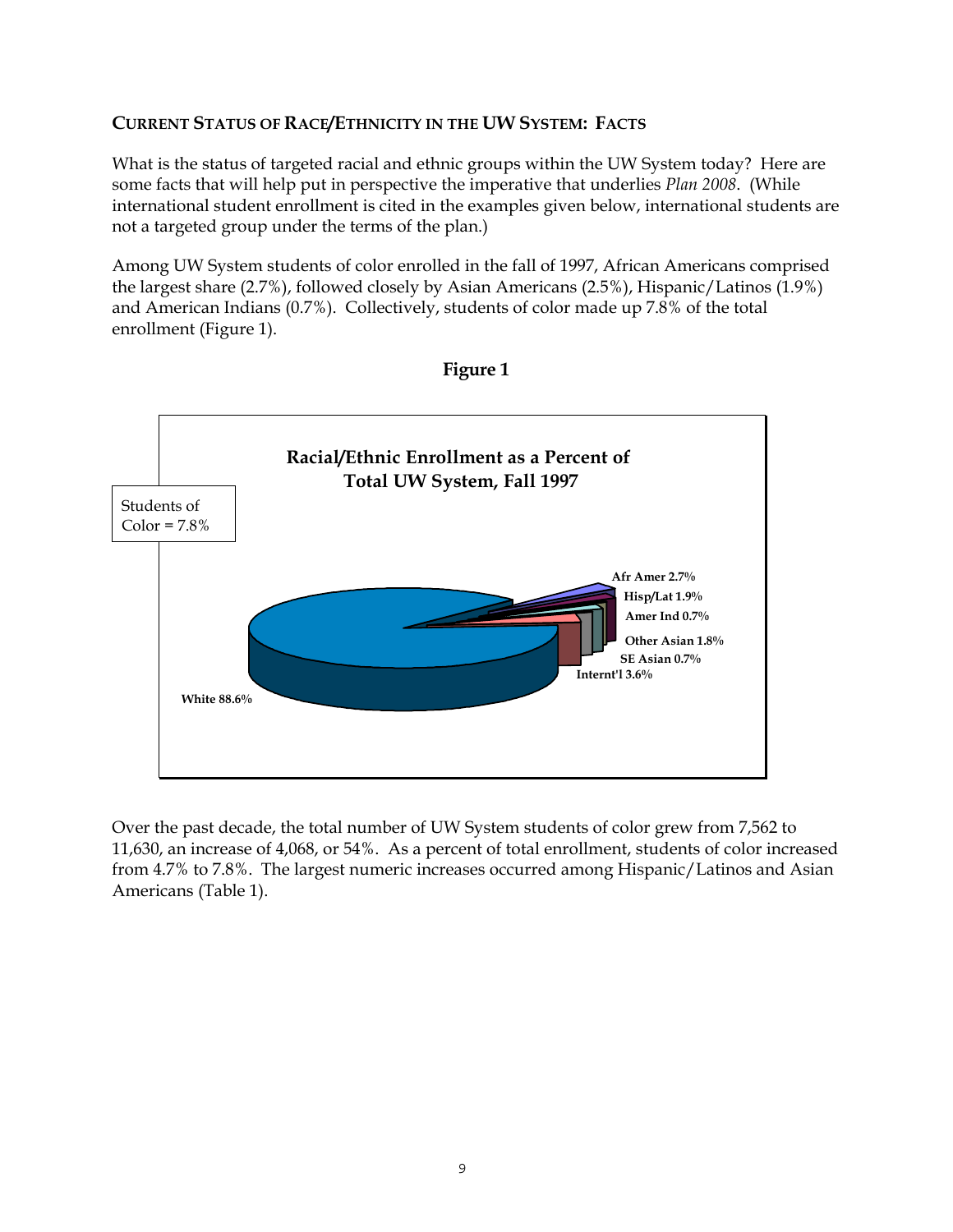## CURRENT STATUS OF RACE/ETHNICITY IN THE UW SYSTEM: FACTS

What is the status of targeted racial and ethnic groups within the UW System today? Here are some facts that will help put in perspective the imperative that underlies *Plan 2008*. (While international student enrollment is cited in the examples given below, international students are not a targeted group under the terms of the plan.)

Among UW System students of color enrolled in the fall of 1997, African Americans comprised the largest share (2.7%), followed closely by Asian Americans (2.5%), Hispanic/Latinos (1.9%) and American Indians (0.7%). Collectively, students of color made up 7.8% of the total enrollment (Figure 1).

**Figure 1**

**Racial/Ethnic Enrollment as a Percent of Total UW System, Fall 1997**

Students of Color = 7.8%

| Group | Percent |
|---|---|
| White | 88.6% |
| Afr Amer | 2.7% |
| Hisp/Lat | 1.9% |
| Amer Ind | 0.7% |
| Other Asian | 1.8% |
| SE Asian | 0.7% |
| Internt'l | 3.6% |

Over the past decade, the total number of UW System students of color grew from 7,562 to 11,630, an increase of 4,068, or 54%. As a percent of total enrollment, students of color increased from 4.7% to 7.8%. The largest numeric increases occurred among Hispanic/Latinos and Asian Americans (Table 1).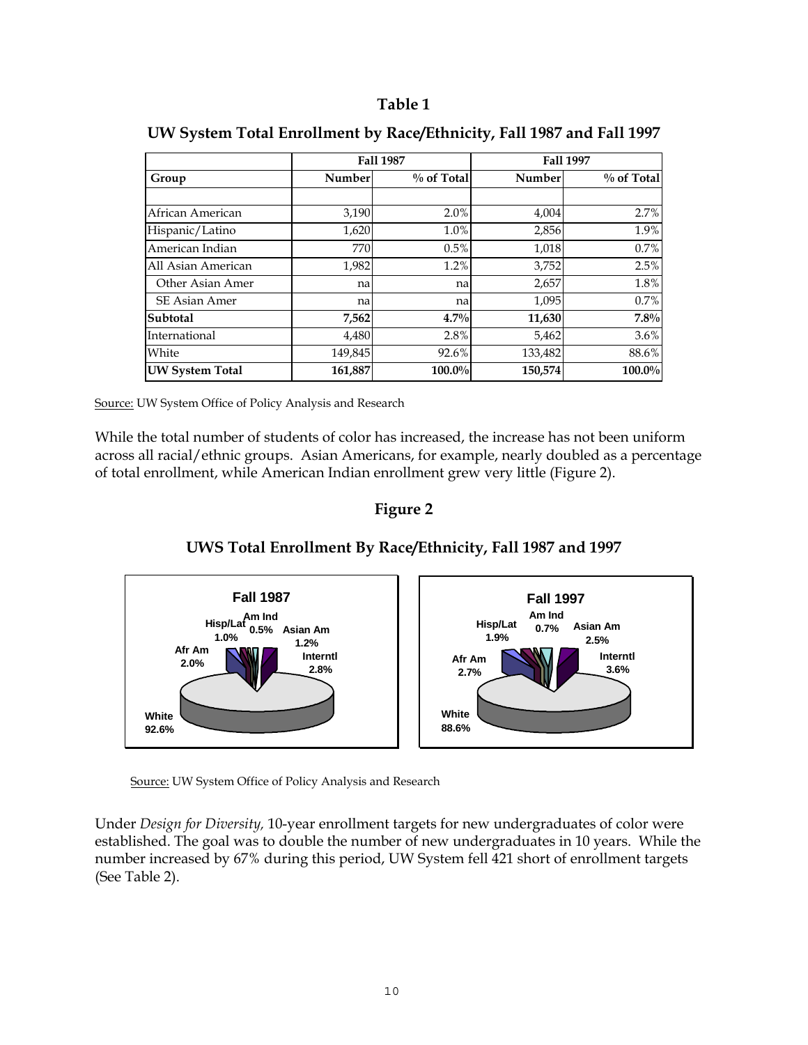### Table 1

### UW System Total Enrollment by Race/Ethnicity, Fall 1987 and Fall 1997

| | Fall 1987 | | Fall 1997 | |
|---|---|---|---|---|
| **Group** | **Number** | **% of Total** | **Number** | **% of Total** |
| | | | | |
| African American | 3,190 | 2.0% | 4,004 | 2.7% |
| Hispanic/Latino | 1,620 | 1.0% | 2,856 | 1.9% |
| American Indian | 770 | 0.5% | 1,018 | 0.7% |
| All Asian American | 1,982 | 1.2% | 3,752 | 2.5% |
| Other Asian Amer | na | na | 2,657 | 1.8% |
| SE Asian Amer | na | na | 1,095 | 0.7% |
| **Subtotal** | **7,562** | **4.7%** | **11,630** | **7.8%** |
| International | 4,480 | 2.8% | 5,462 | 3.6% |
| White | 149,845 | 92.6% | 133,482 | 88.6% |
| **UW System Total** | **161,887** | **100.0%** | **150,574** | **100.0%** |

Source: UW System Office of Policy Analysis and Research

While the total number of students of color has increased, the increase has not been uniform across all racial/ethnic groups. Asian Americans, for example, nearly doubled as a percentage of total enrollment, while American Indian enrollment grew very little (Figure 2).

### Figure 2

### UWS Total Enrollment By Race/Ethnicity, Fall 1987 and 1997

**Fall 1987**: Hisp/Lat 1.0%; Am Ind 0.5%; Asian Am 1.2%; Afr Am 2.0%; Interntl 2.8%; White 92.6%

**Fall 1997**: Hisp/Lat 1.9%; Am Ind 0.7%; Asian Am 2.5%; Afr Am 2.7%; Interntl 3.6%; White 88.6%

Source: UW System Office of Policy Analysis and Research

Under *Design for Diversity,* 10-year enrollment targets for new undergraduates of color were established. The goal was to double the number of new undergraduates in 10 years. While the number increased by 67% during this period, UW System fell 421 short of enrollment targets (See Table 2).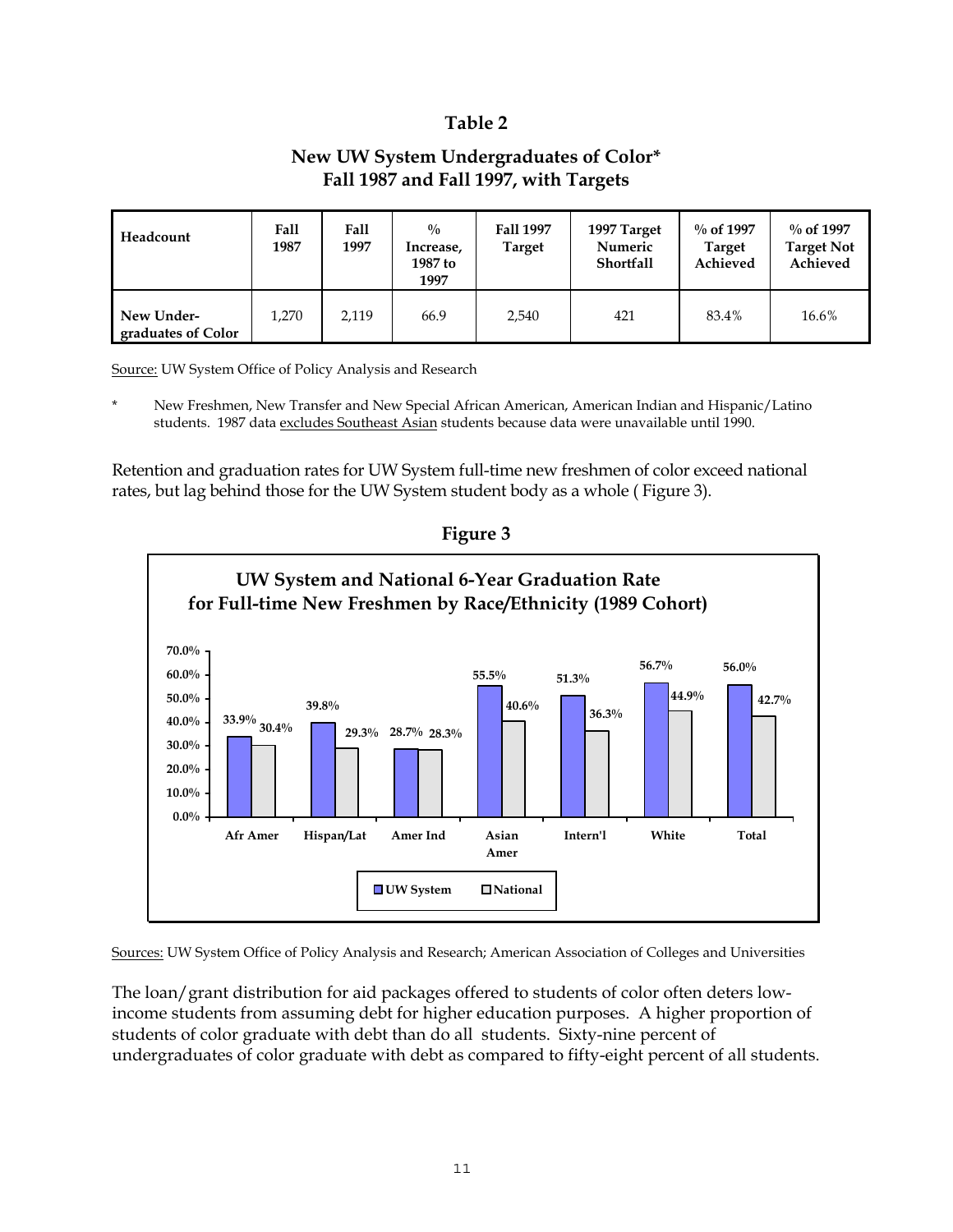**Table 2**

**New UW System Undergraduates of Color\***
**Fall 1987 and Fall 1997, with Targets**

| Headcount | Fall 1987 | Fall 1997 | % Increase, 1987 to 1997 | Fall 1997 Target | 1997 Target Numeric Shortfall | % of 1997 Target Achieved | % of 1997 Target Not Achieved |
|---|---|---|---|---|---|---|---|
| New Under-graduates of Color | 1,270 | 2,119 | 66.9 | 2,540 | 421 | 83.4% | 16.6% |

Source: UW System Office of Policy Analysis and Research

\* New Freshmen, New Transfer and New Special African American, American Indian and Hispanic/Latino students. 1987 data excludes Southeast Asian students because data were unavailable until 1990.

Retention and graduation rates for UW System full-time new freshmen of color exceed national rates, but lag behind those for the UW System student body as a whole ( Figure 3).

**Figure 3**

**UW System and National 6-Year Graduation Rate for Full-time New Freshmen by Race/Ethnicity (1989 Cohort)**

| | Afr Amer | Hispan/Lat | Amer Ind | Asian Amer | Intern'l | White | Total |
|---|---|---|---|---|---|---|---|
| UW System | 33.9% | 39.8% | 28.7% | 55.5% | 51.3% | 56.7% | 56.0% |
| National | 30.4% | 29.3% | 28.3% | 40.6% | 36.3% | 44.9% | 42.7% |

Sources: UW System Office of Policy Analysis and Research; American Association of Colleges and Universities

The loan/grant distribution for aid packages offered to students of color often deters low-income students from assuming debt for higher education purposes. A higher proportion of students of color graduate with debt than do all students. Sixty-nine percent of undergraduates of color graduate with debt as compared to fifty-eight percent of all students.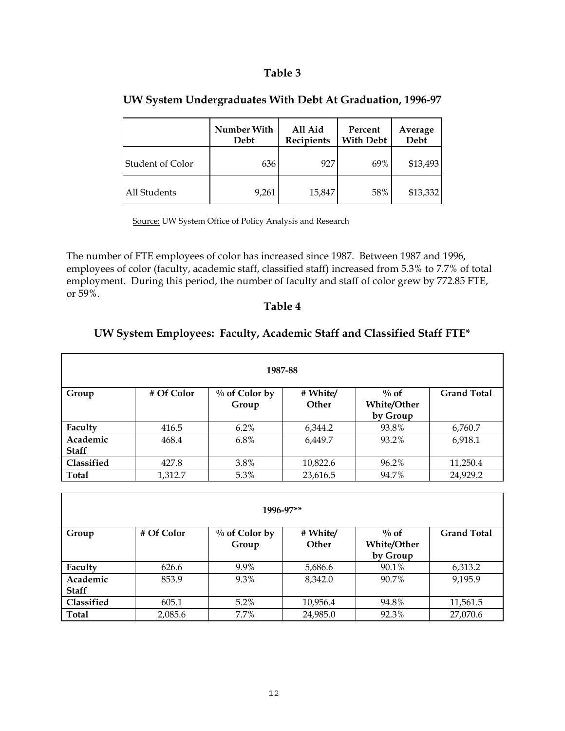## Table 3

### UW System Undergraduates With Debt At Graduation, 1996-97

| | Number With Debt | All Aid Recipients | Percent With Debt | Average Debt |
|---|---|---|---|---|
| Student of Color | 636 | 927 | 69% | $13,493 |
| All Students | 9,261 | 15,847 | 58% | $13,332 |

Source: UW System Office of Policy Analysis and Research

The number of FTE employees of color has increased since 1987. Between 1987 and 1996, employees of color (faculty, academic staff, classified staff) increased from 5.3% to 7.7% of total employment. During this period, the number of faculty and staff of color grew by 772.85 FTE, or 59%.

## Table 4

### UW System Employees: Faculty, Academic Staff and Classified Staff FTE*

| 1987-88 | | | | | |
|---|---|---|---|---|---|
| **Group** | **# Of Color** | **% of Color by Group** | **# White/ Other** | **% of White/Other by Group** | **Grand Total** |
| **Faculty** | 416.5 | 6.2% | 6,344.2 | 93.8% | 6,760.7 |
| **Academic Staff** | 468.4 | 6.8% | 6,449.7 | 93.2% | 6,918.1 |
| **Classified** | 427.8 | 3.8% | 10,822.6 | 96.2% | 11,250.4 |
| **Total** | 1,312.7 | 5.3% | 23,616.5 | 94.7% | 24,929.2 |

| 1996-97** | | | | | |
|---|---|---|---|---|---|
| **Group** | **# Of Color** | **% of Color by Group** | **# White/ Other** | **% of White/Other by Group** | **Grand Total** |
| **Faculty** | 626.6 | 9.9% | 5,686.6 | 90.1% | 6,313.2 |
| **Academic Staff** | 853.9 | 9.3% | 8,342.0 | 90.7% | 9,195.9 |
| **Classified** | 605.1 | 5.2% | 10,956.4 | 94.8% | 11,561.5 |
| **Total** | 2,085.6 | 7.7% | 24,985.0 | 92.3% | 27,070.6 |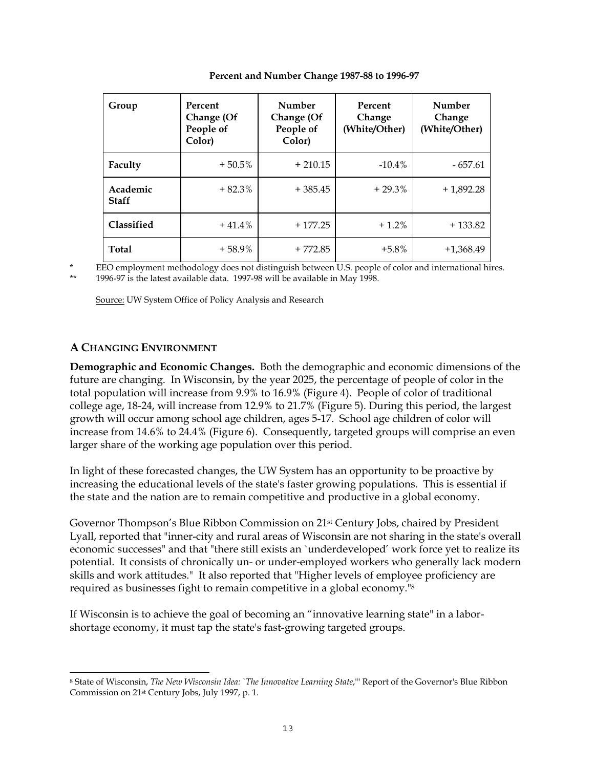**Percent and Number Change 1987-88 to 1996-97**

| Group | Percent Change (Of People of Color) | Number Change (Of People of Color) | Percent Change (White/Other) | Number Change (White/Other) |
|---|---|---|---|---|
| **Faculty** | + 50.5% | + 210.15 | -10.4% | - 657.61 |
| **Academic Staff** | + 82.3% | + 385.45 | + 29.3% | + 1,892.28 |
| **Classified** | + 41.4% | + 177.25 | + 1.2% | + 133.82 |
| **Total** | + 58.9% | + 772.85 | +5.8% | +1,368.49 |

\* EEO employment methodology does not distinguish between U.S. people of color and international hires.
\*\* 1996-97 is the latest available data. 1997-98 will be available in May 1998.

Source: UW System Office of Policy Analysis and Research

## A CHANGING ENVIRONMENT

**Demographic and Economic Changes.** Both the demographic and economic dimensions of the future are changing. In Wisconsin, by the year 2025, the percentage of people of color in the total population will increase from 9.9% to 16.9% (Figure 4). People of color of traditional college age, 18-24, will increase from 12.9% to 21.7% (Figure 5). During this period, the largest growth will occur among school age children, ages 5-17. School age children of color will increase from 14.6% to 24.4% (Figure 6). Consequently, targeted groups will comprise an even larger share of the working age population over this period.

In light of these forecasted changes, the UW System has an opportunity to be proactive by increasing the educational levels of the state's faster growing populations. This is essential if the state and the nation are to remain competitive and productive in a global economy.

Governor Thompson's Blue Ribbon Commission on 21st Century Jobs, chaired by President Lyall, reported that "inner-city and rural areas of Wisconsin are not sharing in the state's overall economic successes" and that "there still exists an `underdeveloped' work force yet to realize its potential. It consists of chronically un- or under-employed workers who generally lack modern skills and work attitudes." It also reported that "Higher levels of employee proficiency are required as businesses fight to remain competitive in a global economy."[8]

If Wisconsin is to achieve the goal of becoming an "innovative learning state" in a labor-shortage economy, it must tap the state's fast-growing targeted groups.

[8] State of Wisconsin, *The New Wisconsin Idea: `The Innovative Learning State*,'" Report of the Governor's Blue Ribbon Commission on 21st Century Jobs, July 1997, p. 1.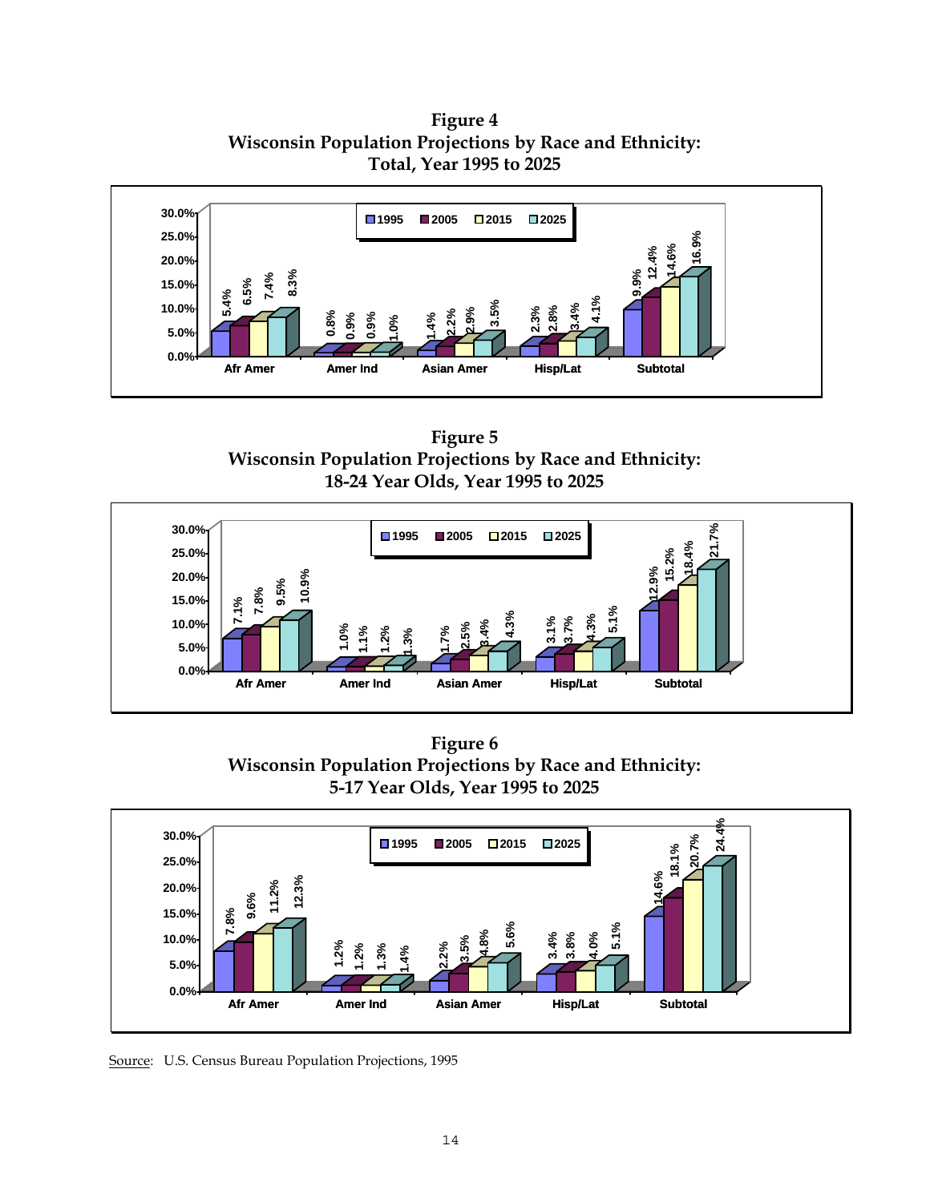**Figure 4**
**Wisconsin Population Projections by Race and Ethnicity:**
**Total, Year 1995 to 2025**

| | 1995 | 2005 | 2015 | 2025 |
|---|---|---|---|---|
| Afr Amer | 5.4% | 6.5% | 7.4% | 8.3% |
| Amer Ind | 0.8% | 0.9% | 0.9% | 1.0% |
| Asian Amer | 1.4% | 2.2% | 2.9% | 3.5% |
| Hisp/Lat | 2.3% | 2.8% | 3.4% | 4.1% |
| Subtotal | 9.9% | 12.4% | 14.6% | 16.9% |

**Figure 5**
**Wisconsin Population Projections by Race and Ethnicity:**
**18-24 Year Olds, Year 1995 to 2025**

| | 1995 | 2005 | 2015 | 2025 |
|---|---|---|---|---|
| Afr Amer | 7.1% | 7.8% | 9.5% | 10.9% |
| Amer Ind | 1.0% | 1.1% | 1.2% | 1.3% |
| Asian Amer | 1.7% | 2.5% | 3.4% | 4.3% |
| Hisp/Lat | 3.1% | 3.7% | 4.3% | 5.1% |
| Subtotal | 12.9% | 15.2% | 18.4% | 21.7% |

**Figure 6**
**Wisconsin Population Projections by Race and Ethnicity:**
**5-17 Year Olds, Year 1995 to 2025**

| | 1995 | 2005 | 2015 | 2025 |
|---|---|---|---|---|
| Afr Amer | 7.8% | 9.6% | 11.2% | 12.3% |
| Amer Ind | 1.2% | 1.2% | 1.3% | 1.4% |
| Asian Amer | 2.2% | 3.5% | 4.8% | 5.6% |
| Hisp/Lat | 3.4% | 3.8% | 4.0% | 5.1% |
| Subtotal | 14.6% | 18.1% | 20.7% | 24.4% |

Source: U.S. Census Bureau Population Projections, 1995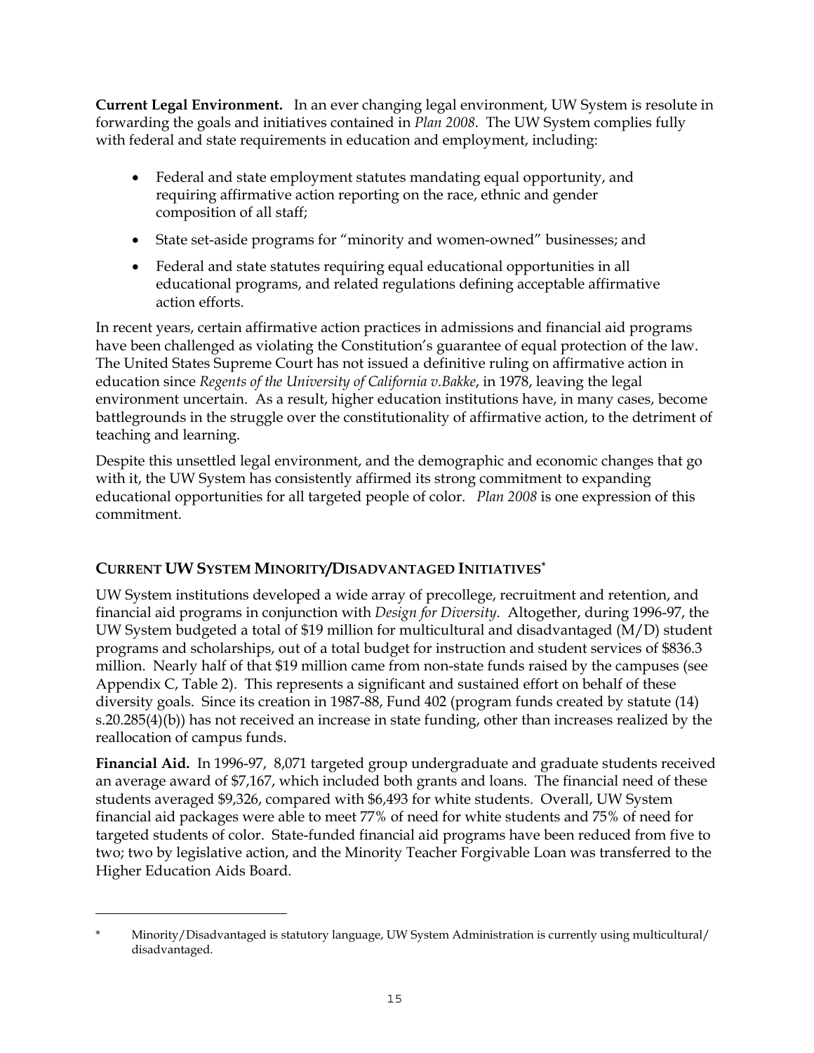**Current Legal Environment.** In an ever changing legal environment, UW System is resolute in forwarding the goals and initiatives contained in *Plan 2008*. The UW System complies fully with federal and state requirements in education and employment, including:

- Federal and state employment statutes mandating equal opportunity, and requiring affirmative action reporting on the race, ethnic and gender composition of all staff;
- State set-aside programs for "minority and women-owned" businesses; and
- Federal and state statutes requiring equal educational opportunities in all educational programs, and related regulations defining acceptable affirmative action efforts.

In recent years, certain affirmative action practices in admissions and financial aid programs have been challenged as violating the Constitution's guarantee of equal protection of the law. The United States Supreme Court has not issued a definitive ruling on affirmative action in education since *Regents of the University of California v.Bakke*, in 1978, leaving the legal environment uncertain. As a result, higher education institutions have, in many cases, become battlegrounds in the struggle over the constitutionality of affirmative action, to the detriment of teaching and learning.

Despite this unsettled legal environment, and the demographic and economic changes that go with it, the UW System has consistently affirmed its strong commitment to expanding educational opportunities for all targeted people of color. *Plan 2008* is one expression of this commitment.

## CURRENT UW SYSTEM MINORITY/DISADVANTAGED INITIATIVES*

UW System institutions developed a wide array of precollege, recruitment and retention, and financial aid programs in conjunction with *Design for Diversity*. Altogether, during 1996-97, the UW System budgeted a total of $19 million for multicultural and disadvantaged (M/D) student programs and scholarships, out of a total budget for instruction and student services of $836.3 million. Nearly half of that $19 million came from non-state funds raised by the campuses (see Appendix C, Table 2). This represents a significant and sustained effort on behalf of these diversity goals. Since its creation in 1987-88, Fund 402 (program funds created by statute (14) s.20.285(4)(b)) has not received an increase in state funding, other than increases realized by the reallocation of campus funds.

**Financial Aid.** In 1996-97, 8,071 targeted group undergraduate and graduate students received an average award of $7,167, which included both grants and loans. The financial need of these students averaged $9,326, compared with $6,493 for white students. Overall, UW System financial aid packages were able to meet 77% of need for white students and 75% of need for targeted students of color. State-funded financial aid programs have been reduced from five to two; two by legislative action, and the Minority Teacher Forgivable Loan was transferred to the Higher Education Aids Board.

---

* Minority/Disadvantaged is statutory language, UW System Administration is currently using multicultural/ disadvantaged.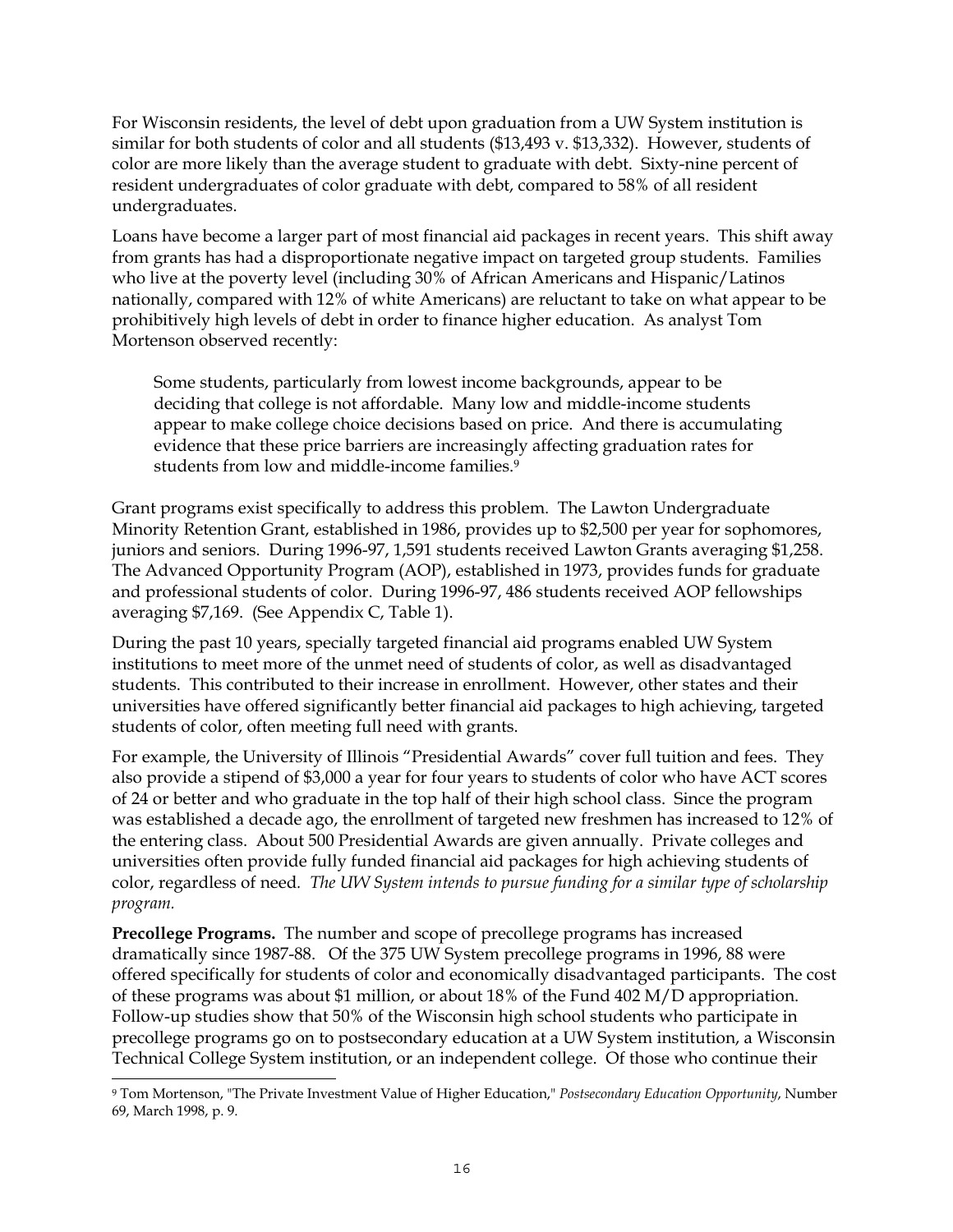For Wisconsin residents, the level of debt upon graduation from a UW System institution is similar for both students of color and all students ($13,493 v. $13,332). However, students of color are more likely than the average student to graduate with debt. Sixty-nine percent of resident undergraduates of color graduate with debt, compared to 58% of all resident undergraduates.

Loans have become a larger part of most financial aid packages in recent years. This shift away from grants has had a disproportionate negative impact on targeted group students. Families who live at the poverty level (including 30% of African Americans and Hispanic/Latinos nationally, compared with 12% of white Americans) are reluctant to take on what appear to be prohibitively high levels of debt in order to finance higher education. As analyst Tom Mortenson observed recently:

> Some students, particularly from lowest income backgrounds, appear to be deciding that college is not affordable. Many low and middle-income students appear to make college choice decisions based on price. And there is accumulating evidence that these price barriers are increasingly affecting graduation rates for students from low and middle-income families.[9]

Grant programs exist specifically to address this problem. The Lawton Undergraduate Minority Retention Grant, established in 1986, provides up to $2,500 per year for sophomores, juniors and seniors. During 1996-97, 1,591 students received Lawton Grants averaging $1,258. The Advanced Opportunity Program (AOP), established in 1973, provides funds for graduate and professional students of color. During 1996-97, 486 students received AOP fellowships averaging $7,169. (See Appendix C, Table 1).

During the past 10 years, specially targeted financial aid programs enabled UW System institutions to meet more of the unmet need of students of color, as well as disadvantaged students. This contributed to their increase in enrollment. However, other states and their universities have offered significantly better financial aid packages to high achieving, targeted students of color, often meeting full need with grants.

For example, the University of Illinois "Presidential Awards" cover full tuition and fees. They also provide a stipend of $3,000 a year for four years to students of color who have ACT scores of 24 or better and who graduate in the top half of their high school class. Since the program was established a decade ago, the enrollment of targeted new freshmen has increased to 12% of the entering class. About 500 Presidential Awards are given annually. Private colleges and universities often provide fully funded financial aid packages for high achieving students of color, regardless of need. *The UW System intends to pursue funding for a similar type of scholarship program.*

**Precollege Programs.** The number and scope of precollege programs has increased dramatically since 1987-88. Of the 375 UW System precollege programs in 1996, 88 were offered specifically for students of color and economically disadvantaged participants. The cost of these programs was about $1 million, or about 18% of the Fund 402 M/D appropriation. Follow-up studies show that 50% of the Wisconsin high school students who participate in precollege programs go on to postsecondary education at a UW System institution, a Wisconsin Technical College System institution, or an independent college. Of those who continue their

---

[9] Tom Mortenson, "The Private Investment Value of Higher Education," *Postsecondary Education Opportunity*, Number 69, March 1998, p. 9.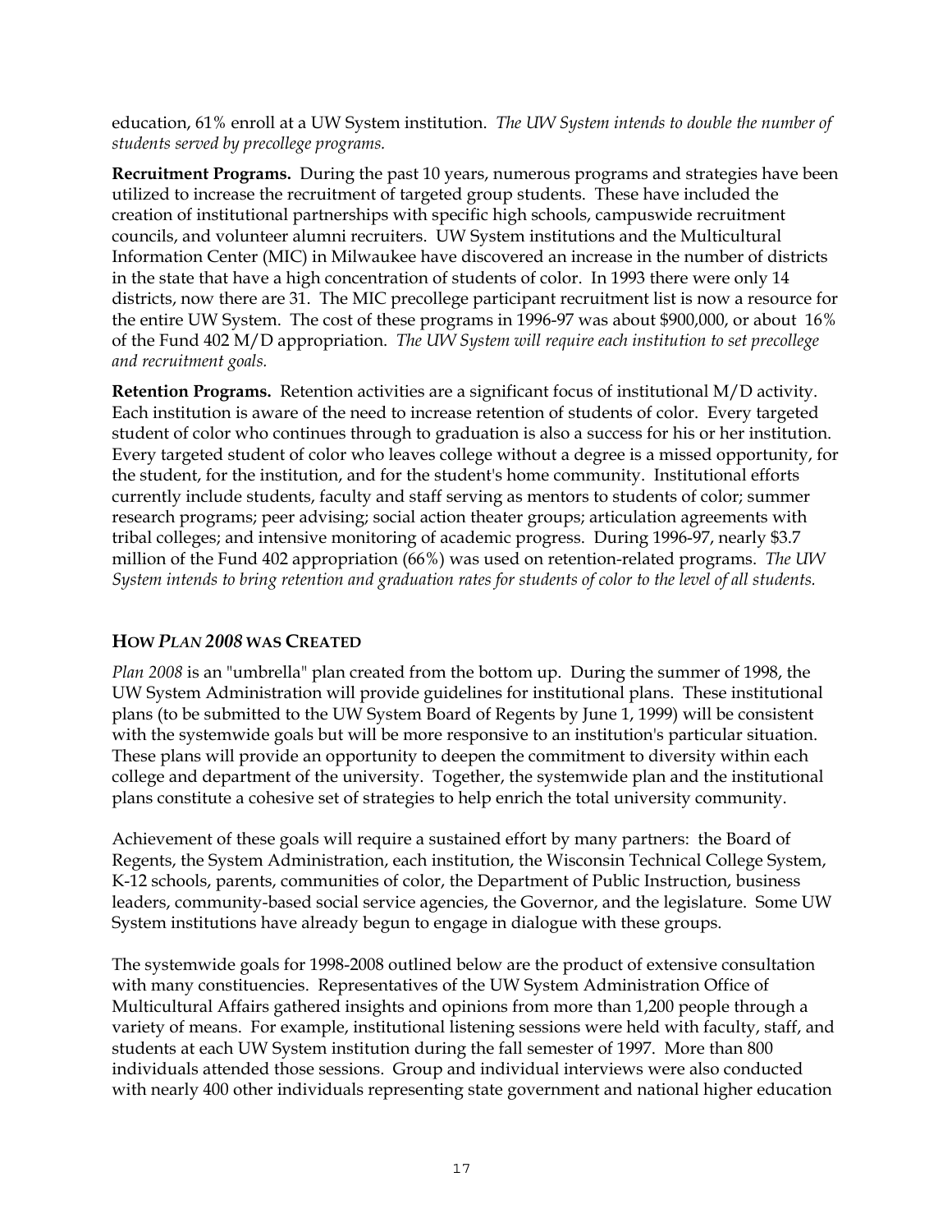education, 61% enroll at a UW System institution. *The UW System intends to double the number of students served by precollege programs.*

**Recruitment Programs.** During the past 10 years, numerous programs and strategies have been utilized to increase the recruitment of targeted group students. These have included the creation of institutional partnerships with specific high schools, campuswide recruitment councils, and volunteer alumni recruiters. UW System institutions and the Multicultural Information Center (MIC) in Milwaukee have discovered an increase in the number of districts in the state that have a high concentration of students of color. In 1993 there were only 14 districts, now there are 31. The MIC precollege participant recruitment list is now a resource for the entire UW System. The cost of these programs in 1996-97 was about $900,000, or about 16% of the Fund 402 M/D appropriation. *The UW System will require each institution to set precollege and recruitment goals.*

**Retention Programs.** Retention activities are a significant focus of institutional M/D activity. Each institution is aware of the need to increase retention of students of color. Every targeted student of color who continues through to graduation is also a success for his or her institution. Every targeted student of color who leaves college without a degree is a missed opportunity, for the student, for the institution, and for the student's home community. Institutional efforts currently include students, faculty and staff serving as mentors to students of color; summer research programs; peer advising; social action theater groups; articulation agreements with tribal colleges; and intensive monitoring of academic progress. During 1996-97, nearly $3.7 million of the Fund 402 appropriation (66%) was used on retention-related programs. *The UW System intends to bring retention and graduation rates for students of color to the level of all students.*

## HOW *PLAN 2008* WAS CREATED

*Plan 2008* is an "umbrella" plan created from the bottom up. During the summer of 1998, the UW System Administration will provide guidelines for institutional plans. These institutional plans (to be submitted to the UW System Board of Regents by June 1, 1999) will be consistent with the systemwide goals but will be more responsive to an institution's particular situation. These plans will provide an opportunity to deepen the commitment to diversity within each college and department of the university. Together, the systemwide plan and the institutional plans constitute a cohesive set of strategies to help enrich the total university community.

Achievement of these goals will require a sustained effort by many partners: the Board of Regents, the System Administration, each institution, the Wisconsin Technical College System, K-12 schools, parents, communities of color, the Department of Public Instruction, business leaders, community-based social service agencies, the Governor, and the legislature. Some UW System institutions have already begun to engage in dialogue with these groups.

The systemwide goals for 1998-2008 outlined below are the product of extensive consultation with many constituencies. Representatives of the UW System Administration Office of Multicultural Affairs gathered insights and opinions from more than 1,200 people through a variety of means. For example, institutional listening sessions were held with faculty, staff, and students at each UW System institution during the fall semester of 1997. More than 800 individuals attended those sessions. Group and individual interviews were also conducted with nearly 400 other individuals representing state government and national higher education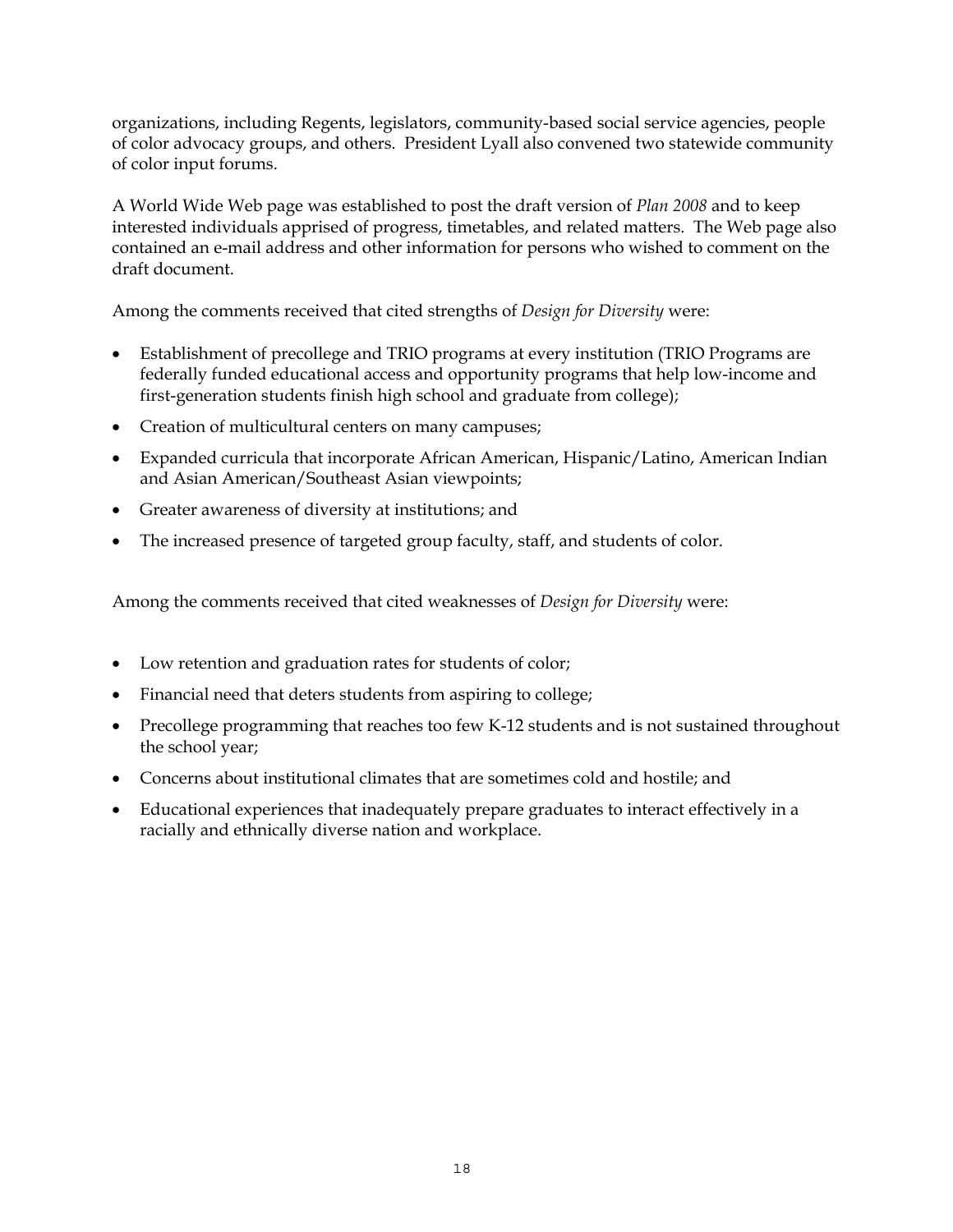organizations, including Regents, legislators, community-based social service agencies, people of color advocacy groups, and others. President Lyall also convened two statewide community of color input forums.

A World Wide Web page was established to post the draft version of *Plan 2008* and to keep interested individuals apprised of progress, timetables, and related matters. The Web page also contained an e-mail address and other information for persons who wished to comment on the draft document.

Among the comments received that cited strengths of *Design for Diversity* were:

- Establishment of precollege and TRIO programs at every institution (TRIO Programs are federally funded educational access and opportunity programs that help low-income and first-generation students finish high school and graduate from college);
- Creation of multicultural centers on many campuses;
- Expanded curricula that incorporate African American, Hispanic/Latino, American Indian and Asian American/Southeast Asian viewpoints;
- Greater awareness of diversity at institutions; and
- The increased presence of targeted group faculty, staff, and students of color.

Among the comments received that cited weaknesses of *Design for Diversity* were:

- Low retention and graduation rates for students of color;
- Financial need that deters students from aspiring to college;
- Precollege programming that reaches too few K-12 students and is not sustained throughout the school year;
- Concerns about institutional climates that are sometimes cold and hostile; and
- Educational experiences that inadequately prepare graduates to interact effectively in a racially and ethnically diverse nation and workplace.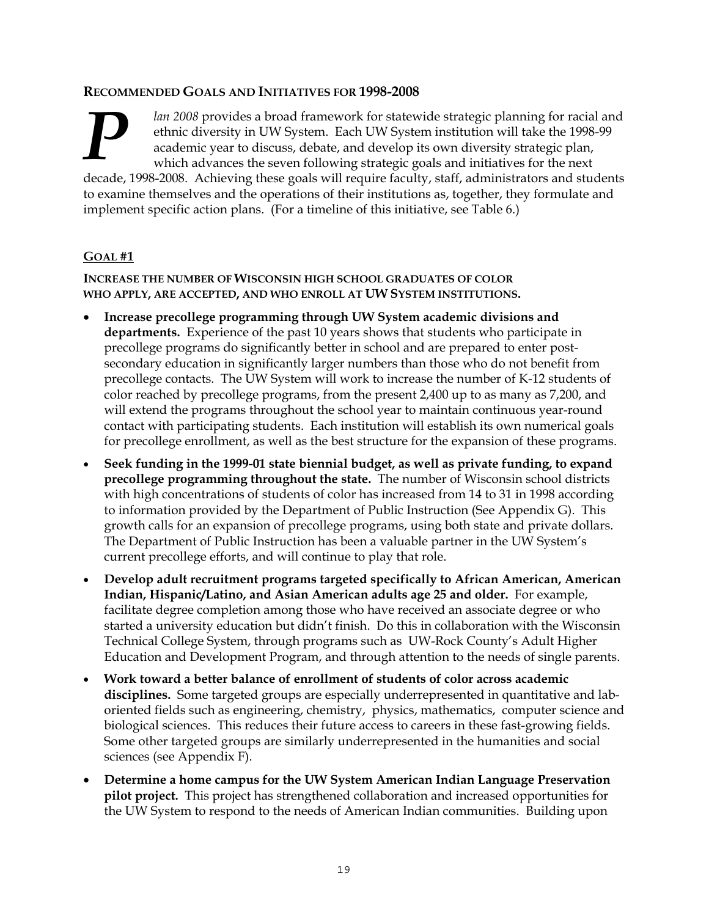## RECOMMENDED GOALS AND INITIATIVES FOR 1998-2008

***P****lan 2008* provides a broad framework for statewide strategic planning for racial and ethnic diversity in UW System. Each UW System institution will take the 1998-99 academic year to discuss, debate, and develop its own diversity strategic plan, which advances the seven following strategic goals and initiatives for the next decade, 1998-2008. Achieving these goals will require faculty, staff, administrators and students to examine themselves and the operations of their institutions as, together, they formulate and implement specific action plans. (For a timeline of this initiative, see Table 6.)

### GOAL #1

**INCREASE THE NUMBER OF WISCONSIN HIGH SCHOOL GRADUATES OF COLOR WHO APPLY, ARE ACCEPTED, AND WHO ENROLL AT UW SYSTEM INSTITUTIONS.**

- **Increase precollege programming through UW System academic divisions and departments.** Experience of the past 10 years shows that students who participate in precollege programs do significantly better in school and are prepared to enter post-secondary education in significantly larger numbers than those who do not benefit from precollege contacts. The UW System will work to increase the number of K-12 students of color reached by precollege programs, from the present 2,400 up to as many as 7,200, and will extend the programs throughout the school year to maintain continuous year-round contact with participating students. Each institution will establish its own numerical goals for precollege enrollment, as well as the best structure for the expansion of these programs.
- **Seek funding in the 1999-01 state biennial budget, as well as private funding, to expand precollege programming throughout the state.** The number of Wisconsin school districts with high concentrations of students of color has increased from 14 to 31 in 1998 according to information provided by the Department of Public Instruction (See Appendix G). This growth calls for an expansion of precollege programs, using both state and private dollars. The Department of Public Instruction has been a valuable partner in the UW System's current precollege efforts, and will continue to play that role.
- **Develop adult recruitment programs targeted specifically to African American, American Indian, Hispanic/Latino, and Asian American adults age 25 and older.** For example, facilitate degree completion among those who have received an associate degree or who started a university education but didn't finish. Do this in collaboration with the Wisconsin Technical College System, through programs such as UW-Rock County's Adult Higher Education and Development Program, and through attention to the needs of single parents.
- **Work toward a better balance of enrollment of students of color across academic disciplines.** Some targeted groups are especially underrepresented in quantitative and lab-oriented fields such as engineering, chemistry, physics, mathematics, computer science and biological sciences. This reduces their future access to careers in these fast-growing fields. Some other targeted groups are similarly underrepresented in the humanities and social sciences (see Appendix F).
- **Determine a home campus for the UW System American Indian Language Preservation pilot project.** This project has strengthened collaboration and increased opportunities for the UW System to respond to the needs of American Indian communities. Building upon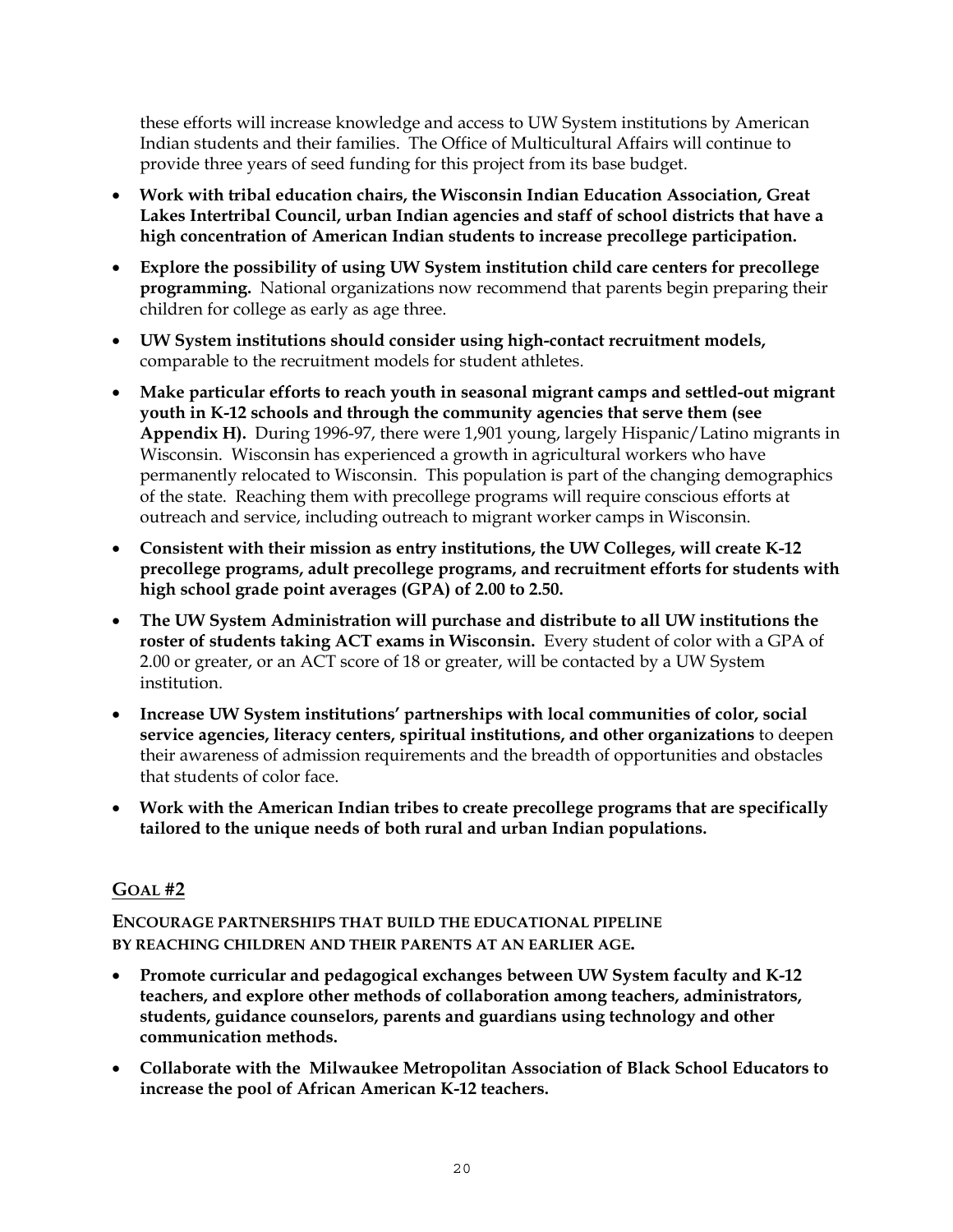these efforts will increase knowledge and access to UW System institutions by American Indian students and their families. The Office of Multicultural Affairs will continue to provide three years of seed funding for this project from its base budget.

- **Work with tribal education chairs, the Wisconsin Indian Education Association, Great Lakes Intertribal Council, urban Indian agencies and staff of school districts that have a high concentration of American Indian students to increase precollege participation.**
- **Explore the possibility of using UW System institution child care centers for precollege programming.** National organizations now recommend that parents begin preparing their children for college as early as age three.
- **UW System institutions should consider using high-contact recruitment models,** comparable to the recruitment models for student athletes.
- **Make particular efforts to reach youth in seasonal migrant camps and settled-out migrant youth in K-12 schools and through the community agencies that serve them (see Appendix H).** During 1996-97, there were 1,901 young, largely Hispanic/Latino migrants in Wisconsin. Wisconsin has experienced a growth in agricultural workers who have permanently relocated to Wisconsin. This population is part of the changing demographics of the state. Reaching them with precollege programs will require conscious efforts at outreach and service, including outreach to migrant worker camps in Wisconsin.
- **Consistent with their mission as entry institutions, the UW Colleges, will create K-12 precollege programs, adult precollege programs, and recruitment efforts for students with high school grade point averages (GPA) of 2.00 to 2.50.**
- **The UW System Administration will purchase and distribute to all UW institutions the roster of students taking ACT exams in Wisconsin.** Every student of color with a GPA of 2.00 or greater, or an ACT score of 18 or greater, will be contacted by a UW System institution.
- **Increase UW System institutions' partnerships with local communities of color, social service agencies, literacy centers, spiritual institutions, and other organizations** to deepen their awareness of admission requirements and the breadth of opportunities and obstacles that students of color face.
- **Work with the American Indian tribes to create precollege programs that are specifically tailored to the unique needs of both rural and urban Indian populations.**

## GOAL #2

**ENCOURAGE PARTNERSHIPS THAT BUILD THE EDUCATIONAL PIPELINE BY REACHING CHILDREN AND THEIR PARENTS AT AN EARLIER AGE.**

- **Promote curricular and pedagogical exchanges between UW System faculty and K-12 teachers, and explore other methods of collaboration among teachers, administrators, students, guidance counselors, parents and guardians using technology and other communication methods.**
- **Collaborate with the Milwaukee Metropolitan Association of Black School Educators to increase the pool of African American K-12 teachers.**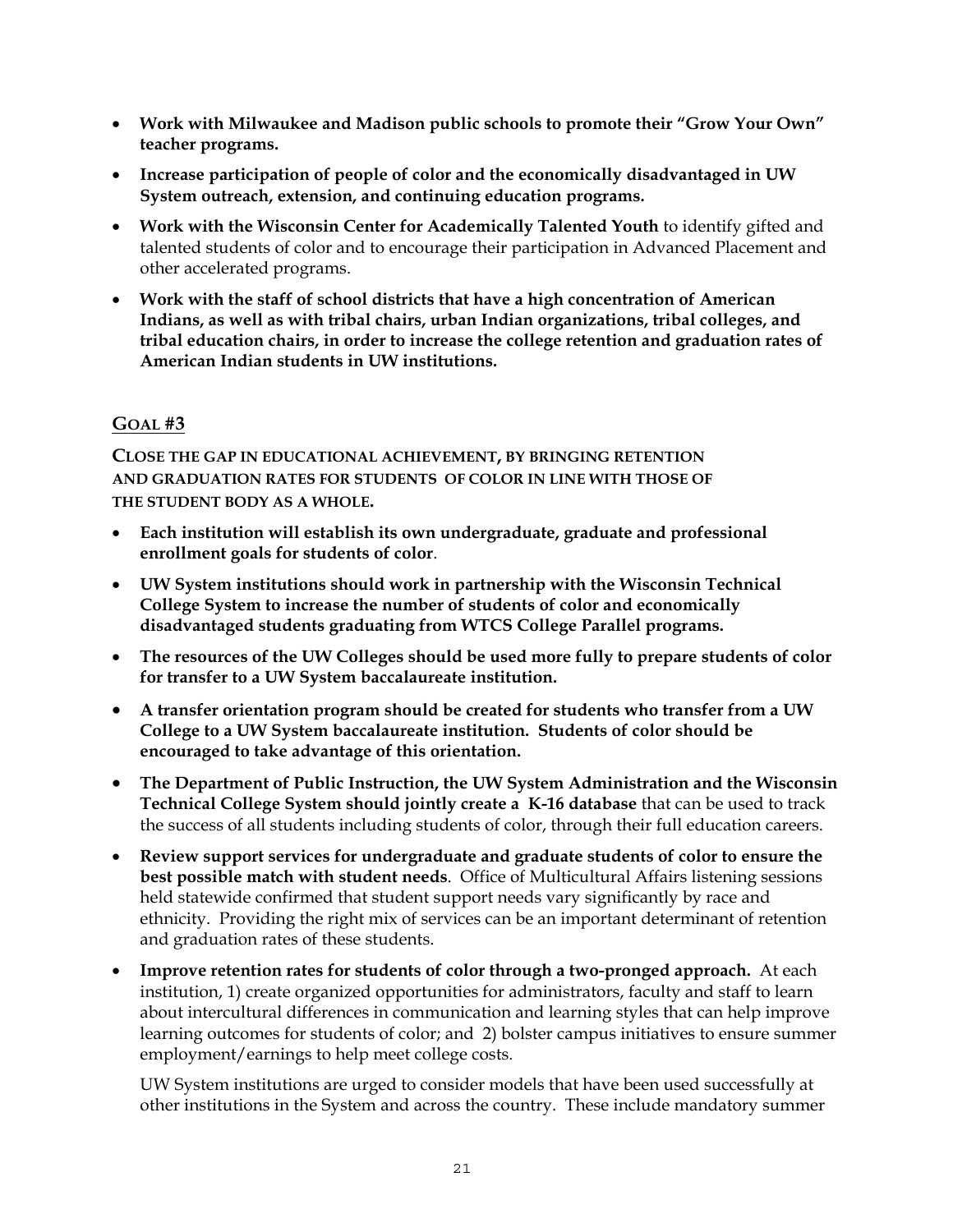- **Work with Milwaukee and Madison public schools to promote their "Grow Your Own" teacher programs.**
- **Increase participation of people of color and the economically disadvantaged in UW System outreach, extension, and continuing education programs.**
- **Work with the Wisconsin Center for Academically Talented Youth** to identify gifted and talented students of color and to encourage their participation in Advanced Placement and other accelerated programs.
- **Work with the staff of school districts that have a high concentration of American Indians, as well as with tribal chairs, urban Indian organizations, tribal colleges, and tribal education chairs, in order to increase the college retention and graduation rates of American Indian students in UW institutions.**

## GOAL #3

**CLOSE THE GAP IN EDUCATIONAL ACHIEVEMENT, BY BRINGING RETENTION AND GRADUATION RATES FOR STUDENTS OF COLOR IN LINE WITH THOSE OF THE STUDENT BODY AS A WHOLE.**

- **Each institution will establish its own undergraduate, graduate and professional enrollment goals for students of color**.
- **UW System institutions should work in partnership with the Wisconsin Technical College System to increase the number of students of color and economically disadvantaged students graduating from WTCS College Parallel programs.**
- **The resources of the UW Colleges should be used more fully to prepare students of color for transfer to a UW System baccalaureate institution.**
- **A transfer orientation program should be created for students who transfer from a UW College to a UW System baccalaureate institution. Students of color should be encouraged to take advantage of this orientation.**
- **The Department of Public Instruction, the UW System Administration and the Wisconsin Technical College System should jointly create a K-16 database** that can be used to track the success of all students including students of color, through their full education careers.
- **Review support services for undergraduate and graduate students of color to ensure the best possible match with student needs**. Office of Multicultural Affairs listening sessions held statewide confirmed that student support needs vary significantly by race and ethnicity. Providing the right mix of services can be an important determinant of retention and graduation rates of these students.
- **Improve retention rates for students of color through a two-pronged approach.** At each institution, 1) create organized opportunities for administrators, faculty and staff to learn about intercultural differences in communication and learning styles that can help improve learning outcomes for students of color; and 2) bolster campus initiatives to ensure summer employment/earnings to help meet college costs.

  UW System institutions are urged to consider models that have been used successfully at other institutions in the System and across the country. These include mandatory summer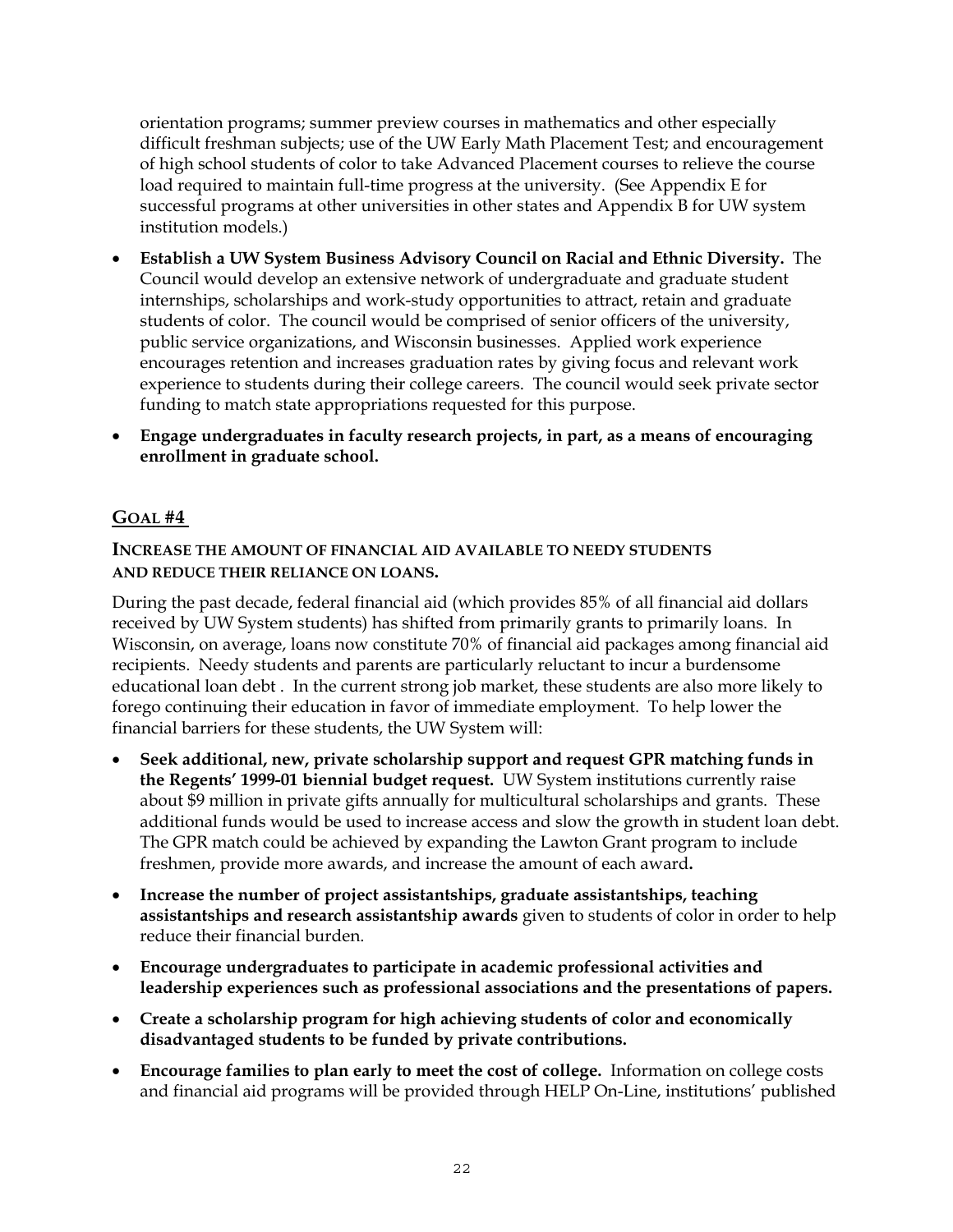orientation programs; summer preview courses in mathematics and other especially difficult freshman subjects; use of the UW Early Math Placement Test; and encouragement of high school students of color to take Advanced Placement courses to relieve the course load required to maintain full-time progress at the university. (See Appendix E for successful programs at other universities in other states and Appendix B for UW system institution models.)

- **Establish a UW System Business Advisory Council on Racial and Ethnic Diversity.** The Council would develop an extensive network of undergraduate and graduate student internships, scholarships and work-study opportunities to attract, retain and graduate students of color. The council would be comprised of senior officers of the university, public service organizations, and Wisconsin businesses. Applied work experience encourages retention and increases graduation rates by giving focus and relevant work experience to students during their college careers. The council would seek private sector funding to match state appropriations requested for this purpose.
- **Engage undergraduates in faculty research projects, in part, as a means of encouraging enrollment in graduate school.**

## GOAL #4

### INCREASE THE AMOUNT OF FINANCIAL AID AVAILABLE TO NEEDY STUDENTS AND REDUCE THEIR RELIANCE ON LOANS.

During the past decade, federal financial aid (which provides 85% of all financial aid dollars received by UW System students) has shifted from primarily grants to primarily loans. In Wisconsin, on average, loans now constitute 70% of financial aid packages among financial aid recipients. Needy students and parents are particularly reluctant to incur a burdensome educational loan debt . In the current strong job market, these students are also more likely to forego continuing their education in favor of immediate employment. To help lower the financial barriers for these students, the UW System will:

- **Seek additional, new, private scholarship support and request GPR matching funds in the Regents' 1999-01 biennial budget request.** UW System institutions currently raise about $9 million in private gifts annually for multicultural scholarships and grants. These additional funds would be used to increase access and slow the growth in student loan debt. The GPR match could be achieved by expanding the Lawton Grant program to include freshmen, provide more awards, and increase the amount of each award**.**
- **Increase the number of project assistantships, graduate assistantships, teaching assistantships and research assistantship awards** given to students of color in order to help reduce their financial burden.
- **Encourage undergraduates to participate in academic professional activities and leadership experiences such as professional associations and the presentations of papers.**
- **Create a scholarship program for high achieving students of color and economically disadvantaged students to be funded by private contributions.**
- **Encourage families to plan early to meet the cost of college.** Information on college costs and financial aid programs will be provided through HELP On-Line, institutions' published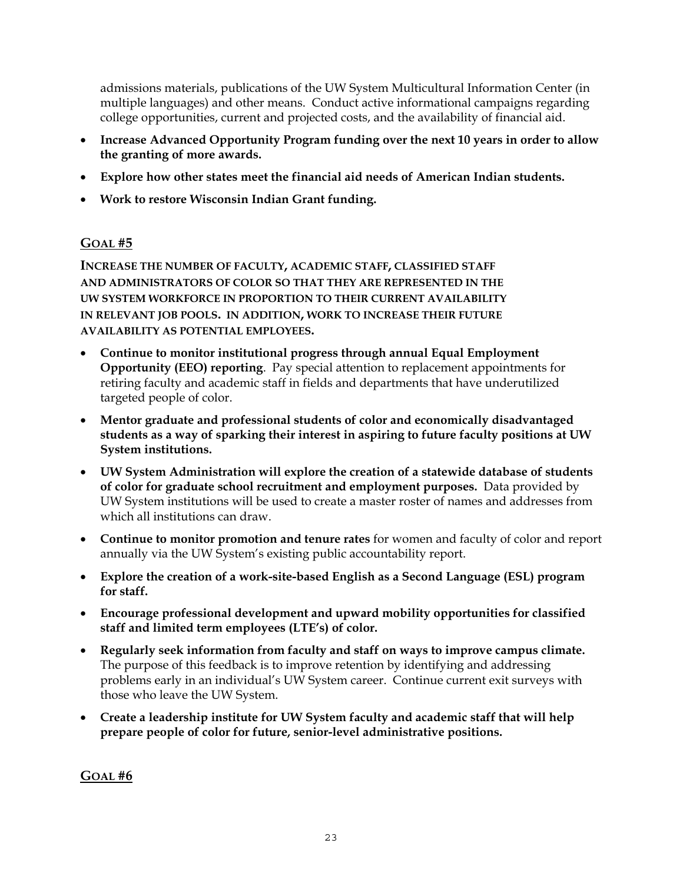admissions materials, publications of the UW System Multicultural Information Center (in multiple languages) and other means. Conduct active informational campaigns regarding college opportunities, current and projected costs, and the availability of financial aid.

- **Increase Advanced Opportunity Program funding over the next 10 years in order to allow the granting of more awards.**
- **Explore how other states meet the financial aid needs of American Indian students.**
- **Work to restore Wisconsin Indian Grant funding.**

## GOAL #5

**INCREASE THE NUMBER OF FACULTY, ACADEMIC STAFF, CLASSIFIED STAFF AND ADMINISTRATORS OF COLOR SO THAT THEY ARE REPRESENTED IN THE UW SYSTEM WORKFORCE IN PROPORTION TO THEIR CURRENT AVAILABILITY IN RELEVANT JOB POOLS. IN ADDITION, WORK TO INCREASE THEIR FUTURE AVAILABILITY AS POTENTIAL EMPLOYEES.**

- **Continue to monitor institutional progress through annual Equal Employment Opportunity (EEO) reporting**. Pay special attention to replacement appointments for retiring faculty and academic staff in fields and departments that have underutilized targeted people of color.
- **Mentor graduate and professional students of color and economically disadvantaged students as a way of sparking their interest in aspiring to future faculty positions at UW System institutions.**
- **UW System Administration will explore the creation of a statewide database of students of color for graduate school recruitment and employment purposes.** Data provided by UW System institutions will be used to create a master roster of names and addresses from which all institutions can draw.
- **Continue to monitor promotion and tenure rates** for women and faculty of color and report annually via the UW System's existing public accountability report.
- **Explore the creation of a work-site-based English as a Second Language (ESL) program for staff.**
- **Encourage professional development and upward mobility opportunities for classified staff and limited term employees (LTE's) of color.**
- **Regularly seek information from faculty and staff on ways to improve campus climate.** The purpose of this feedback is to improve retention by identifying and addressing problems early in an individual's UW System career. Continue current exit surveys with those who leave the UW System.
- **Create a leadership institute for UW System faculty and academic staff that will help prepare people of color for future, senior-level administrative positions.**

## GOAL #6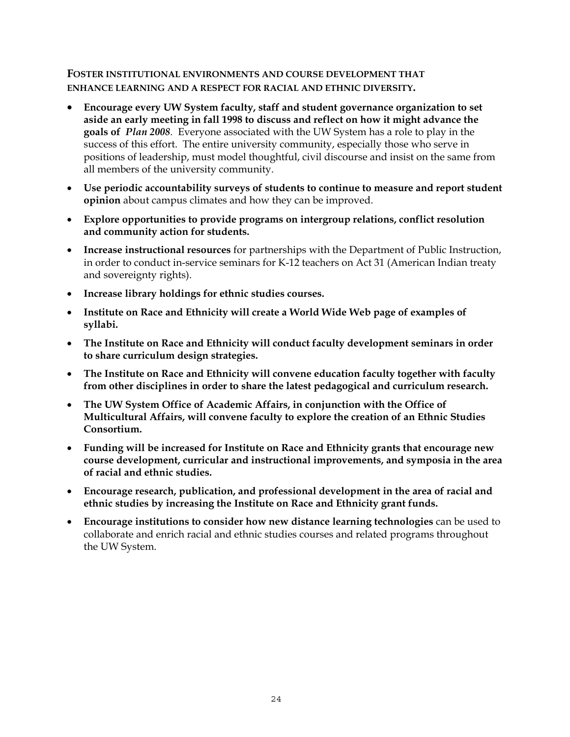### Foster institutional environments and course development that enhance learning and a respect for racial and ethnic diversity.

- **Encourage every UW System faculty, staff and student governance organization to set aside an early meeting in fall 1998 to discuss and reflect on how it might advance the goals of *Plan 2008*.** Everyone associated with the UW System has a role to play in the success of this effort. The entire university community, especially those who serve in positions of leadership, must model thoughtful, civil discourse and insist on the same from all members of the university community.
- **Use periodic accountability surveys of students to continue to measure and report student opinion** about campus climates and how they can be improved.
- **Explore opportunities to provide programs on intergroup relations, conflict resolution and community action for students.**
- **Increase instructional resources** for partnerships with the Department of Public Instruction, in order to conduct in-service seminars for K-12 teachers on Act 31 (American Indian treaty and sovereignty rights).
- **Increase library holdings for ethnic studies courses.**
- **Institute on Race and Ethnicity will create a World Wide Web page of examples of syllabi.**
- **The Institute on Race and Ethnicity will conduct faculty development seminars in order to share curriculum design strategies.**
- **The Institute on Race and Ethnicity will convene education faculty together with faculty from other disciplines in order to share the latest pedagogical and curriculum research.**
- **The UW System Office of Academic Affairs, in conjunction with the Office of Multicultural Affairs, will convene faculty to explore the creation of an Ethnic Studies Consortium.**
- **Funding will be increased for Institute on Race and Ethnicity grants that encourage new course development, curricular and instructional improvements, and symposia in the area of racial and ethnic studies.**
- **Encourage research, publication, and professional development in the area of racial and ethnic studies by increasing the Institute on Race and Ethnicity grant funds.**
- **Encourage institutions to consider how new distance learning technologies** can be used to collaborate and enrich racial and ethnic studies courses and related programs throughout the UW System.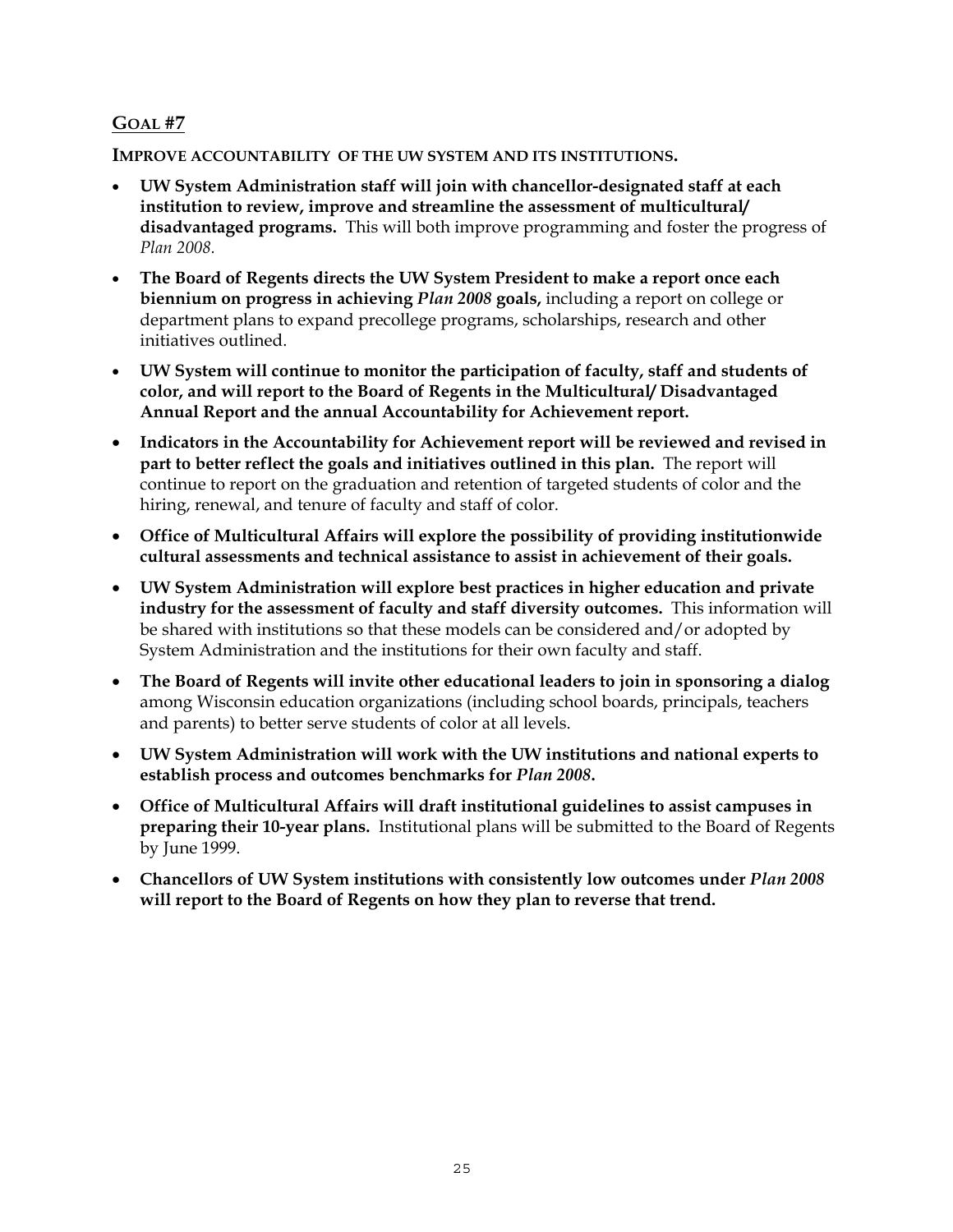## GOAL #7

**IMPROVE ACCOUNTABILITY OF THE UW SYSTEM AND ITS INSTITUTIONS.**

- **UW System Administration staff will join with chancellor-designated staff at each institution to review, improve and streamline the assessment of multicultural/ disadvantaged programs.** This will both improve programming and foster the progress of *Plan 2008.*
- **The Board of Regents directs the UW System President to make a report once each biennium on progress in achieving *Plan 2008* goals,** including a report on college or department plans to expand precollege programs, scholarships, research and other initiatives outlined.
- **UW System will continue to monitor the participation of faculty, staff and students of color, and will report to the Board of Regents in the Multicultural/ Disadvantaged Annual Report and the annual Accountability for Achievement report.**
- **Indicators in the Accountability for Achievement report will be reviewed and revised in part to better reflect the goals and initiatives outlined in this plan.** The report will continue to report on the graduation and retention of targeted students of color and the hiring, renewal, and tenure of faculty and staff of color.
- **Office of Multicultural Affairs will explore the possibility of providing institutionwide cultural assessments and technical assistance to assist in achievement of their goals.**
- **UW System Administration will explore best practices in higher education and private industry for the assessment of faculty and staff diversity outcomes.** This information will be shared with institutions so that these models can be considered and/or adopted by System Administration and the institutions for their own faculty and staff.
- **The Board of Regents will invite other educational leaders to join in sponsoring a dialog** among Wisconsin education organizations (including school boards, principals, teachers and parents) to better serve students of color at all levels.
- **UW System Administration will work with the UW institutions and national experts to establish process and outcomes benchmarks for *Plan 2008*.**
- **Office of Multicultural Affairs will draft institutional guidelines to assist campuses in preparing their 10-year plans.** Institutional plans will be submitted to the Board of Regents by June 1999.
- **Chancellors of UW System institutions with consistently low outcomes under *Plan 2008* will report to the Board of Regents on how they plan to reverse that trend.**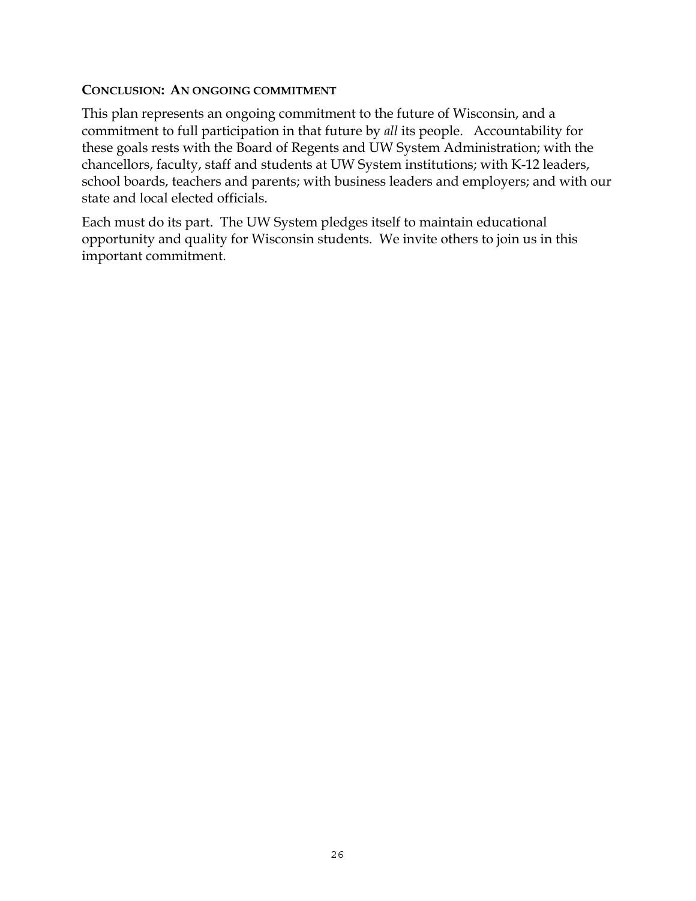## Conclusion: An ongoing commitment

This plan represents an ongoing commitment to the future of Wisconsin, and a commitment to full participation in that future by *all* its people. Accountability for these goals rests with the Board of Regents and UW System Administration; with the chancellors, faculty, staff and students at UW System institutions; with K-12 leaders, school boards, teachers and parents; with business leaders and employers; and with our state and local elected officials.

Each must do its part. The UW System pledges itself to maintain educational opportunity and quality for Wisconsin students. We invite others to join us in this important commitment.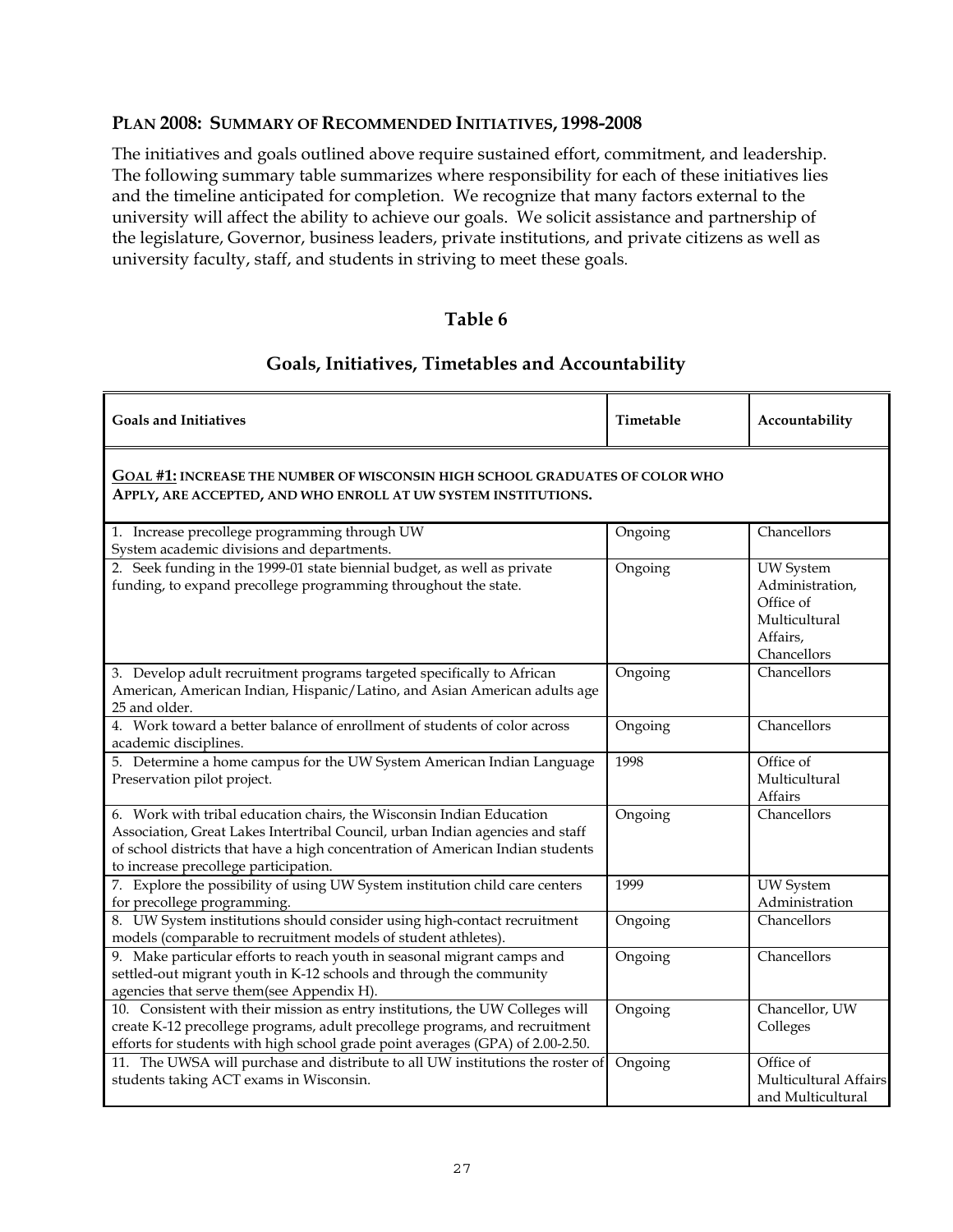## PLAN 2008: SUMMARY OF RECOMMENDED INITIATIVES, 1998-2008

The initiatives and goals outlined above require sustained effort, commitment, and leadership. The following summary table summarizes where responsibility for each of these initiatives lies and the timeline anticipated for completion. We recognize that many factors external to the university will affect the ability to achieve our goals. We solicit assistance and partnership of the legislature, Governor, business leaders, private institutions, and private citizens as well as university faculty, staff, and students in striving to meet these goals.

### Table 6

### Goals, Initiatives, Timetables and Accountability

| Goals and Initiatives | Timetable | Accountability |
|---|---|---|
| **GOAL #1: INCREASE THE NUMBER OF WISCONSIN HIGH SCHOOL GRADUATES OF COLOR WHO APPLY, ARE ACCEPTED, AND WHO ENROLL AT UW SYSTEM INSTITUTIONS.** | | |
| 1. Increase precollege programming through UW System academic divisions and departments. | Ongoing | Chancellors |
| 2. Seek funding in the 1999-01 state biennial budget, as well as private funding, to expand precollege programming throughout the state. | Ongoing | UW System Administration, Office of Multicultural Affairs, Chancellors |
| 3. Develop adult recruitment programs targeted specifically to African American, American Indian, Hispanic/Latino, and Asian American adults age 25 and older. | Ongoing | Chancellors |
| 4. Work toward a better balance of enrollment of students of color across academic disciplines. | Ongoing | Chancellors |
| 5. Determine a home campus for the UW System American Indian Language Preservation pilot project. | 1998 | Office of Multicultural Affairs |
| 6. Work with tribal education chairs, the Wisconsin Indian Education Association, Great Lakes Intertribal Council, urban Indian agencies and staff of school districts that have a high concentration of American Indian students to increase precollege participation. | Ongoing | Chancellors |
| 7. Explore the possibility of using UW System institution child care centers for precollege programming. | 1999 | UW System Administration |
| 8. UW System institutions should consider using high-contact recruitment models (comparable to recruitment models of student athletes). | Ongoing | Chancellors |
| 9. Make particular efforts to reach youth in seasonal migrant camps and settled-out migrant youth in K-12 schools and through the community agencies that serve them(see Appendix H). | Ongoing | Chancellors |
| 10. Consistent with their mission as entry institutions, the UW Colleges will create K-12 precollege programs, adult precollege programs, and recruitment efforts for students with high school grade point averages (GPA) of 2.00-2.50. | Ongoing | Chancellor, UW Colleges |
| 11. The UWSA will purchase and distribute to all UW institutions the roster of students taking ACT exams in Wisconsin. | Ongoing | Office of Multicultural Affairs and Multicultural |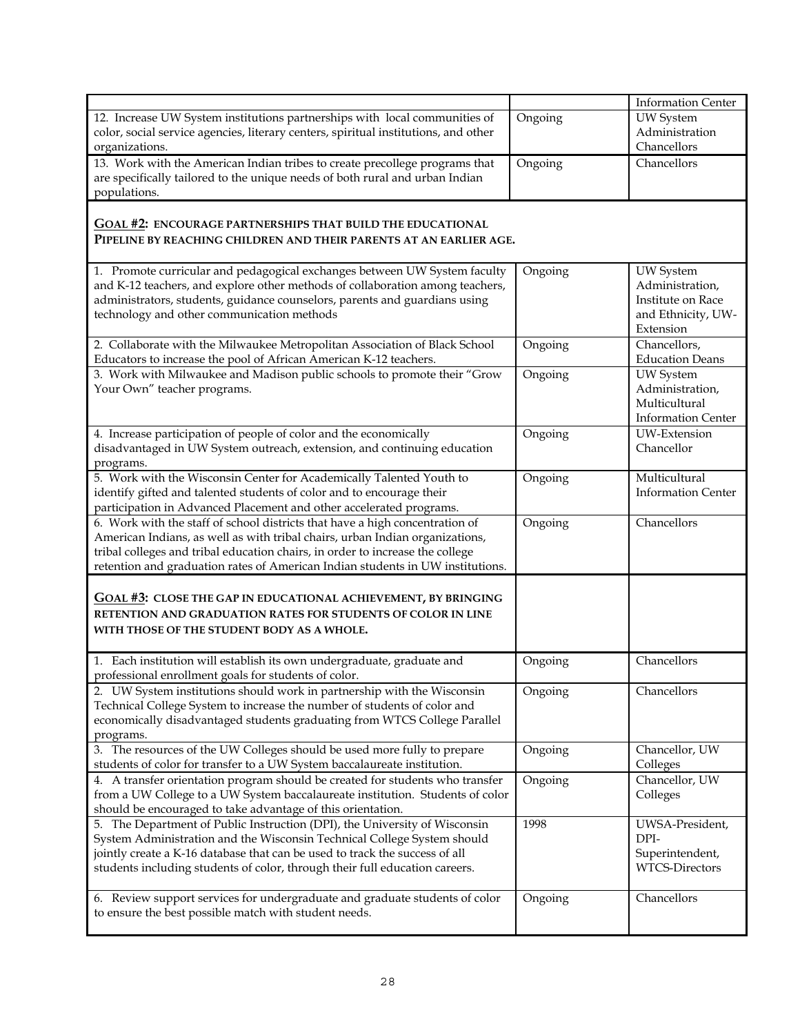| | | |
|---|---|---|
| | | Information Center |
| 12. Increase UW System institutions partnerships with local communities of color, social service agencies, literary centers, spiritual institutions, and other organizations. | Ongoing | UW System Administration Chancellors |
| 13. Work with the American Indian tribes to create precollege programs that are specifically tailored to the unique needs of both rural and urban Indian populations. | Ongoing | Chancellors |
| **GOAL #2: ENCOURAGE PARTNERSHIPS THAT BUILD THE EDUCATIONAL PIPELINE BY REACHING CHILDREN AND THEIR PARENTS AT AN EARLIER AGE.** | | |
| 1. Promote curricular and pedagogical exchanges between UW System faculty and K-12 teachers, and explore other methods of collaboration among teachers, administrators, students, guidance counselors, parents and guardians using technology and other communication methods | Ongoing | UW System Administration, Institute on Race and Ethnicity, UW-Extension |
| 2. Collaborate with the Milwaukee Metropolitan Association of Black School Educators to increase the pool of African American K-12 teachers. | Ongoing | Chancellors, Education Deans |
| 3. Work with Milwaukee and Madison public schools to promote their "Grow Your Own" teacher programs. | Ongoing | UW System Administration, Multicultural Information Center |
| 4. Increase participation of people of color and the economically disadvantaged in UW System outreach, extension, and continuing education programs. | Ongoing | UW-Extension Chancellor |
| 5. Work with the Wisconsin Center for Academically Talented Youth to identify gifted and talented students of color and to encourage their participation in Advanced Placement and other accelerated programs. | Ongoing | Multicultural Information Center |
| 6. Work with the staff of school districts that have a high concentration of American Indians, as well as with tribal chairs, urban Indian organizations, tribal colleges and tribal education chairs, in order to increase the college retention and graduation rates of American Indian students in UW institutions. | Ongoing | Chancellors |
| **GOAL #3: CLOSE THE GAP IN EDUCATIONAL ACHIEVEMENT, BY BRINGING RETENTION AND GRADUATION RATES FOR STUDENTS OF COLOR IN LINE WITH THOSE OF THE STUDENT BODY AS A WHOLE.** | | |
| 1. Each institution will establish its own undergraduate, graduate and professional enrollment goals for students of color. | Ongoing | Chancellors |
| 2. UW System institutions should work in partnership with the Wisconsin Technical College System to increase the number of students of color and economically disadvantaged students graduating from WTCS College Parallel programs. | Ongoing | Chancellors |
| 3. The resources of the UW Colleges should be used more fully to prepare students of color for transfer to a UW System baccalaureate institution. | Ongoing | Chancellor, UW Colleges |
| 4. A transfer orientation program should be created for students who transfer from a UW College to a UW System baccalaureate institution. Students of color should be encouraged to take advantage of this orientation. | Ongoing | Chancellor, UW Colleges |
| 5. The Department of Public Instruction (DPI), the University of Wisconsin System Administration and the Wisconsin Technical College System should jointly create a K-16 database that can be used to track the success of all students including students of color, through their full education careers. | 1998 | UWSA-President, DPI-Superintendent, WTCS-Directors |
| 6. Review support services for undergraduate and graduate students of color to ensure the best possible match with student needs. | Ongoing | Chancellors |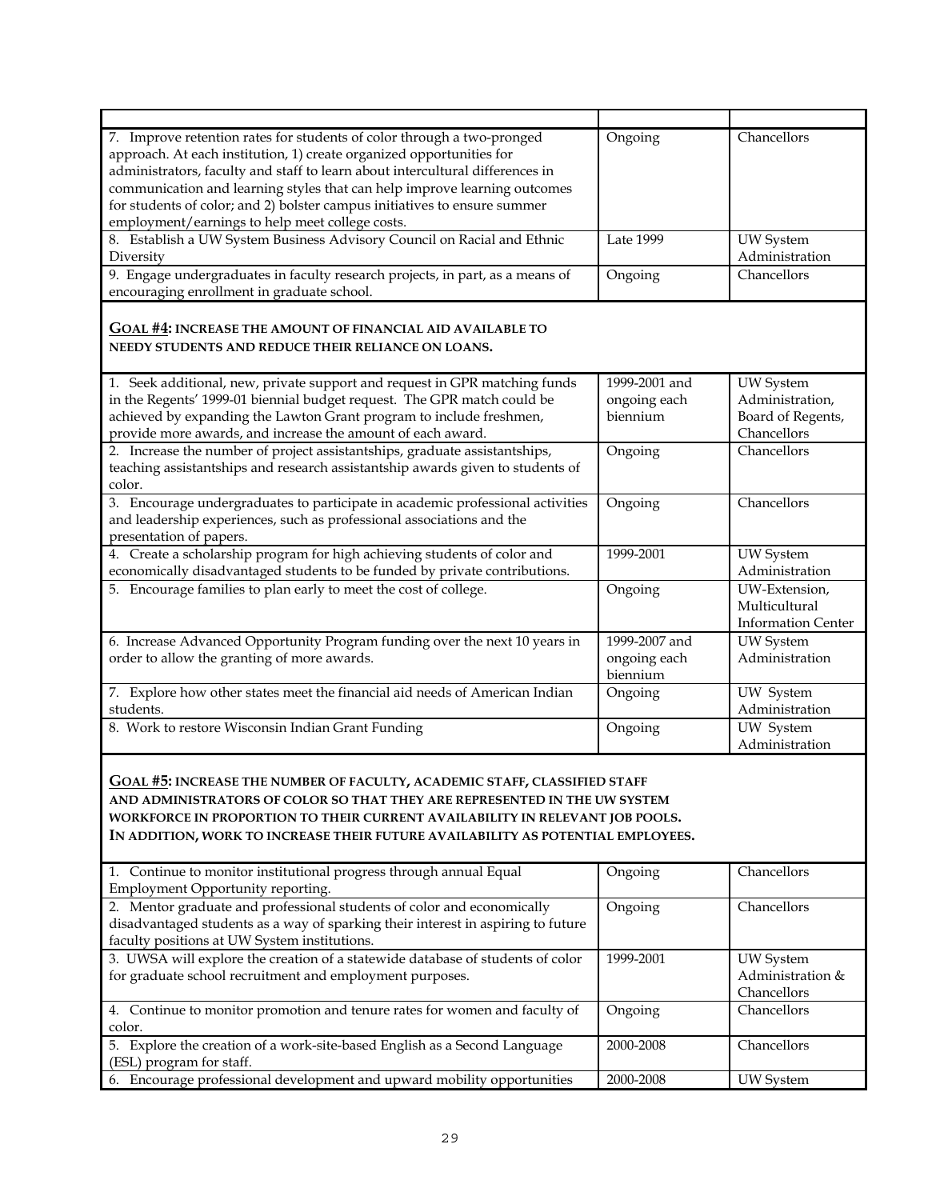| | | |
|---|---|---|
| 7. Improve retention rates for students of color through a two-pronged approach. At each institution, 1) create organized opportunities for administrators, faculty and staff to learn about intercultural differences in communication and learning styles that can help improve learning outcomes for students of color; and 2) bolster campus initiatives to ensure summer employment/earnings to help meet college costs. | Ongoing | Chancellors |
| 8. Establish a UW System Business Advisory Council on Racial and Ethnic Diversity | Late 1999 | UW System Administration |
| 9. Engage undergraduates in faculty research projects, in part, as a means of encouraging enrollment in graduate school. | Ongoing | Chancellors |

**GOAL #4: INCREASE THE AMOUNT OF FINANCIAL AID AVAILABLE TO NEEDY STUDENTS AND REDUCE THEIR RELIANCE ON LOANS.**

| | | |
|---|---|---|
| 1. Seek additional, new, private support and request in GPR matching funds in the Regents' 1999-01 biennial budget request. The GPR match could be achieved by expanding the Lawton Grant program to include freshmen, provide more awards, and increase the amount of each award. | 1999-2001 and ongoing each biennium | UW System Administration, Board of Regents, Chancellors |
| 2. Increase the number of project assistantships, graduate assistantships, teaching assistantships and research assistantship awards given to students of color. | Ongoing | Chancellors |
| 3. Encourage undergraduates to participate in academic professional activities and leadership experiences, such as professional associations and the presentation of papers. | Ongoing | Chancellors |
| 4. Create a scholarship program for high achieving students of color and economically disadvantaged students to be funded by private contributions. | 1999-2001 | UW System Administration |
| 5. Encourage families to plan early to meet the cost of college. | Ongoing | UW-Extension, Multicultural Information Center |
| 6. Increase Advanced Opportunity Program funding over the next 10 years in order to allow the granting of more awards. | 1999-2007 and ongoing each biennium | UW System Administration |
| 7. Explore how other states meet the financial aid needs of American Indian students. | Ongoing | UW System Administration |
| 8. Work to restore Wisconsin Indian Grant Funding | Ongoing | UW System Administration |

**GOAL #5: INCREASE THE NUMBER OF FACULTY, ACADEMIC STAFF, CLASSIFIED STAFF AND ADMINISTRATORS OF COLOR SO THAT THEY ARE REPRESENTED IN THE UW SYSTEM WORKFORCE IN PROPORTION TO THEIR CURRENT AVAILABILITY IN RELEVANT JOB POOLS. IN ADDITION, WORK TO INCREASE THEIR FUTURE AVAILABILITY AS POTENTIAL EMPLOYEES.**

| | | |
|---|---|---|
| 1. Continue to monitor institutional progress through annual Equal Employment Opportunity reporting. | Ongoing | Chancellors |
| 2. Mentor graduate and professional students of color and economically disadvantaged students as a way of sparking their interest in aspiring to future faculty positions at UW System institutions. | Ongoing | Chancellors |
| 3. UWSA will explore the creation of a statewide database of students of color for graduate school recruitment and employment purposes. | 1999-2001 | UW System Administration & Chancellors |
| 4. Continue to monitor promotion and tenure rates for women and faculty of color. | Ongoing | Chancellors |
| 5. Explore the creation of a work-site-based English as a Second Language (ESL) program for staff. | 2000-2008 | Chancellors |
| 6. Encourage professional development and upward mobility opportunities | 2000-2008 | UW System |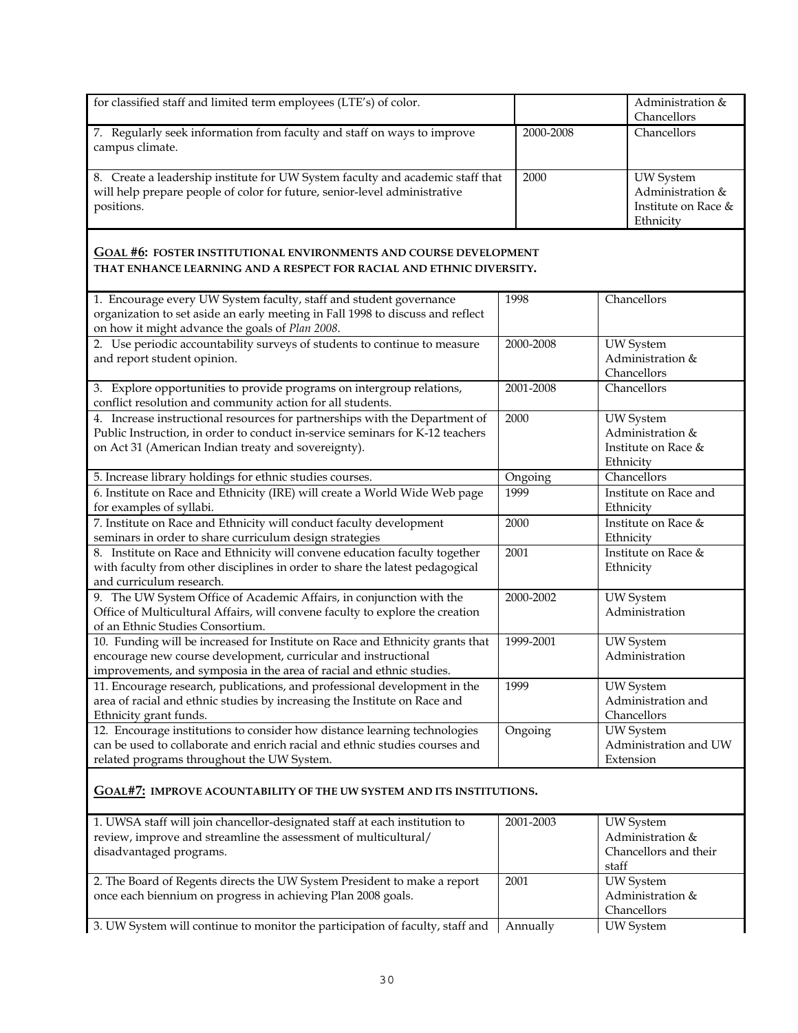| | | |
|---|---|---|
| for classified staff and limited term employees (LTE's) of color. | | Administration & Chancellors |
| 7. Regularly seek information from faculty and staff on ways to improve campus climate. | 2000-2008 | Chancellors |
| 8. Create a leadership institute for UW System faculty and academic staff that will help prepare people of color for future, senior-level administrative positions. | 2000 | UW System Administration & Institute on Race & Ethnicity |

## GOAL #6: FOSTER INSTITUTIONAL ENVIRONMENTS AND COURSE DEVELOPMENT THAT ENHANCE LEARNING AND A RESPECT FOR RACIAL AND ETHNIC DIVERSITY.

| | | |
|---|---|---|
| 1. Encourage every UW System faculty, staff and student governance organization to set aside an early meeting in Fall 1998 to discuss and reflect on how it might advance the goals of *Plan 2008*. | 1998 | Chancellors |
| 2. Use periodic accountability surveys of students to continue to measure and report student opinion. | 2000-2008 | UW System Administration & Chancellors |
| 3. Explore opportunities to provide programs on intergroup relations, conflict resolution and community action for all students. | 2001-2008 | Chancellors |
| 4. Increase instructional resources for partnerships with the Department of Public Instruction, in order to conduct in-service seminars for K-12 teachers on Act 31 (American Indian treaty and sovereignty). | 2000 | UW System Administration & Institute on Race & Ethnicity |
| 5. Increase library holdings for ethnic studies courses. | Ongoing | Chancellors |
| 6. Institute on Race and Ethnicity (IRE) will create a World Wide Web page for examples of syllabi. | 1999 | Institute on Race and Ethnicity |
| 7. Institute on Race and Ethnicity will conduct faculty development seminars in order to share curriculum design strategies | 2000 | Institute on Race & Ethnicity |
| 8. Institute on Race and Ethnicity will convene education faculty together with faculty from other disciplines in order to share the latest pedagogical and curriculum research. | 2001 | Institute on Race & Ethnicity |
| 9. The UW System Office of Academic Affairs, in conjunction with the Office of Multicultural Affairs, will convene faculty to explore the creation of an Ethnic Studies Consortium. | 2000-2002 | UW System Administration |
| 10. Funding will be increased for Institute on Race and Ethnicity grants that encourage new course development, curricular and instructional improvements, and symposia in the area of racial and ethnic studies. | 1999-2001 | UW System Administration |
| 11. Encourage research, publications, and professional development in the area of racial and ethnic studies by increasing the Institute on Race and Ethnicity grant funds. | 1999 | UW System Administration and Chancellors |
| 12. Encourage institutions to consider how distance learning technologies can be used to collaborate and enrich racial and ethnic studies courses and related programs throughout the UW System. | Ongoing | UW System Administration and UW Extension |

## GOAL#7: IMPROVE ACOUNTABILITY OF THE UW SYSTEM AND ITS INSTITUTIONS.

| | | |
|---|---|---|
| 1. UWSA staff will join chancellor-designated staff at each institution to review, improve and streamline the assessment of multicultural/ disadvantaged programs. | 2001-2003 | UW System Administration & Chancellors and their staff |
| 2. The Board of Regents directs the UW System President to make a report once each biennium on progress in achieving Plan 2008 goals. | 2001 | UW System Administration & Chancellors |
| 3. UW System will continue to monitor the participation of faculty, staff and | Annually | UW System |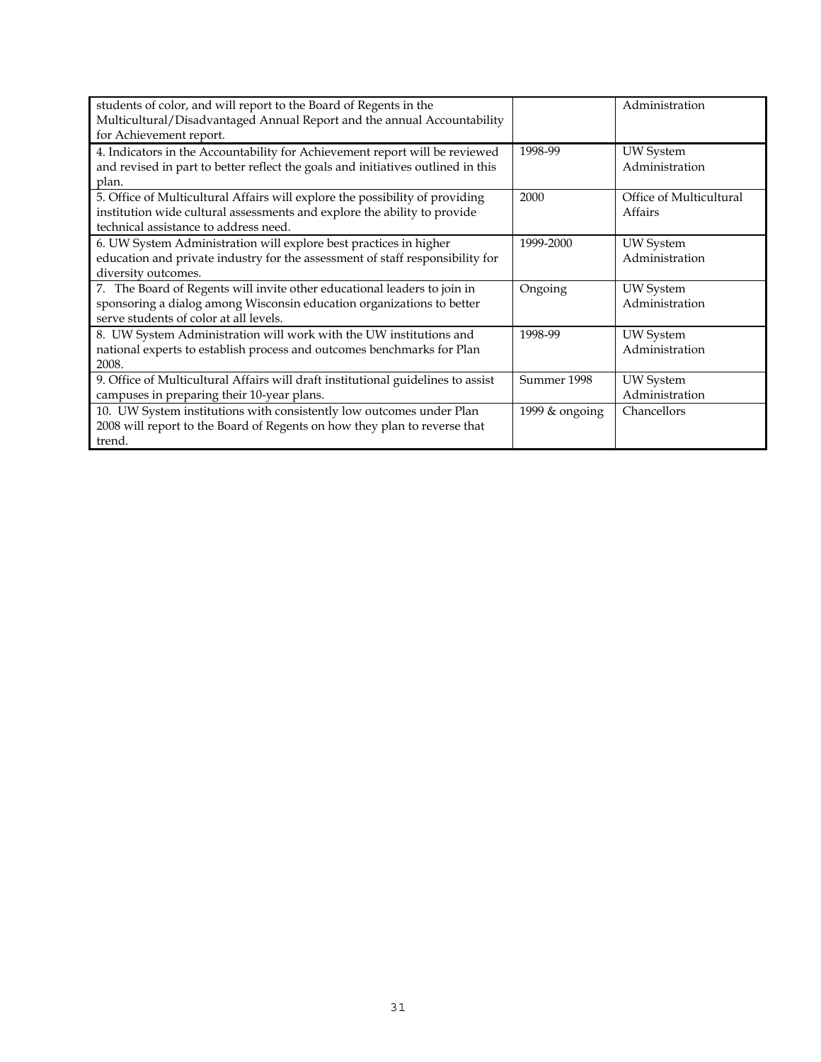| | | |
|---|---|---|
| students of color, and will report to the Board of Regents in the Multicultural/Disadvantaged Annual Report and the annual Accountability for Achievement report. | | Administration |
| 4. Indicators in the Accountability for Achievement report will be reviewed and revised in part to better reflect the goals and initiatives outlined in this plan. | 1998-99 | UW System Administration |
| 5. Office of Multicultural Affairs will explore the possibility of providing institution wide cultural assessments and explore the ability to provide technical assistance to address need. | 2000 | Office of Multicultural Affairs |
| 6. UW System Administration will explore best practices in higher education and private industry for the assessment of staff responsibility for diversity outcomes. | 1999-2000 | UW System Administration |
| 7. The Board of Regents will invite other educational leaders to join in sponsoring a dialog among Wisconsin education organizations to better serve students of color at all levels. | Ongoing | UW System Administration |
| 8. UW System Administration will work with the UW institutions and national experts to establish process and outcomes benchmarks for Plan 2008. | 1998-99 | UW System Administration |
| 9. Office of Multicultural Affairs will draft institutional guidelines to assist campuses in preparing their 10-year plans. | Summer 1998 | UW System Administration |
| 10. UW System institutions with consistently low outcomes under Plan 2008 will report to the Board of Regents on how they plan to reverse that trend. | 1999 & ongoing | Chancellors |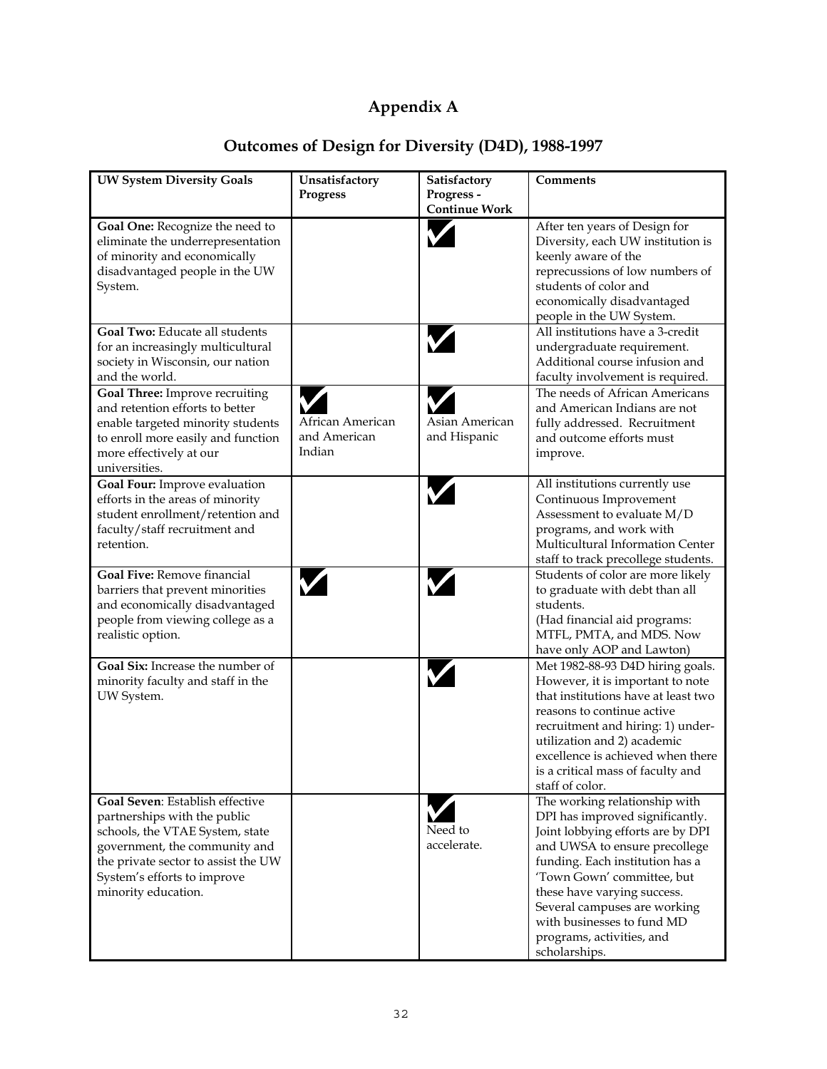# Appendix A

## Outcomes of Design for Diversity (D4D), 1988-1997

| UW System Diversity Goals | Unsatisfactory Progress | Satisfactory Progress - Continue Work | Comments |
|---|---|---|---|
| **Goal One:** Recognize the need to eliminate the underrepresentation of minority and economically disadvantaged people in the UW System. | | ✔ | After ten years of Design for Diversity, each UW institution is keenly aware of the reprecussions of low numbers of students of color and economically disadvantaged people in the UW System. |
| **Goal Two:** Educate all students for an increasingly multicultural society in Wisconsin, our nation and the world. | | ✔ | All institutions have a 3-credit undergraduate requirement. Additional course infusion and faculty involvement is required. |
| **Goal Three:** Improve recruiting and retention efforts to better enable targeted minority students to enroll more easily and function more effectively at our universities. | ✔ African American and American Indian | ✔ Asian American and Hispanic | The needs of African Americans and American Indians are not fully addressed. Recruitment and outcome efforts must improve. |
| **Goal Four:** Improve evaluation efforts in the areas of minority student enrollment/retention and faculty/staff recruitment and retention. | | ✔ | All institutions currently use Continuous Improvement Assessment to evaluate M/D programs, and work with Multicultural Information Center staff to track precollege students. |
| **Goal Five:** Remove financial barriers that prevent minorities and economically disadvantaged people from viewing college as a realistic option. | ✔ | ✔ | Students of color are more likely to graduate with debt than all students. (Had financial aid programs: MTFL, PMTA, and MDS. Now have only AOP and Lawton) |
| **Goal Six:** Increase the number of minority faculty and staff in the UW System. | | ✔ | Met 1982-88-93 D4D hiring goals. However, it is important to note that institutions have at least two reasons to continue active recruitment and hiring: 1) under-utilization and 2) academic excellence is achieved when there is a critical mass of faculty and staff of color. |
| **Goal Seven**: Establish effective partnerships with the public schools, the VTAE System, state government, the community and the private sector to assist the UW System's efforts to improve minority education. | | ✔ Need to accelerate. | The working relationship with DPI has improved significantly. Joint lobbying efforts are by DPI and UWSA to ensure precollege funding. Each institution has a 'Town Gown' committee, but these have varying success. Several campuses are working with businesses to fund MD programs, activities, and scholarships. |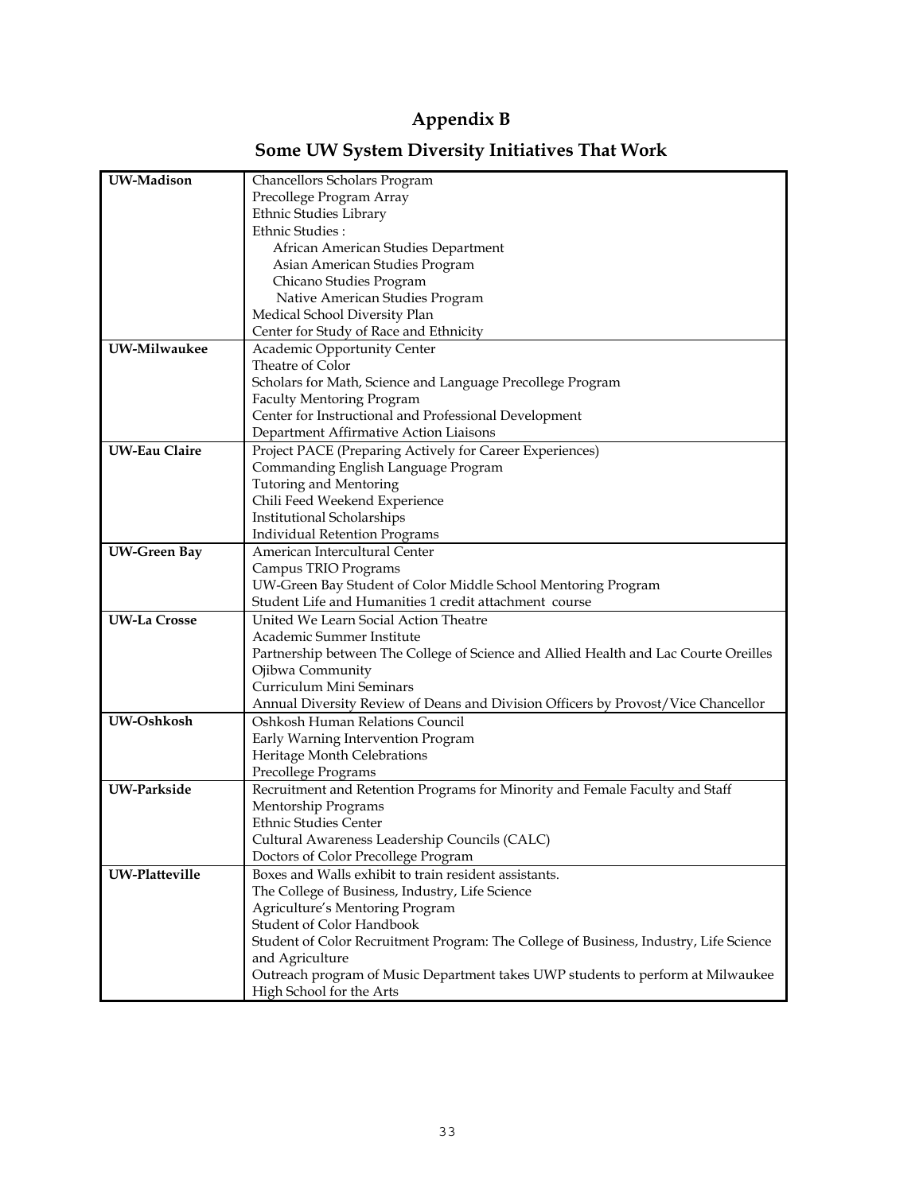# Appendix B

## Some UW System Diversity Initiatives That Work

| | |
|---|---|
| **UW-Madison** | Chancellors Scholars Program<br>Precollege Program Array<br>Ethnic Studies Library<br>Ethnic Studies :<br>African American Studies Department<br>Asian American Studies Program<br>Chicano Studies Program<br>Native American Studies Program<br>Medical School Diversity Plan<br>Center for Study of Race and Ethnicity |
| **UW-Milwaukee** | Academic Opportunity Center<br>Theatre of Color<br>Scholars for Math, Science and Language Precollege Program<br>Faculty Mentoring Program<br>Center for Instructional and Professional Development<br>Department Affirmative Action Liaisons |
| **UW-Eau Claire** | Project PACE (Preparing Actively for Career Experiences)<br>Commanding English Language Program<br>Tutoring and Mentoring<br>Chili Feed Weekend Experience<br>Institutional Scholarships<br>Individual Retention Programs |
| **UW-Green Bay** | American Intercultural Center<br>Campus TRIO Programs<br>UW-Green Bay Student of Color Middle School Mentoring Program<br>Student Life and Humanities 1 credit attachment course |
| **UW-La Crosse** | United We Learn Social Action Theatre<br>Academic Summer Institute<br>Partnership between The College of Science and Allied Health and Lac Courte Oreilles Ojibwa Community<br>Curriculum Mini Seminars<br>Annual Diversity Review of Deans and Division Officers by Provost/Vice Chancellor |
| **UW-Oshkosh** | Oshkosh Human Relations Council<br>Early Warning Intervention Program<br>Heritage Month Celebrations<br>Precollege Programs |
| **UW-Parkside** | Recruitment and Retention Programs for Minority and Female Faculty and Staff<br>Mentorship Programs<br>Ethnic Studies Center<br>Cultural Awareness Leadership Councils (CALC)<br>Doctors of Color Precollege Program |
| **UW-Platteville** | Boxes and Walls exhibit to train resident assistants.<br>The College of Business, Industry, Life Science Agriculture's Mentoring Program<br>Student of Color Handbook<br>Student of Color Recruitment Program: The College of Business, Industry, Life Science and Agriculture<br>Outreach program of Music Department takes UWP students to perform at Milwaukee High School for the Arts |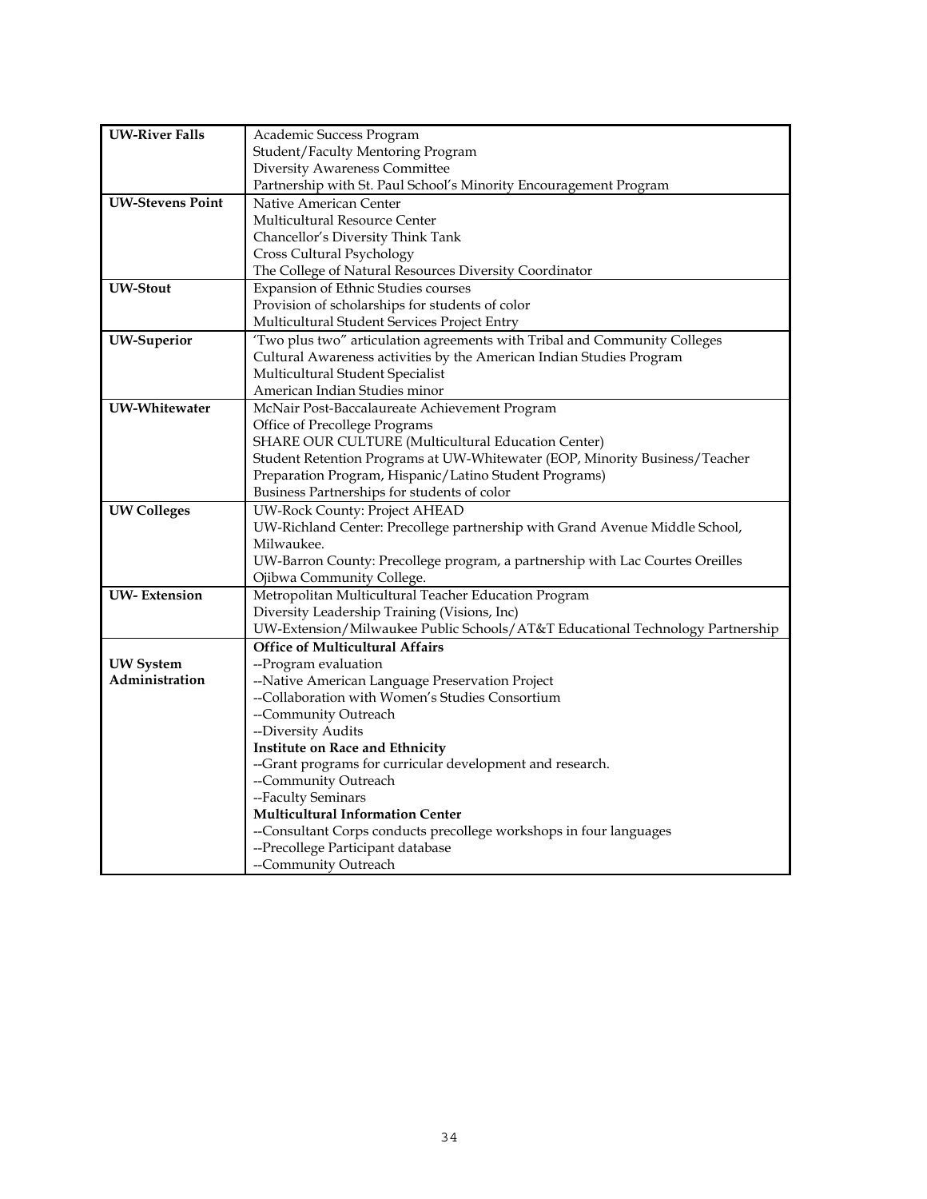| | |
|---|---|
| **UW-River Falls** | Academic Success Program<br>Student/Faculty Mentoring Program<br>Diversity Awareness Committee<br>Partnership with St. Paul School's Minority Encouragement Program |
| **UW-Stevens Point** | Native American Center<br>Multicultural Resource Center<br>Chancellor's Diversity Think Tank<br>Cross Cultural Psychology<br>The College of Natural Resources Diversity Coordinator |
| **UW-Stout** | Expansion of Ethnic Studies courses<br>Provision of scholarships for students of color<br>Multicultural Student Services Project Entry |
| **UW-Superior** | 'Two plus two" articulation agreements with Tribal and Community Colleges<br>Cultural Awareness activities by the American Indian Studies Program<br>Multicultural Student Specialist<br>American Indian Studies minor |
| **UW-Whitewater** | McNair Post-Baccalaureate Achievement Program<br>Office of Precollege Programs<br>SHARE OUR CULTURE (Multicultural Education Center)<br>Student Retention Programs at UW-Whitewater (EOP, Minority Business/Teacher Preparation Program, Hispanic/Latino Student Programs)<br>Business Partnerships for students of color |
| **UW Colleges** | UW-Rock County: Project AHEAD<br>UW-Richland Center: Precollege partnership with Grand Avenue Middle School, Milwaukee.<br>UW-Barron County: Precollege program, a partnership with Lac Courtes Oreilles Ojibwa Community College. |
| **UW- Extension** | Metropolitan Multicultural Teacher Education Program<br>Diversity Leadership Training (Visions, Inc)<br>UW-Extension/Milwaukee Public Schools/AT&T Educational Technology Partnership |
| **UW System Administration** | **Office of Multicultural Affairs**<br>--Program evaluation<br>--Native American Language Preservation Project<br>--Collaboration with Women's Studies Consortium<br>--Community Outreach<br>--Diversity Audits<br>**Institute on Race and Ethnicity**<br>--Grant programs for curricular development and research.<br>--Community Outreach<br>--Faculty Seminars<br>**Multicultural Information Center**<br>--Consultant Corps conducts precollege workshops in four languages<br>--Precollege Participant database<br>--Community Outreach |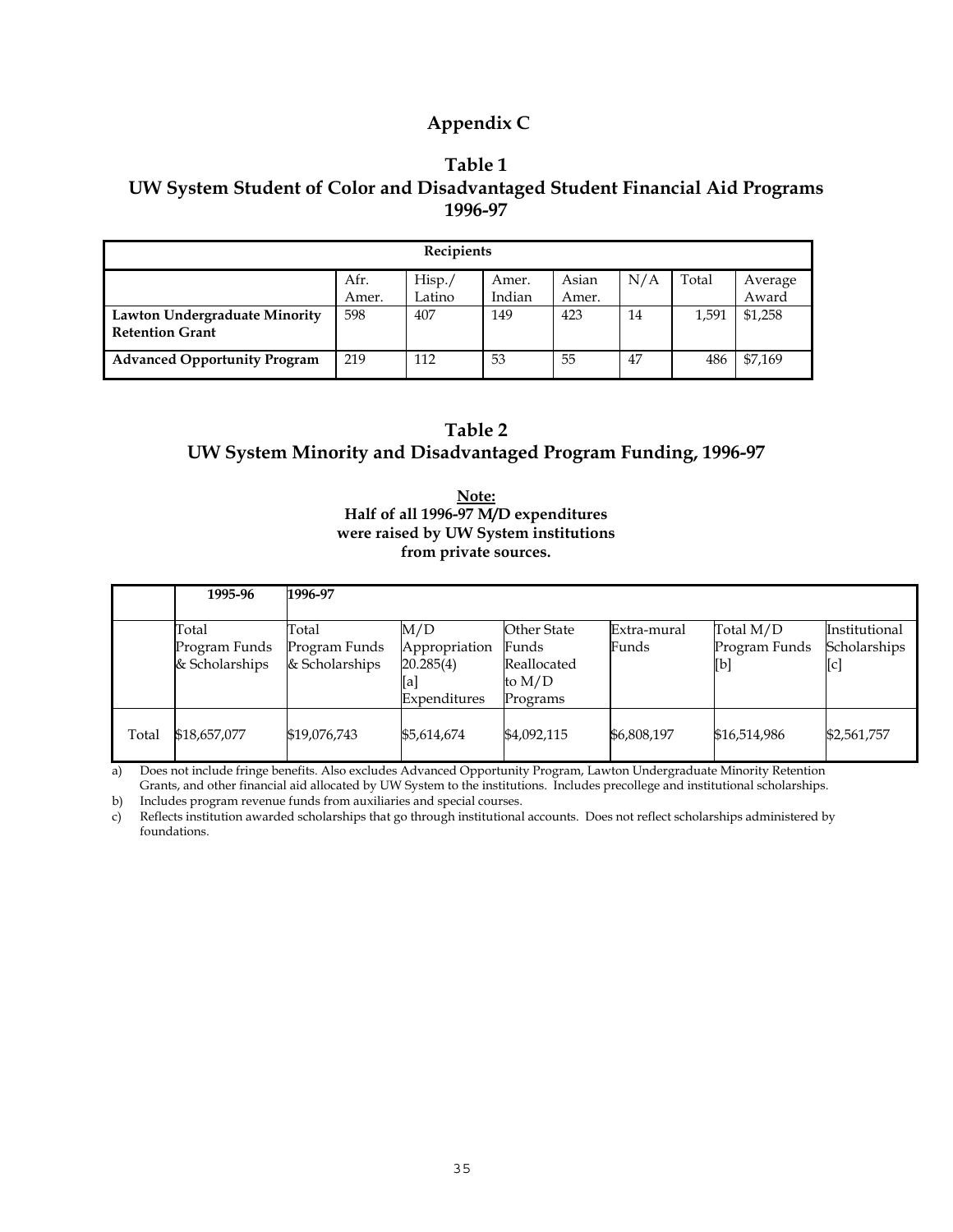# Appendix C

## Table 1
## UW System Student of Color and Disadvantaged Student Financial Aid Programs 1996-97

| Recipients | | | | | | | |
|---|---|---|---|---|---|---|---|
| | Afr. Amer. | Hisp./ Latino | Amer. Indian | Asian Amer. | N/A | Total | Average Award |
| **Lawton Undergraduate Minority Retention Grant** | 598 | 407 | 149 | 423 | 14 | 1,591 | $1,258 |
| **Advanced Opportunity Program** | 219 | 112 | 53 | 55 | 47 | 486 | $7,169 |

## Table 2
## UW System Minority and Disadvantaged Program Funding, 1996-97

**<u>Note:</u>**
**Half of all 1996-97 M/D expenditures were raised by UW System institutions from private sources.**

| | **1995-96** | **1996-97** | | | | | |
|---|---|---|---|---|---|---|---|
| | Total Program Funds & Scholarships | Total Program Funds & Scholarships | M/D Appropriation 20.285(4) [a] Expenditures | Other State Funds Reallocated to M/D Programs | Extra-mural Funds | Total M/D Program Funds [b] | Institutional Scholarships [c] |
| Total | $18,657,077 | $19,076,743 | $5,614,674 | $4,092,115 | $6,808,197 | $16,514,986 | $2,561,757 |

a) Does not include fringe benefits. Also excludes Advanced Opportunity Program, Lawton Undergraduate Minority Retention Grants, and other financial aid allocated by UW System to the institutions. Includes precollege and institutional scholarships.

b) Includes program revenue funds from auxiliaries and special courses.

c) Reflects institution awarded scholarships that go through institutional accounts. Does not reflect scholarships administered by foundations.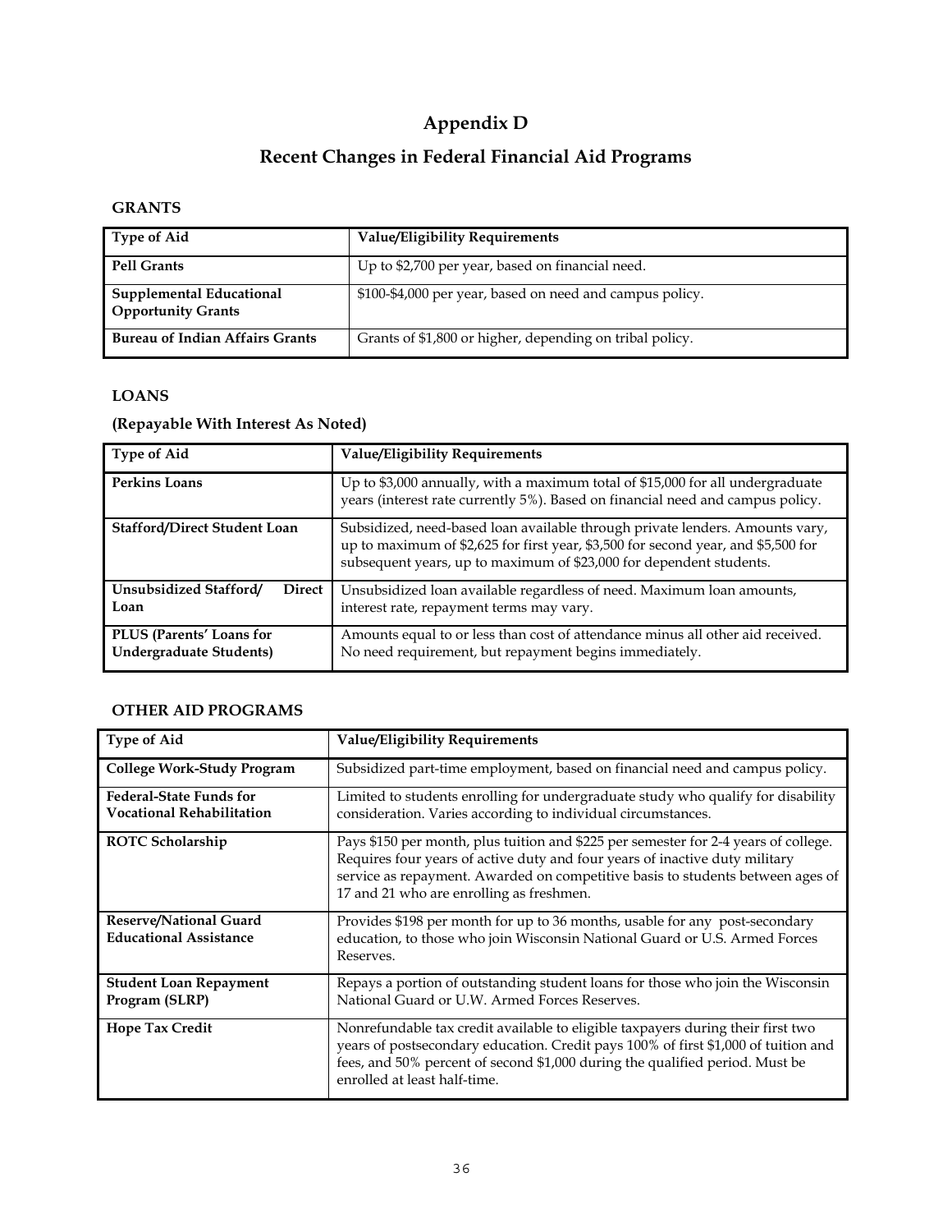# Appendix D

## Recent Changes in Federal Financial Aid Programs

### GRANTS

| Type of Aid | Value/Eligibility Requirements |
|---|---|
| **Pell Grants** | Up to $2,700 per year, based on financial need. |
| **Supplemental Educational Opportunity Grants** | $100-$4,000 per year, based on need and campus policy. |
| **Bureau of Indian Affairs Grants** | Grants of $1,800 or higher, depending on tribal policy. |

### LOANS

**(Repayable With Interest As Noted)**

| Type of Aid | Value/Eligibility Requirements |
|---|---|
| **Perkins Loans** | Up to $3,000 annually, with a maximum total of $15,000 for all undergraduate years (interest rate currently 5%). Based on financial need and campus policy. |
| **Stafford/Direct Student Loan** | Subsidized, need-based loan available through private lenders. Amounts vary, up to maximum of $2,625 for first year, $3,500 for second year, and $5,500 for subsequent years, up to maximum of $23,000 for dependent students. |
| **Unsubsidized Stafford/ Direct Loan** | Unsubsidized loan available regardless of need. Maximum loan amounts, interest rate, repayment terms may vary. |
| **PLUS (Parents' Loans for Undergraduate Students)** | Amounts equal to or less than cost of attendance minus all other aid received. No need requirement, but repayment begins immediately. |

### OTHER AID PROGRAMS

| Type of Aid | Value/Eligibility Requirements |
|---|---|
| **College Work-Study Program** | Subsidized part-time employment, based on financial need and campus policy. |
| **Federal-State Funds for Vocational Rehabilitation** | Limited to students enrolling for undergraduate study who qualify for disability consideration. Varies according to individual circumstances. |
| **ROTC Scholarship** | Pays $150 per month, plus tuition and $225 per semester for 2-4 years of college. Requires four years of active duty and four years of inactive duty military service as repayment. Awarded on competitive basis to students between ages of 17 and 21 who are enrolling as freshmen. |
| **Reserve/National Guard Educational Assistance** | Provides $198 per month for up to 36 months, usable for any post-secondary education, to those who join Wisconsin National Guard or U.S. Armed Forces Reserves. |
| **Student Loan Repayment Program (SLRP)** | Repays a portion of outstanding student loans for those who join the Wisconsin National Guard or U.W. Armed Forces Reserves. |
| **Hope Tax Credit** | Nonrefundable tax credit available to eligible taxpayers during their first two years of postsecondary education. Credit pays 100% of first $1,000 of tuition and fees, and 50% percent of second $1,000 during the qualified period. Must be enrolled at least half-time. |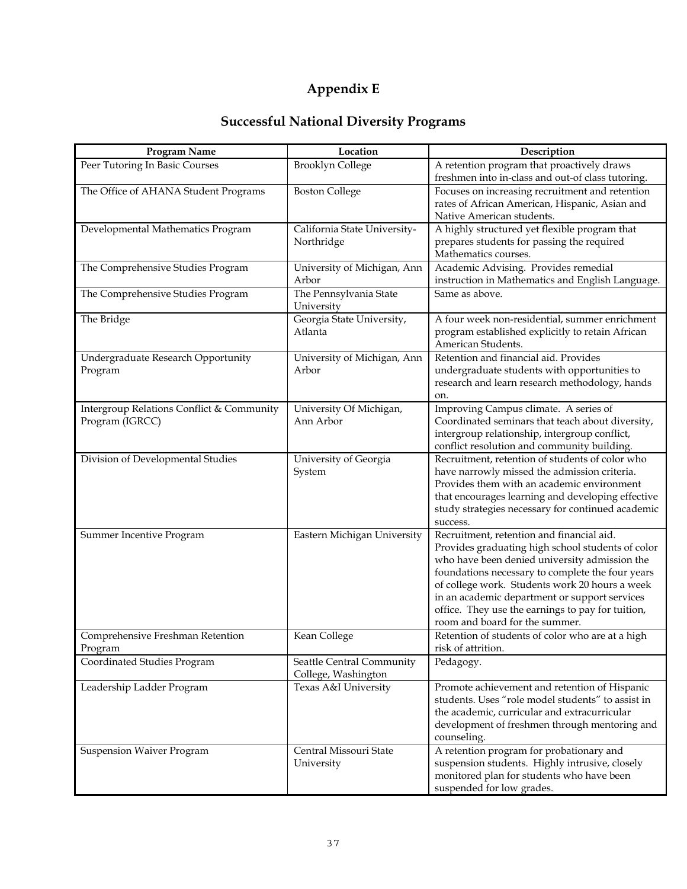# Appendix E

## Successful National Diversity Programs

| Program Name | Location | Description |
|---|---|---|
| Peer Tutoring In Basic Courses | Brooklyn College | A retention program that proactively draws freshmen into in-class and out-of class tutoring. |
| The Office of AHANA Student Programs | Boston College | Focuses on increasing recruitment and retention rates of African American, Hispanic, Asian and Native American students. |
| Developmental Mathematics Program | California State University-Northridge | A highly structured yet flexible program that prepares students for passing the required Mathematics courses. |
| The Comprehensive Studies Program | University of Michigan, Ann Arbor | Academic Advising. Provides remedial instruction in Mathematics and English Language. |
| The Comprehensive Studies Program | The Pennsylvania State University | Same as above. |
| The Bridge | Georgia State University, Atlanta | A four week non-residential, summer enrichment program established explicitly to retain African American Students. |
| Undergraduate Research Opportunity Program | University of Michigan, Ann Arbor | Retention and financial aid. Provides undergraduate students with opportunities to research and learn research methodology, hands on. |
| Intergroup Relations Conflict & Community Program (IGRCC) | University Of Michigan, Ann Arbor | Improving Campus climate. A series of Coordinated seminars that teach about diversity, intergroup relationship, intergroup conflict, conflict resolution and community building. |
| Division of Developmental Studies | University of Georgia System | Recruitment, retention of students of color who have narrowly missed the admission criteria. Provides them with an academic environment that encourages learning and developing effective study strategies necessary for continued academic success. |
| Summer Incentive Program | Eastern Michigan University | Recruitment, retention and financial aid. Provides graduating high school students of color who have been denied university admission the foundations necessary to complete the four years of college work. Students work 20 hours a week in an academic department or support services office. They use the earnings to pay for tuition, room and board for the summer. |
| Comprehensive Freshman Retention Program | Kean College | Retention of students of color who are at a high risk of attrition. |
| Coordinated Studies Program | Seattle Central Community College, Washington | Pedagogy. |
| Leadership Ladder Program | Texas A&I University | Promote achievement and retention of Hispanic students. Uses "role model students" to assist in the academic, curricular and extracurricular development of freshmen through mentoring and counseling. |
| Suspension Waiver Program | Central Missouri State University | A retention program for probationary and suspension students. Highly intrusive, closely monitored plan for students who have been suspended for low grades. |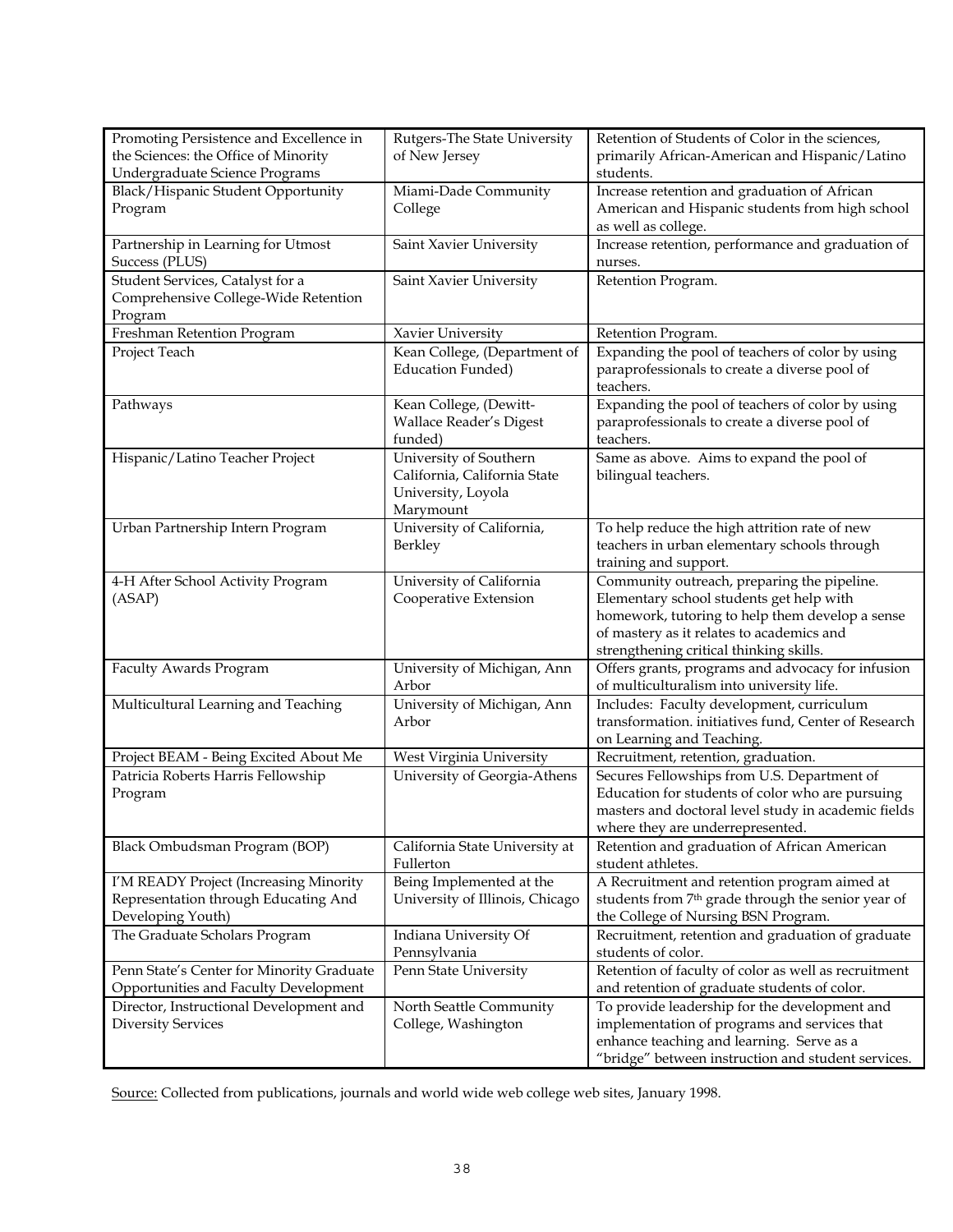| | | |
|---|---|---|
| Promoting Persistence and Excellence in the Sciences: the Office of Minority Undergraduate Science Programs | Rutgers-The State University of New Jersey | Retention of Students of Color in the sciences, primarily African-American and Hispanic/Latino students. |
| Black/Hispanic Student Opportunity Program | Miami-Dade Community College | Increase retention and graduation of African American and Hispanic students from high school as well as college. |
| Partnership in Learning for Utmost Success (PLUS) | Saint Xavier University | Increase retention, performance and graduation of nurses. |
| Student Services, Catalyst for a Comprehensive College-Wide Retention Program | Saint Xavier University | Retention Program. |
| Freshman Retention Program | Xavier University | Retention Program. |
| Project Teach | Kean College, (Department of Education Funded) | Expanding the pool of teachers of color by using paraprofessionals to create a diverse pool of teachers. |
| Pathways | Kean College, (Dewitt-Wallace Reader's Digest funded) | Expanding the pool of teachers of color by using paraprofessionals to create a diverse pool of teachers. |
| Hispanic/Latino Teacher Project | University of Southern California, California State University, Loyola Marymount | Same as above. Aims to expand the pool of bilingual teachers. |
| Urban Partnership Intern Program | University of California, Berkley | To help reduce the high attrition rate of new teachers in urban elementary schools through training and support. |
| 4-H After School Activity Program (ASAP) | University of California Cooperative Extension | Community outreach, preparing the pipeline. Elementary school students get help with homework, tutoring to help them develop a sense of mastery as it relates to academics and strengthening critical thinking skills. |
| Faculty Awards Program | University of Michigan, Ann Arbor | Offers grants, programs and advocacy for infusion of multiculturalism into university life. |
| Multicultural Learning and Teaching | University of Michigan, Ann Arbor | Includes: Faculty development, curriculum transformation. initiatives fund, Center of Research on Learning and Teaching. |
| Project BEAM - Being Excited About Me | West Virginia University | Recruitment, retention, graduation. |
| Patricia Roberts Harris Fellowship Program | University of Georgia-Athens | Secures Fellowships from U.S. Department of Education for students of color who are pursuing masters and doctoral level study in academic fields where they are underrepresented. |
| Black Ombudsman Program (BOP) | California State University at Fullerton | Retention and graduation of African American student athletes. |
| I'M READY Project (Increasing Minority Representation through Educating And Developing Youth) | Being Implemented at the University of Illinois, Chicago | A Recruitment and retention program aimed at students from 7th grade through the senior year of the College of Nursing BSN Program. |
| The Graduate Scholars Program | Indiana University Of Pennsylvania | Recruitment, retention and graduation of graduate students of color. |
| Penn State's Center for Minority Graduate Opportunities and Faculty Development | Penn State University | Retention of faculty of color as well as recruitment and retention of graduate students of color. |
| Director, Instructional Development and Diversity Services | North Seattle Community College, Washington | To provide leadership for the development and implementation of programs and services that enhance teaching and learning. Serve as a "bridge" between instruction and student services. |

Source: Collected from publications, journals and world wide web college web sites, January 1998.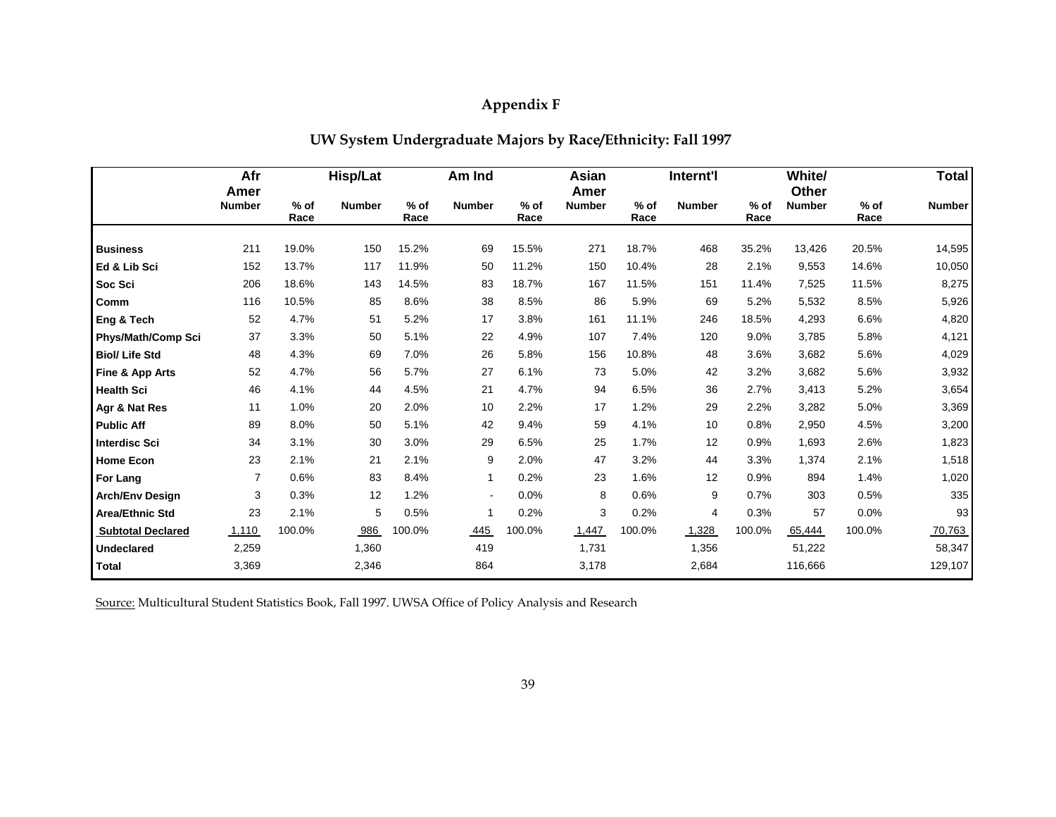# Appendix F

## UW System Undergraduate Majors by Race/Ethnicity: Fall 1997

| | Afr Amer | | Hisp/Lat | | Am Ind | | Asian Amer | | Internt'l | | White/ Other | | Total |
|---|---|---|---|---|---|---|---|---|---|---|---|---|---|
| | Number | % of Race | Number | % of Race | Number | % of Race | Number | % of Race | Number | % of Race | Number | % of Race | Number |
| **Business** | 211 | 19.0% | 150 | 15.2% | 69 | 15.5% | 271 | 18.7% | 468 | 35.2% | 13,426 | 20.5% | 14,595 |
| **Ed & Lib Sci** | 152 | 13.7% | 117 | 11.9% | 50 | 11.2% | 150 | 10.4% | 28 | 2.1% | 9,553 | 14.6% | 10,050 |
| **Soc Sci** | 206 | 18.6% | 143 | 14.5% | 83 | 18.7% | 167 | 11.5% | 151 | 11.4% | 7,525 | 11.5% | 8,275 |
| **Comm** | 116 | 10.5% | 85 | 8.6% | 38 | 8.5% | 86 | 5.9% | 69 | 5.2% | 5,532 | 8.5% | 5,926 |
| **Eng & Tech** | 52 | 4.7% | 51 | 5.2% | 17 | 3.8% | 161 | 11.1% | 246 | 18.5% | 4,293 | 6.6% | 4,820 |
| **Phys/Math/Comp Sci** | 37 | 3.3% | 50 | 5.1% | 22 | 4.9% | 107 | 7.4% | 120 | 9.0% | 3,785 | 5.8% | 4,121 |
| **Biol/ Life Std** | 48 | 4.3% | 69 | 7.0% | 26 | 5.8% | 156 | 10.8% | 48 | 3.6% | 3,682 | 5.6% | 4,029 |
| **Fine & App Arts** | 52 | 4.7% | 56 | 5.7% | 27 | 6.1% | 73 | 5.0% | 42 | 3.2% | 3,682 | 5.6% | 3,932 |
| **Health Sci** | 46 | 4.1% | 44 | 4.5% | 21 | 4.7% | 94 | 6.5% | 36 | 2.7% | 3,413 | 5.2% | 3,654 |
| **Agr & Nat Res** | 11 | 1.0% | 20 | 2.0% | 10 | 2.2% | 17 | 1.2% | 29 | 2.2% | 3,282 | 5.0% | 3,369 |
| **Public Aff** | 89 | 8.0% | 50 | 5.1% | 42 | 9.4% | 59 | 4.1% | 10 | 0.8% | 2,950 | 4.5% | 3,200 |
| **Interdisc Sci** | 34 | 3.1% | 30 | 3.0% | 29 | 6.5% | 25 | 1.7% | 12 | 0.9% | 1,693 | 2.6% | 1,823 |
| **Home Econ** | 23 | 2.1% | 21 | 2.1% | 9 | 2.0% | 47 | 3.2% | 44 | 3.3% | 1,374 | 2.1% | 1,518 |
| **For Lang** | 7 | 0.6% | 83 | 8.4% | 1 | 0.2% | 23 | 1.6% | 12 | 0.9% | 894 | 1.4% | 1,020 |
| **Arch/Env Design** | 3 | 0.3% | 12 | 1.2% | - | 0.0% | 8 | 0.6% | 9 | 0.7% | 303 | 0.5% | 335 |
| **Area/Ethnic Std** | 23 | 2.1% | 5 | 0.5% | 1 | 0.2% | 3 | 0.2% | 4 | 0.3% | 57 | 0.0% | 93 |
| **Subtotal Declared** | 1,110 | 100.0% | 986 | 100.0% | 445 | 100.0% | 1,447 | 100.0% | 1,328 | 100.0% | 65,444 | 100.0% | 70,763 |
| **Undeclared** | 2,259 | | 1,360 | | 419 | | 1,731 | | 1,356 | | 51,222 | | 58,347 |
| **Total** | 3,369 | | 2,346 | | 864 | | 3,178 | | 2,684 | | 116,666 | | 129,107 |

Source: Multicultural Student Statistics Book, Fall 1997. UWSA Office of Policy Analysis and Research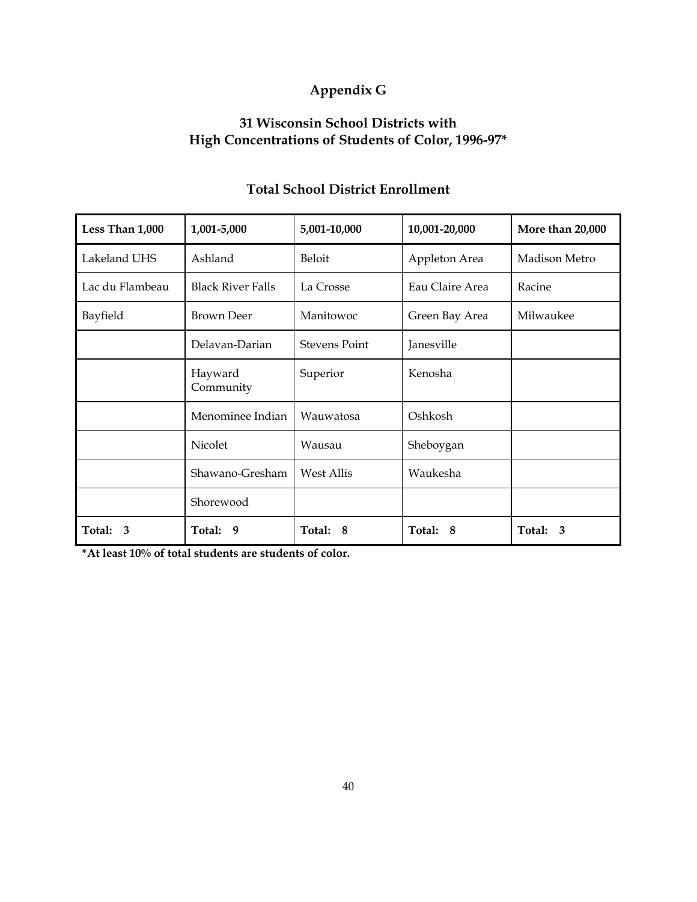# Appendix G

## 31 Wisconsin School Districts with High Concentrations of Students of Color, 1996-97*

### Total School District Enrollment

| Less Than 1,000 | 1,001-5,000 | 5,001-10,000 | 10,001-20,000 | More than 20,000 |
|---|---|---|---|---|
| Lakeland UHS | Ashland | Beloit | Appleton Area | Madison Metro |
| Lac du Flambeau | Black River Falls | La Crosse | Eau Claire Area | Racine |
| Bayfield | Brown Deer | Manitowoc | Green Bay Area | Milwaukee |
| | Delavan-Darian | Stevens Point | Janesville | |
| | Hayward Community | Superior | Kenosha | |
| | Menominee Indian | Wauwatosa | Oshkosh | |
| | Nicolet | Wausau | Sheboygan | |
| | Shawano-Gresham | West Allis | Waukesha | |
| | Shorewood | | | |
| **Total: 3** | **Total: 9** | **Total: 8** | **Total: 8** | **Total: 3** |

**\*At least 10% of total students are students of color.**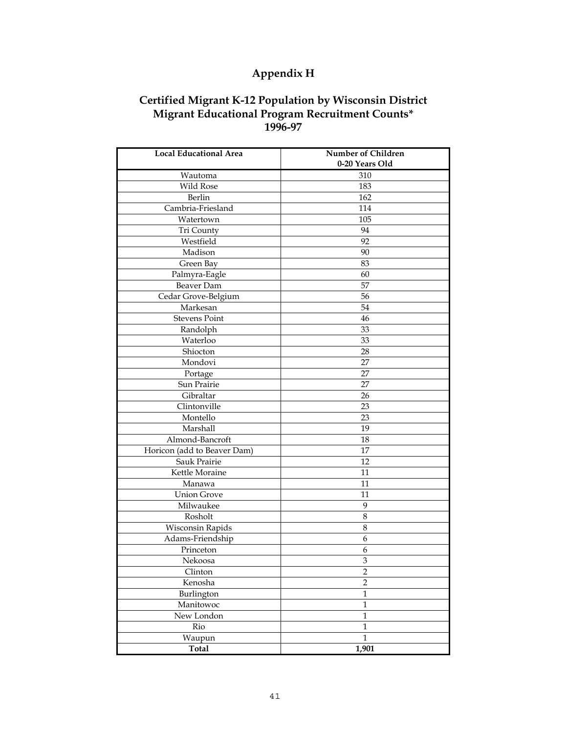# Appendix H

## Certified Migrant K-12 Population by Wisconsin District
## Migrant Educational Program Recruitment Counts*
## 1996-97

| Local Educational Area | Number of Children 0-20 Years Old |
|---|---|
| Wautoma | 310 |
| Wild Rose | 183 |
| Berlin | 162 |
| Cambria-Friesland | 114 |
| Watertown | 105 |
| Tri County | 94 |
| Westfield | 92 |
| Madison | 90 |
| Green Bay | 83 |
| Palmyra-Eagle | 60 |
| Beaver Dam | 57 |
| Cedar Grove-Belgium | 56 |
| Markesan | 54 |
| Stevens Point | 46 |
| Randolph | 33 |
| Waterloo | 33 |
| Shiocton | 28 |
| Mondovi | 27 |
| Portage | 27 |
| Sun Prairie | 27 |
| Gibraltar | 26 |
| Clintonville | 23 |
| Montello | 23 |
| Marshall | 19 |
| Almond-Bancroft | 18 |
| Horicon (add to Beaver Dam) | 17 |
| Sauk Prairie | 12 |
| Kettle Moraine | 11 |
| Manawa | 11 |
| Union Grove | 11 |
| Milwaukee | 9 |
| Rosholt | 8 |
| Wisconsin Rapids | 8 |
| Adams-Friendship | 6 |
| Princeton | 6 |
| Nekoosa | 3 |
| Clinton | 2 |
| Kenosha | 2 |
| Burlington | 1 |
| Manitowoc | 1 |
| New London | 1 |
| Rio | 1 |
| Waupun | 1 |
| **Total** | **1,901** |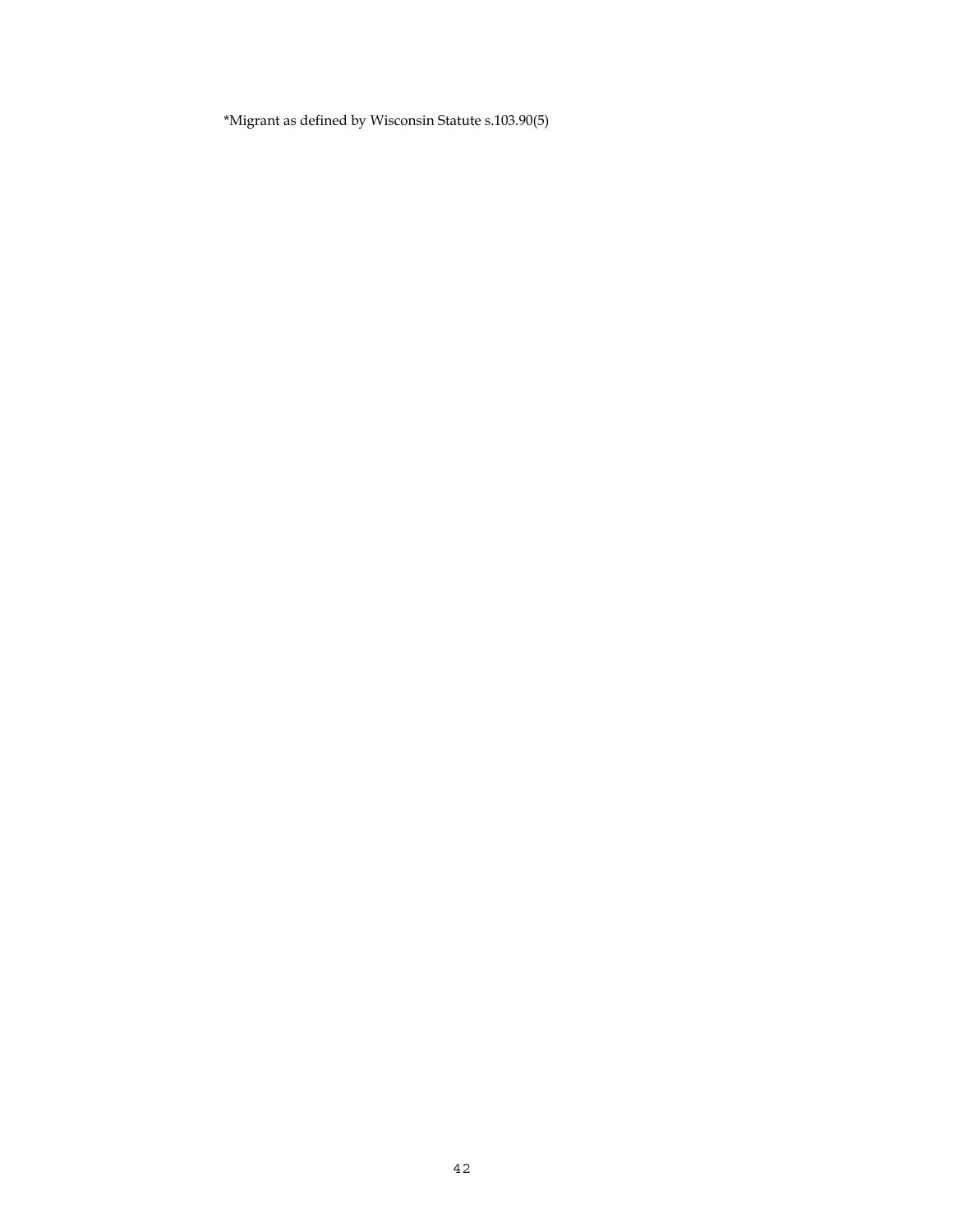*Migrant as defined by Wisconsin Statute s.103.90(5)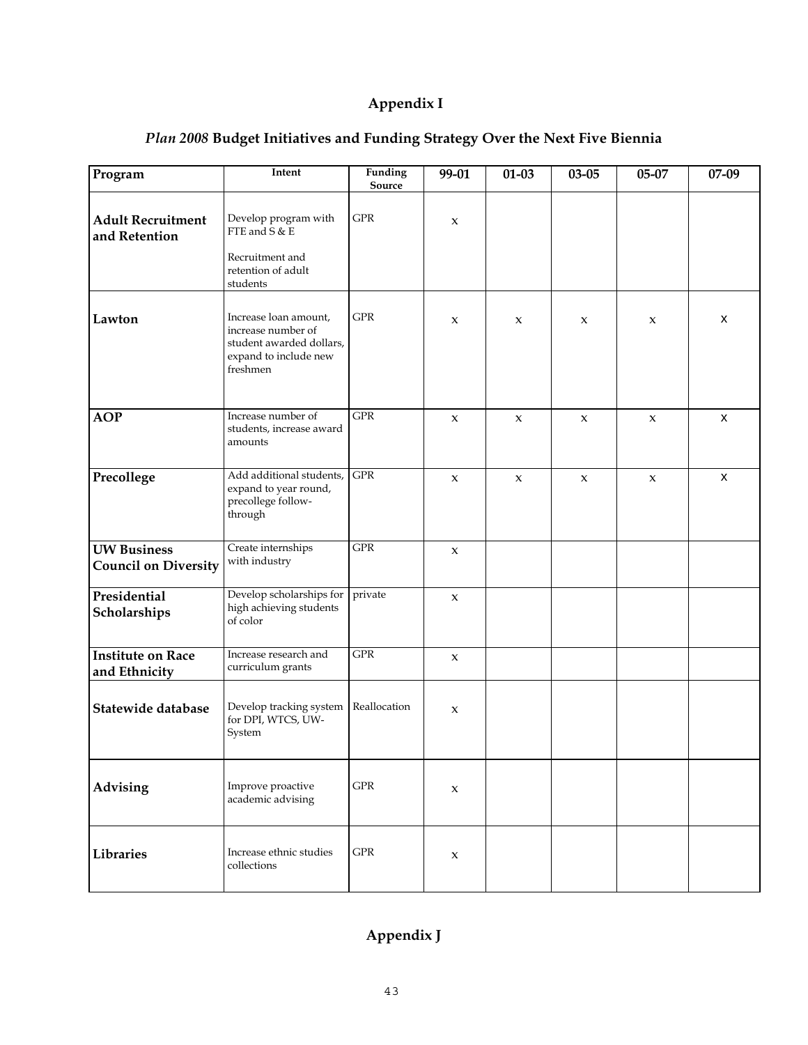# Appendix I

## *Plan 2008* Budget Initiatives and Funding Strategy Over the Next Five Biennia

| Program | Intent | Funding Source | 99-01 | 01-03 | 03-05 | 05-07 | 07-09 |
|---|---|---|---|---|---|---|---|
| **Adult Recruitment and Retention** | Develop program with FTE and S & E<br><br>Recruitment and retention of adult students | GPR | x | | | | |
| **Lawton** | Increase loan amount, increase number of student awarded dollars, expand to include new freshmen | GPR | x | x | x | x | x |
| **AOP** | Increase number of students, increase award amounts | GPR | x | x | x | x | x |
| **Precollege** | Add additional students, expand to year round, precollege follow-through | GPR | x | x | x | x | x |
| **UW Business Council on Diversity** | Create internships with industry | GPR | x | | | | |
| **Presidential Scholarships** | Develop scholarships for high achieving students of color | private | x | | | | |
| **Institute on Race and Ethnicity** | Increase research and curriculum grants | GPR | x | | | | |
| **Statewide database** | Develop tracking system for DPI, WTCS, UW-System | Reallocation | x | | | | |
| **Advising** | Improve proactive academic advising | GPR | x | | | | |
| **Libraries** | Increase ethnic studies collections | GPR | x | | | | |

# Appendix J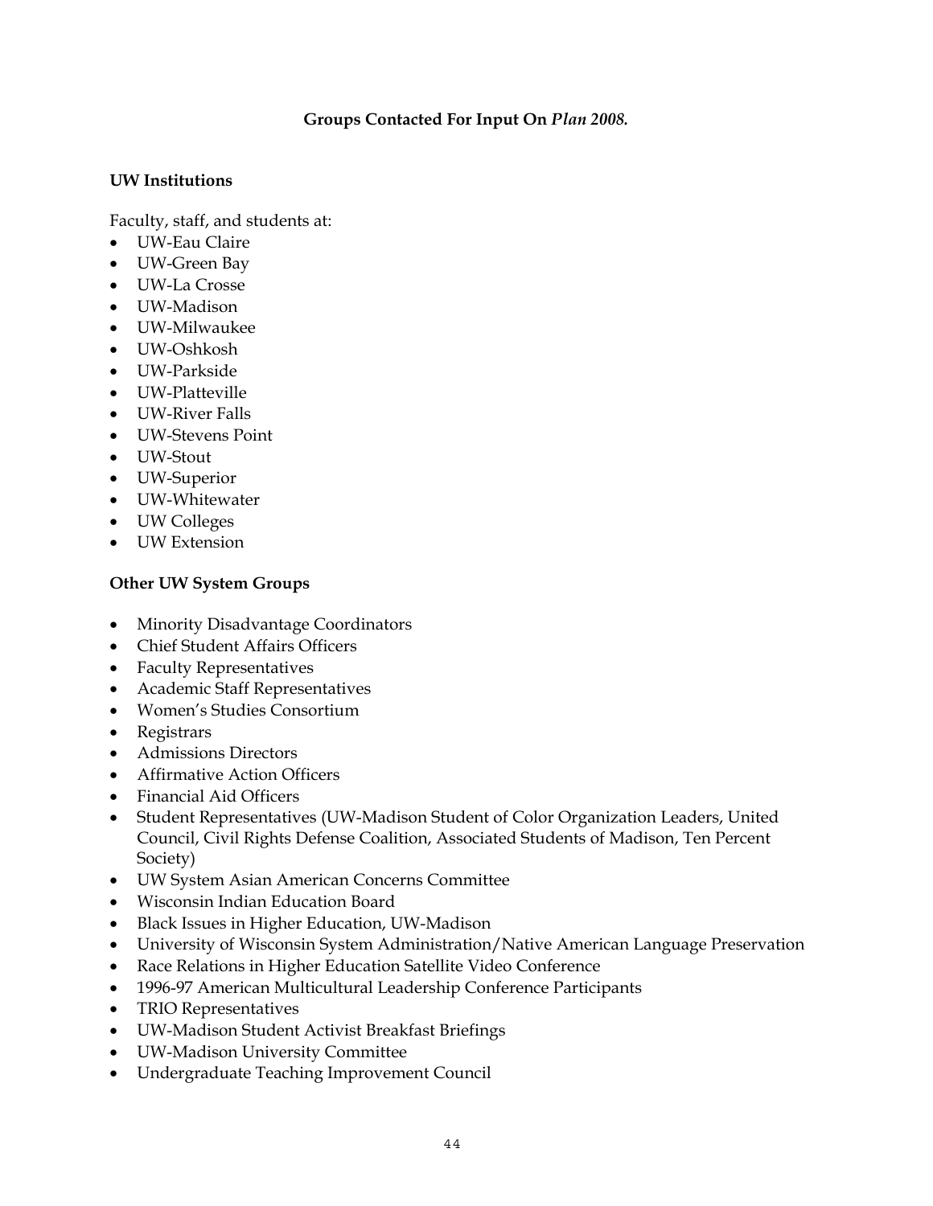## Groups Contacted For Input On *Plan 2008.*

### UW Institutions

Faculty, staff, and students at:

- UW-Eau Claire
- UW-Green Bay
- UW-La Crosse
- UW-Madison
- UW-Milwaukee
- UW-Oshkosh
- UW-Parkside
- UW-Platteville
- UW-River Falls
- UW-Stevens Point
- UW-Stout
- UW-Superior
- UW-Whitewater
- UW Colleges
- UW Extension

### Other UW System Groups

- Minority Disadvantage Coordinators
- Chief Student Affairs Officers
- Faculty Representatives
- Academic Staff Representatives
- Women's Studies Consortium
- Registrars
- Admissions Directors
- Affirmative Action Officers
- Financial Aid Officers
- Student Representatives (UW-Madison Student of Color Organization Leaders, United Council, Civil Rights Defense Coalition, Associated Students of Madison, Ten Percent Society)
- UW System Asian American Concerns Committee
- Wisconsin Indian Education Board
- Black Issues in Higher Education, UW-Madison
- University of Wisconsin System Administration/Native American Language Preservation
- Race Relations in Higher Education Satellite Video Conference
- 1996-97 American Multicultural Leadership Conference Participants
- TRIO Representatives
- UW-Madison Student Activist Breakfast Briefings
- UW-Madison University Committee
- Undergraduate Teaching Improvement Council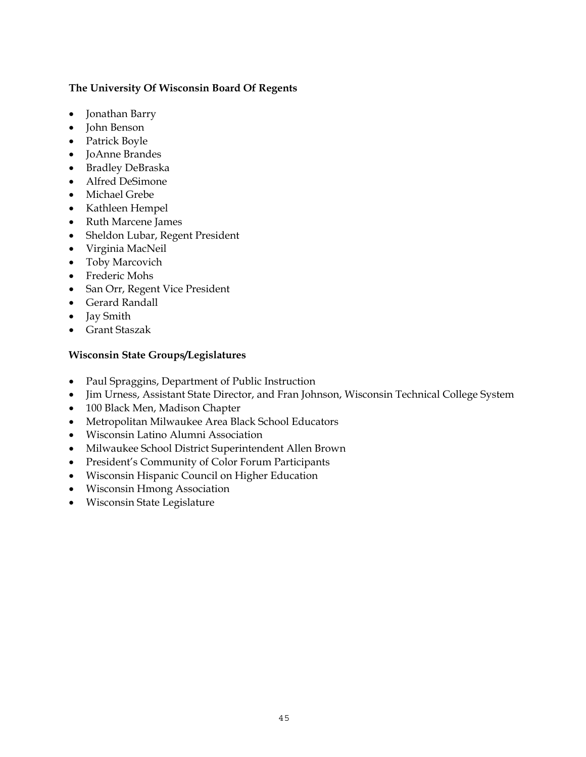**The University Of Wisconsin Board Of Regents**

- Jonathan Barry
- John Benson
- Patrick Boyle
- JoAnne Brandes
- Bradley DeBraska
- Alfred DeSimone
- Michael Grebe
- Kathleen Hempel
- Ruth Marcene James
- Sheldon Lubar, Regent President
- Virginia MacNeil
- Toby Marcovich
- Frederic Mohs
- San Orr, Regent Vice President
- Gerard Randall
- Jay Smith
- Grant Staszak

**Wisconsin State Groups/Legislatures**

- Paul Spraggins, Department of Public Instruction
- Jim Urness, Assistant State Director, and Fran Johnson, Wisconsin Technical College System
- 100 Black Men, Madison Chapter
- Metropolitan Milwaukee Area Black School Educators
- Wisconsin Latino Alumni Association
- Milwaukee School District Superintendent Allen Brown
- President's Community of Color Forum Participants
- Wisconsin Hispanic Council on Higher Education
- Wisconsin Hmong Association
- Wisconsin State Legislature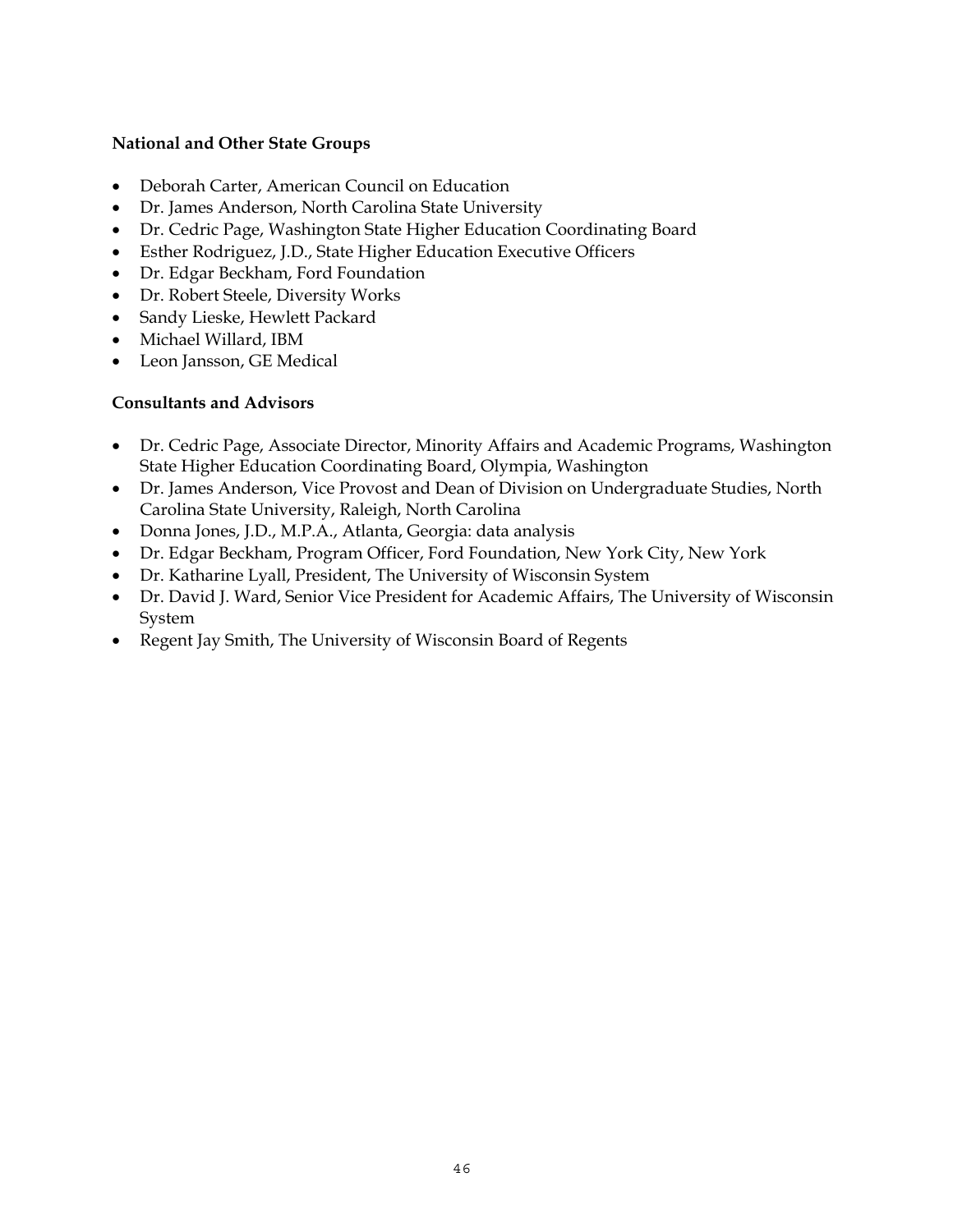**National and Other State Groups**

- Deborah Carter, American Council on Education
- Dr. James Anderson, North Carolina State University
- Dr. Cedric Page, Washington State Higher Education Coordinating Board
- Esther Rodriguez, J.D., State Higher Education Executive Officers
- Dr. Edgar Beckham, Ford Foundation
- Dr. Robert Steele, Diversity Works
- Sandy Lieske, Hewlett Packard
- Michael Willard, IBM
- Leon Jansson, GE Medical

**Consultants and Advisors**

- Dr. Cedric Page, Associate Director, Minority Affairs and Academic Programs, Washington State Higher Education Coordinating Board, Olympia, Washington
- Dr. James Anderson, Vice Provost and Dean of Division on Undergraduate Studies, North Carolina State University, Raleigh, North Carolina
- Donna Jones, J.D., M.P.A., Atlanta, Georgia: data analysis
- Dr. Edgar Beckham, Program Officer, Ford Foundation, New York City, New York
- Dr. Katharine Lyall, President, The University of Wisconsin System
- Dr. David J. Ward, Senior Vice President for Academic Affairs, The University of Wisconsin System
- Regent Jay Smith, The University of Wisconsin Board of Regents